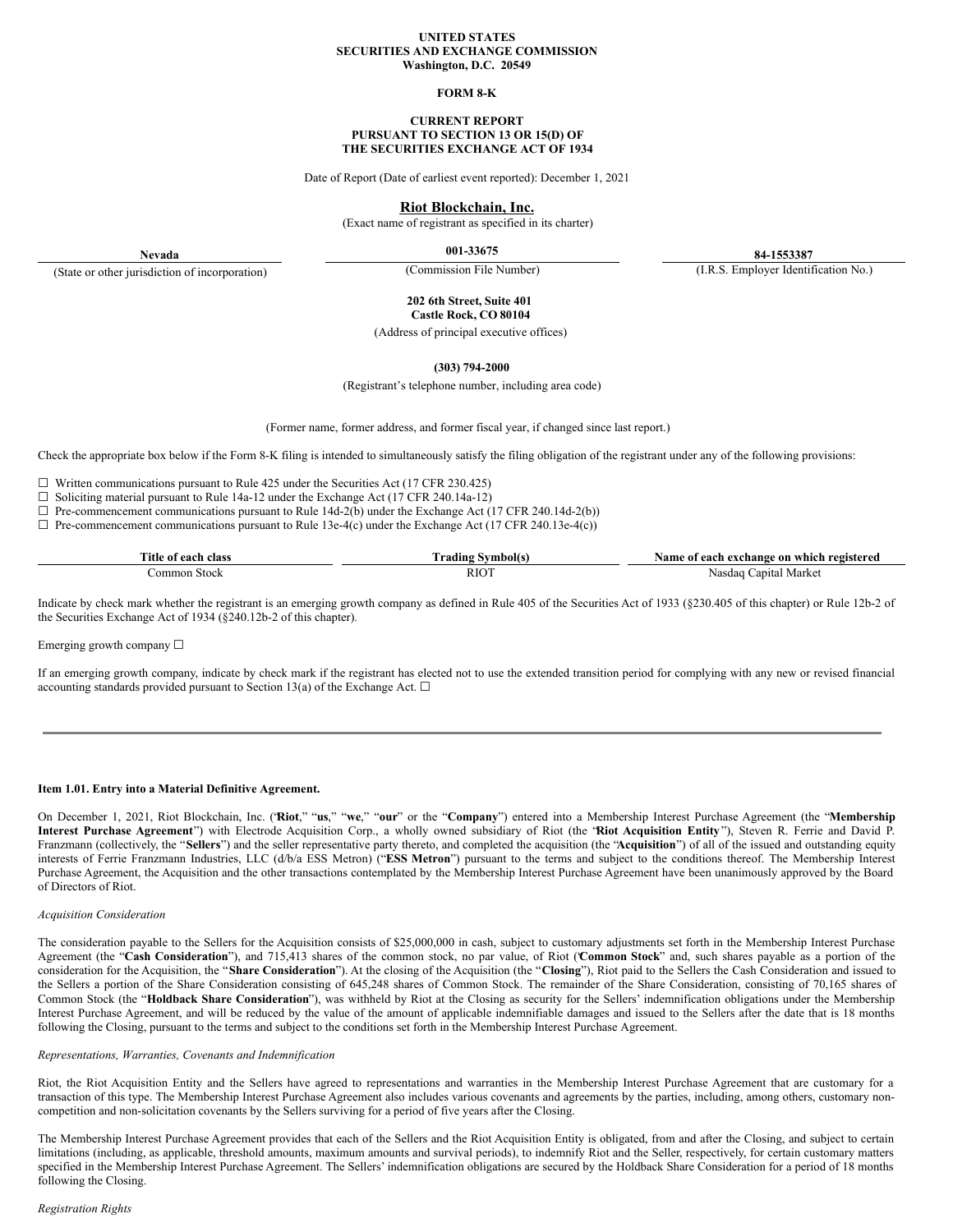**UNITED STATES**
**SECURITIES AND EXCHANGE COMMISSION**
**Washington, D.C. 20549**

**FORM 8-K**

**CURRENT REPORT**
**PURSUANT TO SECTION 13 OR 15(D) OF**
**THE SECURITIES EXCHANGE ACT OF 1934**

Date of Report (Date of earliest event reported): December 1, 2021

**Riot Blockchain, Inc.**
(Exact name of registrant as specified in its charter)

| **Nevada** | **001-33675** | **84-1553387** |
|---|---|---|
| (State or other jurisdiction of incorporation) | (Commission File Number) | (I.R.S. Employer Identification No.) |

**202 6th Street, Suite 401**
**Castle Rock, CO 80104**
(Address of principal executive offices)

**(303) 794-2000**
(Registrant's telephone number, including area code)

(Former name, former address, and former fiscal year, if changed since last report.)

Check the appropriate box below if the Form 8-K filing is intended to simultaneously satisfy the filing obligation of the registrant under any of the following provisions:

☐ Written communications pursuant to Rule 425 under the Securities Act (17 CFR 230.425)
☐ Soliciting material pursuant to Rule 14a-12 under the Exchange Act (17 CFR 240.14a-12)
☐ Pre-commencement communications pursuant to Rule 14d-2(b) under the Exchange Act (17 CFR 240.14d-2(b))
☐ Pre-commencement communications pursuant to Rule 13e-4(c) under the Exchange Act (17 CFR 240.13e-4(c))

| Title of each class | Trading Symbol(s) | Name of each exchange on which registered |
|---|---|---|
| Common Stock | RIOT | Nasdaq Capital Market |

Indicate by check mark whether the registrant is an emerging growth company as defined in Rule 405 of the Securities Act of 1933 (§230.405 of this chapter) or Rule 12b-2 of the Securities Exchange Act of 1934 (§240.12b-2 of this chapter).

Emerging growth company ☐

If an emerging growth company, indicate by check mark if the registrant has elected not to use the extended transition period for complying with any new or revised financial accounting standards provided pursuant to Section 13(a) of the Exchange Act. ☐

---

**Item 1.01. Entry into a Material Definitive Agreement.**

On December 1, 2021, Riot Blockchain, Inc. ("**Riot**," "**us**," "**we**," "**our**" or the "**Company**") entered into a Membership Interest Purchase Agreement (the "**Membership Interest Purchase Agreement**") with Electrode Acquisition Corp., a wholly owned subsidiary of Riot (the "**Riot Acquisition Entity**"), Steven R. Ferrie and David P. Franzmann (collectively, the "**Sellers**") and the seller representative party thereto, and completed the acquisition (the "**Acquisition**") of all of the issued and outstanding equity interests of Ferrie Franzmann Industries, LLC (d/b/a ESS Metron) ("**ESS Metron**") pursuant to the terms and subject to the conditions thereof. The Membership Interest Purchase Agreement, the Acquisition and the other transactions contemplated by the Membership Interest Purchase Agreement have been unanimously approved by the Board of Directors of Riot.

*Acquisition Consideration*

The consideration payable to the Sellers for the Acquisition consists of $25,000,000 in cash, subject to customary adjustments set forth in the Membership Interest Purchase Agreement (the "**Cash Consideration**"), and 715,413 shares of the common stock, no par value, of Riot ("**Common Stock**" and, such shares payable as a portion of the consideration for the Acquisition, the "**Share Consideration**"). At the closing of the Acquisition (the "**Closing**"), Riot paid to the Sellers the Cash Consideration and issued to the Sellers a portion of the Share Consideration consisting of 645,248 shares of Common Stock. The remainder of the Share Consideration, consisting of 70,165 shares of Common Stock (the "**Holdback Share Consideration**"), was withheld by Riot at the Closing as security for the Sellers' indemnification obligations under the Membership Interest Purchase Agreement, and will be reduced by the value of the amount of applicable indemnifiable damages and issued to the Sellers after the date that is 18 months following the Closing, pursuant to the terms and subject to the conditions set forth in the Membership Interest Purchase Agreement.

*Representations, Warranties, Covenants and Indemnification*

Riot, the Riot Acquisition Entity and the Sellers have agreed to representations and warranties in the Membership Interest Purchase Agreement that are customary for a transaction of this type. The Membership Interest Purchase Agreement also includes various covenants and agreements by the parties, including, among others, customary non-competition and non-solicitation covenants by the Sellers surviving for a period of five years after the Closing.

The Membership Interest Purchase Agreement provides that each of the Sellers and the Riot Acquisition Entity is obligated, from and after the Closing, and subject to certain limitations (including, as applicable, threshold amounts, maximum amounts and survival periods), to indemnify Riot and the Seller, respectively, for certain customary matters specified in the Membership Interest Purchase Agreement. The Sellers' indemnification obligations are secured by the Holdback Share Consideration for a period of 18 months following the Closing.

*Registration Rights*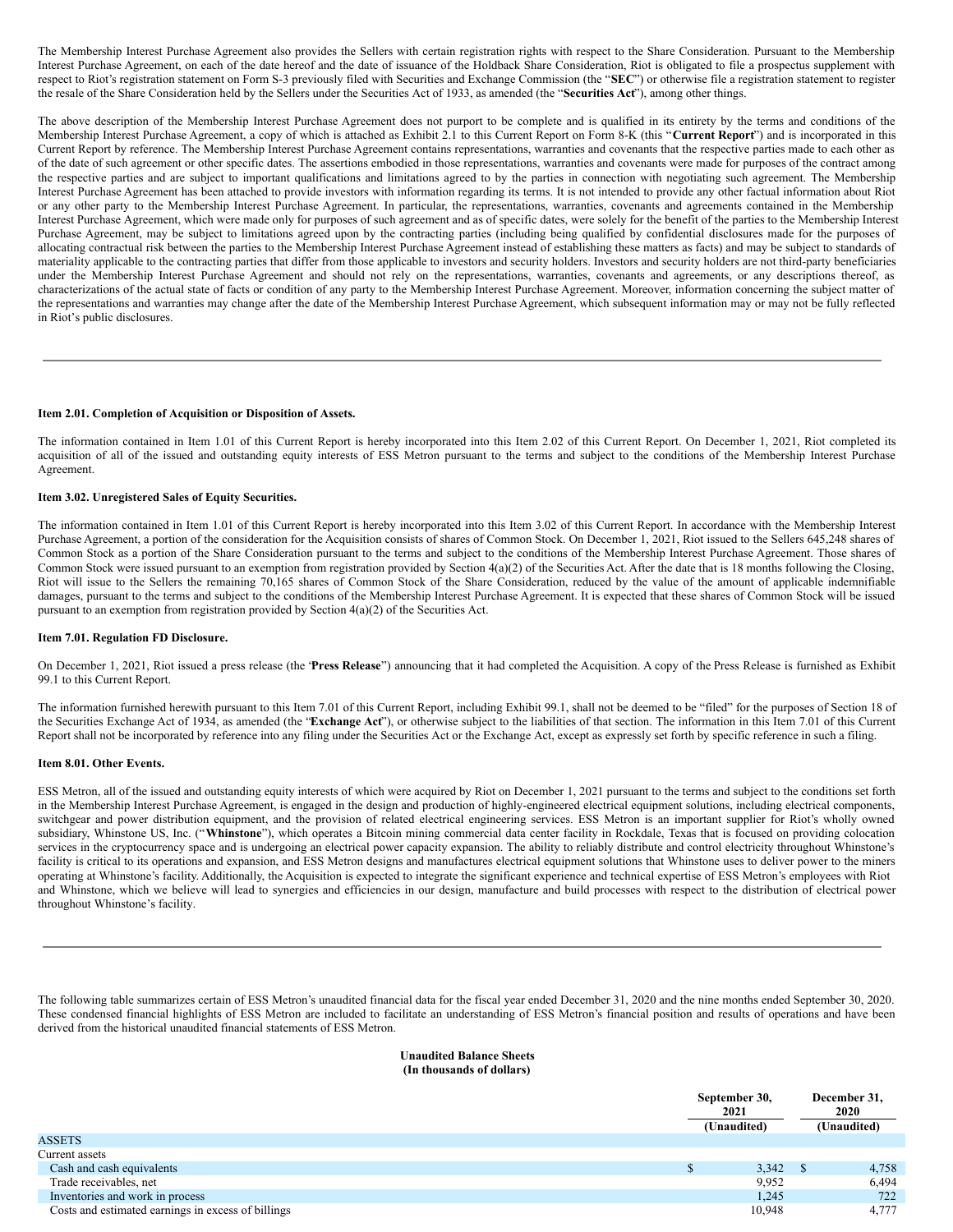The Membership Interest Purchase Agreement also provides the Sellers with certain registration rights with respect to the Share Consideration. Pursuant to the Membership Interest Purchase Agreement, on each of the date hereof and the date of issuance of the Holdback Share Consideration, Riot is obligated to file a prospectus supplement with respect to Riot's registration statement on Form S-3 previously filed with Securities and Exchange Commission (the "**SEC**") or otherwise file a registration statement to register the resale of the Share Consideration held by the Sellers under the Securities Act of 1933, as amended (the "**Securities Act**"), among other things.

The above description of the Membership Interest Purchase Agreement does not purport to be complete and is qualified in its entirety by the terms and conditions of the Membership Interest Purchase Agreement, a copy of which is attached as Exhibit 2.1 to this Current Report on Form 8-K (this "**Current Report**") and is incorporated in this Current Report by reference. The Membership Interest Purchase Agreement contains representations, warranties and covenants that the respective parties made to each other as of the date of such agreement or other specific dates. The assertions embodied in those representations, warranties and covenants were made for purposes of the contract among the respective parties and are subject to important qualifications and limitations agreed to by the parties in connection with negotiating such agreement. The Membership Interest Purchase Agreement has been attached to provide investors with information regarding its terms. It is not intended to provide any other factual information about Riot or any other party to the Membership Interest Purchase Agreement. In particular, the representations, warranties, covenants and agreements contained in the Membership Interest Purchase Agreement, which were made only for purposes of such agreement and as of specific dates, were solely for the benefit of the parties to the Membership Interest Purchase Agreement, may be subject to limitations agreed upon by the contracting parties (including being qualified by confidential disclosures made for the purposes of allocating contractual risk between the parties to the Membership Interest Purchase Agreement instead of establishing these matters as facts) and may be subject to standards of materiality applicable to the contracting parties that differ from those applicable to investors and security holders. Investors and security holders are not third-party beneficiaries under the Membership Interest Purchase Agreement and should not rely on the representations, warranties, covenants and agreements, or any descriptions thereof, as characterizations of the actual state of facts or condition of any party to the Membership Interest Purchase Agreement. Moreover, information concerning the subject matter of the representations and warranties may change after the date of the Membership Interest Purchase Agreement, which subsequent information may or may not be fully reflected in Riot's public disclosures.

---

**Item 2.01. Completion of Acquisition or Disposition of Assets.**

The information contained in Item 1.01 of this Current Report is hereby incorporated into this Item 2.02 of this Current Report. On December 1, 2021, Riot completed its acquisition of all of the issued and outstanding equity interests of ESS Metron pursuant to the terms and subject to the conditions of the Membership Interest Purchase Agreement.

**Item 3.02. Unregistered Sales of Equity Securities.**

The information contained in Item 1.01 of this Current Report is hereby incorporated into this Item 3.02 of this Current Report. In accordance with the Membership Interest Purchase Agreement, a portion of the consideration for the Acquisition consists of shares of Common Stock. On December 1, 2021, Riot issued to the Sellers 645,248 shares of Common Stock as a portion of the Share Consideration pursuant to the terms and subject to the conditions of the Membership Interest Purchase Agreement. Those shares of Common Stock were issued pursuant to an exemption from registration provided by Section 4(a)(2) of the Securities Act. After the date that is 18 months following the Closing, Riot will issue to the Sellers the remaining 70,165 shares of Common Stock of the Share Consideration, reduced by the value of the amount of applicable indemnifiable damages, pursuant to the terms and subject to the conditions of the Membership Interest Purchase Agreement. It is expected that these shares of Common Stock will be issued pursuant to an exemption from registration provided by Section 4(a)(2) of the Securities Act.

**Item 7.01. Regulation FD Disclosure.**

On December 1, 2021, Riot issued a press release (the '**Press Release**") announcing that it had completed the Acquisition. A copy of the Press Release is furnished as Exhibit 99.1 to this Current Report.

The information furnished herewith pursuant to this Item 7.01 of this Current Report, including Exhibit 99.1, shall not be deemed to be "filed" for the purposes of Section 18 of the Securities Exchange Act of 1934, as amended (the "**Exchange Act**"), or otherwise subject to the liabilities of that section. The information in this Item 7.01 of this Current Report shall not be incorporated by reference into any filing under the Securities Act or the Exchange Act, except as expressly set forth by specific reference in such a filing.

**Item 8.01. Other Events.**

ESS Metron, all of the issued and outstanding equity interests of which were acquired by Riot on December 1, 2021 pursuant to the terms and subject to the conditions set forth in the Membership Interest Purchase Agreement, is engaged in the design and production of highly-engineered electrical equipment solutions, including electrical components, switchgear and power distribution equipment, and the provision of related electrical engineering services. ESS Metron is an important supplier for Riot's wholly owned subsidiary, Whinstone US, Inc. ("**Whinstone**"), which operates a Bitcoin mining commercial data center facility in Rockdale, Texas that is focused on providing colocation services in the cryptocurrency space and is undergoing an electrical power capacity expansion. The ability to reliably distribute and control electricity throughout Whinstone's facility is critical to its operations and expansion, and ESS Metron designs and manufactures electrical equipment solutions that Whinstone uses to deliver power to the miners operating at Whinstone's facility. Additionally, the Acquisition is expected to integrate the significant experience and technical expertise of ESS Metron's employees with Riot and Whinstone, which we believe will lead to synergies and efficiencies in our design, manufacture and build processes with respect to the distribution of electrical power throughout Whinstone's facility.

---

The following table summarizes certain of ESS Metron's unaudited financial data for the fiscal year ended December 31, 2020 and the nine months ended September 30, 2020. These condensed financial highlights of ESS Metron are included to facilitate an understanding of ESS Metron's financial position and results of operations and have been derived from the historical unaudited financial statements of ESS Metron.

**Unaudited Balance Sheets**
**(In thousands of dollars)**

| | September 30, 2021 (Unaudited) | December 31, 2020 (Unaudited) |
|---|---|---|
| ASSETS | | |
| Current assets | | |
| Cash and cash equivalents | $ 3,342 | $ 4,758 |
| Trade receivables, net | 9,952 | 6,494 |
| Inventories and work in process | 1,245 | 722 |
| Costs and estimated earnings in excess of billings | 10,948 | 4,777 |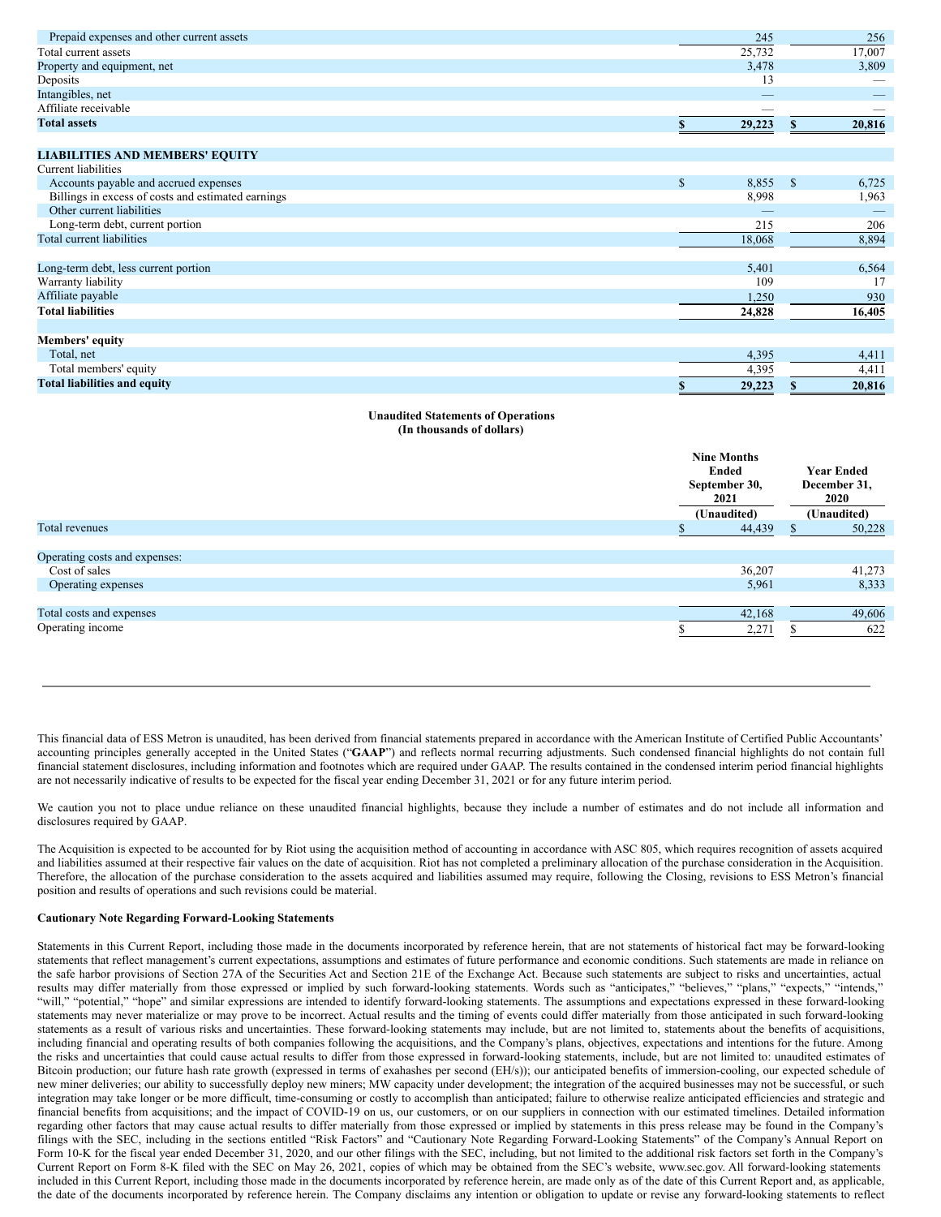| | | |
|---|---|---|
| Prepaid expenses and other current assets | 245 | 256 |
| Total current assets | 25,732 | 17,007 |
| Property and equipment, net | 3,478 | 3,809 |
| Deposits | 13 | — |
| Intangibles, net | — | — |
| Affiliate receivable | — | — |
| **Total assets** | **$ 29,223** | **$ 20,816** |
| | | |
| **LIABILITIES AND MEMBERS' EQUITY** | | |
| Current liabilities | | |
| Accounts payable and accrued expenses | $ 8,855 | $ 6,725 |
| Billings in excess of costs and estimated earnings | 8,998 | 1,963 |
| Other current liabilities | — | — |
| Long-term debt, current portion | 215 | 206 |
| Total current liabilities | 18,068 | 8,894 |
| | | |
| Long-term debt, less current portion | 5,401 | 6,564 |
| Warranty liability | 109 | 17 |
| Affiliate payable | 1,250 | 930 |
| **Total liabilities** | **24,828** | **16,405** |
| | | |
| **Members' equity** | | |
| Total, net | 4,395 | 4,411 |
| Total members' equity | 4,395 | 4,411 |
| **Total liabilities and equity** | **$ 29,223** | **$ 20,816** |

**Unaudited Statements of Operations**
**(In thousands of dollars)**

| | Nine Months Ended September 30, 2021 (Unaudited) | Year Ended December 31, 2020 (Unaudited) |
|---|---|---|
| Total revenues | $ 44,439 | $ 50,228 |
| | | |
| Operating costs and expenses: | | |
| Cost of sales | 36,207 | 41,273 |
| Operating expenses | 5,961 | 8,333 |
| | | |
| Total costs and expenses | 42,168 | 49,606 |
| Operating income | $ 2,271 | $ 622 |

This financial data of ESS Metron is unaudited, has been derived from financial statements prepared in accordance with the American Institute of Certified Public Accountants' accounting principles generally accepted in the United States ("**GAAP**") and reflects normal recurring adjustments. Such condensed financial highlights do not contain full financial statement disclosures, including information and footnotes which are required under GAAP. The results contained in the condensed interim period financial highlights are not necessarily indicative of results to be expected for the fiscal year ending December 31, 2021 or for any future interim period.

We caution you not to place undue reliance on these unaudited financial highlights, because they include a number of estimates and do not include all information and disclosures required by GAAP.

The Acquisition is expected to be accounted for by Riot using the acquisition method of accounting in accordance with ASC 805, which requires recognition of assets acquired and liabilities assumed at their respective fair values on the date of acquisition. Riot has not completed a preliminary allocation of the purchase consideration in the Acquisition. Therefore, the allocation of the purchase consideration to the assets acquired and liabilities assumed may require, following the Closing, revisions to ESS Metron's financial position and results of operations and such revisions could be material.

**Cautionary Note Regarding Forward-Looking Statements**

Statements in this Current Report, including those made in the documents incorporated by reference herein, that are not statements of historical fact may be forward-looking statements that reflect management's current expectations, assumptions and estimates of future performance and economic conditions. Such statements are made in reliance on the safe harbor provisions of Section 27A of the Securities Act and Section 21E of the Exchange Act. Because such statements are subject to risks and uncertainties, actual results may differ materially from those expressed or implied by such forward-looking statements. Words such as "anticipates," "believes," "plans," "expects," "intends," "will," "potential," "hope" and similar expressions are intended to identify forward-looking statements. The assumptions and expectations expressed in these forward-looking statements may never materialize or may prove to be incorrect. Actual results and the timing of events could differ materially from those anticipated in such forward-looking statements as a result of various risks and uncertainties. These forward-looking statements may include, but are not limited to, statements about the benefits of acquisitions, including financial and operating results of both companies following the acquisitions, and the Company's plans, objectives, expectations and intentions for the future. Among the risks and uncertainties that could cause actual results to differ from those expressed in forward-looking statements, include, but are not limited to: unaudited estimates of Bitcoin production; our future hash rate growth (expressed in terms of exahashes per second (EH/s)); our anticipated benefits of immersion-cooling, our expected schedule of new miner deliveries; our ability to successfully deploy new miners; MW capacity under development; the integration of the acquired businesses may not be successful, or such integration may take longer or be more difficult, time-consuming or costly to accomplish than anticipated; failure to otherwise realize anticipated efficiencies and strategic and financial benefits from acquisitions; and the impact of COVID-19 on us, our customers, or on our suppliers in connection with our estimated timelines. Detailed information regarding other factors that may cause actual results to differ materially from those expressed or implied by statements in this press release may be found in the Company's filings with the SEC, including in the sections entitled "Risk Factors" and "Cautionary Note Regarding Forward-Looking Statements" of the Company's Annual Report on Form 10-K for the fiscal year ended December 31, 2020, and our other filings with the SEC, including, but not limited to the additional risk factors set forth in the Company's Current Report on Form 8-K filed with the SEC on May 26, 2021, copies of which may be obtained from the SEC's website, www.sec.gov. All forward-looking statements included in this Current Report, including those made in the documents incorporated by reference herein, are made only as of the date of this Current Report and, as applicable, the date of the documents incorporated by reference herein. The Company disclaims any intention or obligation to update or revise any forward-looking statements to reflect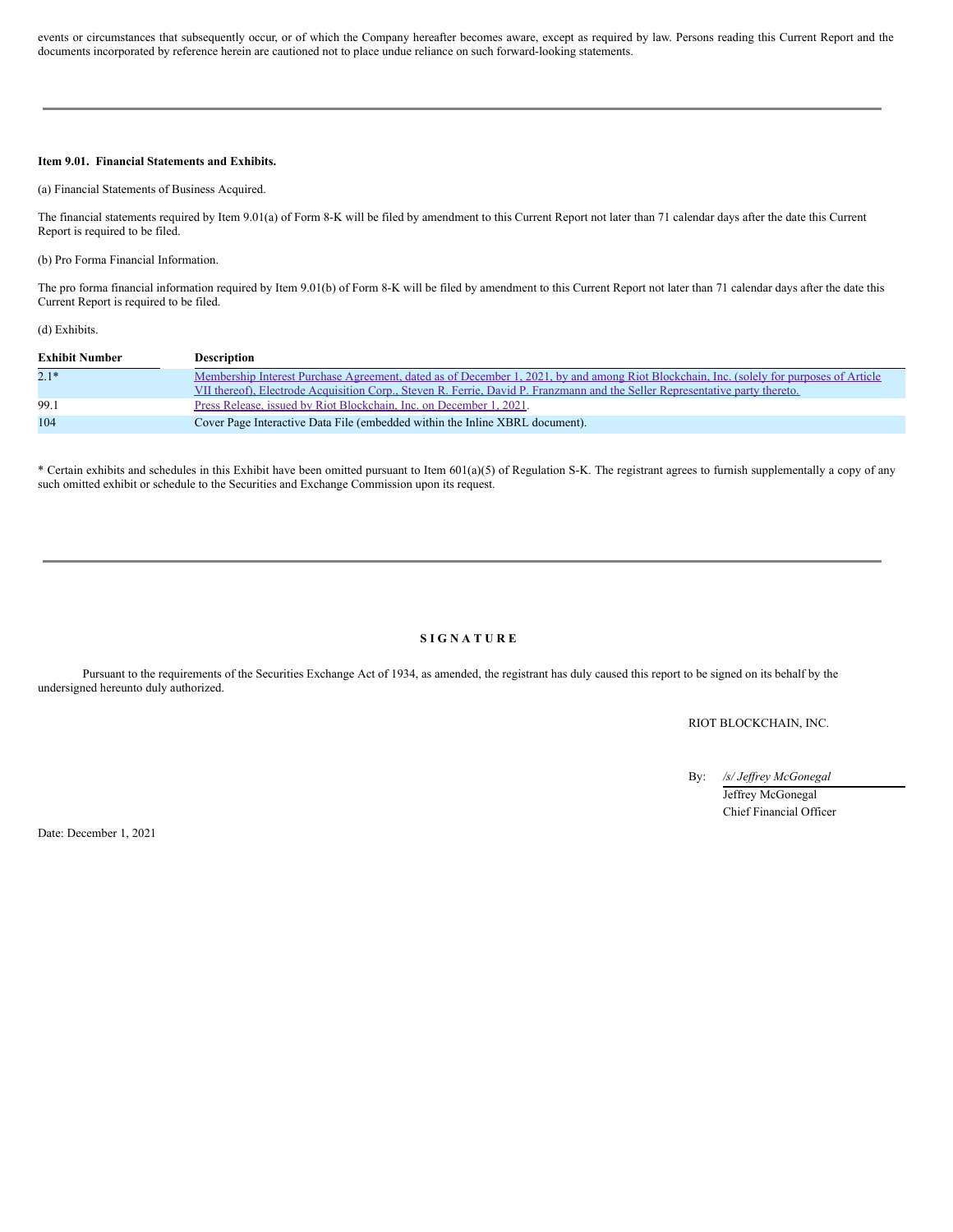events or circumstances that subsequently occur, or of which the Company hereafter becomes aware, except as required by law. Persons reading this Current Report and the documents incorporated by reference herein are cautioned not to place undue reliance on such forward-looking statements.

---

**Item 9.01. Financial Statements and Exhibits.**

(a) Financial Statements of Business Acquired.

The financial statements required by Item 9.01(a) of Form 8-K will be filed by amendment to this Current Report not later than 71 calendar days after the date this Current Report is required to be filed.

(b) Pro Forma Financial Information.

The pro forma financial information required by Item 9.01(b) of Form 8-K will be filed by amendment to this Current Report not later than 71 calendar days after the date this Current Report is required to be filed.

(d) Exhibits.

| Exhibit Number | Description |
|---|---|
| 2.1* | Membership Interest Purchase Agreement, dated as of December 1, 2021, by and among Riot Blockchain, Inc. (solely for purposes of Article VII thereof), Electrode Acquisition Corp., Steven R. Ferrie, David P. Franzmann and the Seller Representative party thereto. |
| 99.1 | Press Release, issued by Riot Blockchain, Inc. on December 1, 2021. |
| 104 | Cover Page Interactive Data File (embedded within the Inline XBRL document). |

* Certain exhibits and schedules in this Exhibit have been omitted pursuant to Item 601(a)(5) of Regulation S-K. The registrant agrees to furnish supplementally a copy of any such omitted exhibit or schedule to the Securities and Exchange Commission upon its request.

---

**S I G N A T U R E**

Pursuant to the requirements of the Securities Exchange Act of 1934, as amended, the registrant has duly caused this report to be signed on its behalf by the undersigned hereunto duly authorized.

RIOT BLOCKCHAIN, INC.

By: */s/ Jeffrey McGonegal*
Jeffrey McGonegal
Chief Financial Officer

Date: December 1, 2021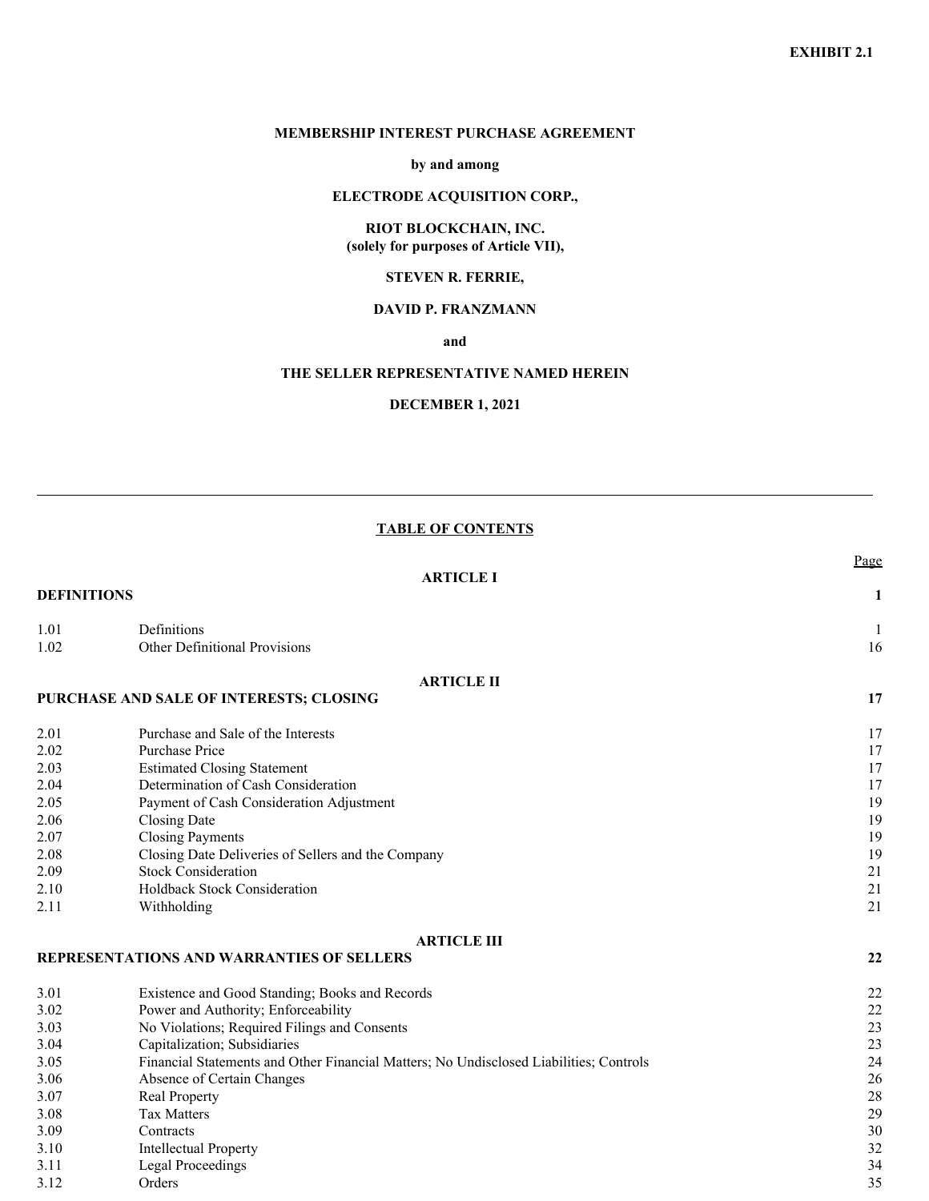**EXHIBIT 2.1**

# MEMBERSHIP INTEREST PURCHASE AGREEMENT

**by and among**

**ELECTRODE ACQUISITION CORP.,**

**RIOT BLOCKCHAIN, INC.**
**(solely for purposes of Article VII),**

**STEVEN R. FERRIE,**

**DAVID P. FRANZMANN**

**and**

**THE SELLER REPRESENTATIVE NAMED HEREIN**

**DECEMBER 1, 2021**

---

## TABLE OF CONTENTS

| | | Page |
|---|---|---|
| | **ARTICLE I** | |
| **DEFINITIONS** | | **1** |
| 1.01 | Definitions | 1 |
| 1.02 | Other Definitional Provisions | 16 |
| | **ARTICLE II** | |
| **PURCHASE AND SALE OF INTERESTS; CLOSING** | | **17** |
| 2.01 | Purchase and Sale of the Interests | 17 |
| 2.02 | Purchase Price | 17 |
| 2.03 | Estimated Closing Statement | 17 |
| 2.04 | Determination of Cash Consideration | 17 |
| 2.05 | Payment of Cash Consideration Adjustment | 19 |
| 2.06 | Closing Date | 19 |
| 2.07 | Closing Payments | 19 |
| 2.08 | Closing Date Deliveries of Sellers and the Company | 19 |
| 2.09 | Stock Consideration | 21 |
| 2.10 | Holdback Stock Consideration | 21 |
| 2.11 | Withholding | 21 |
| | **ARTICLE III** | |
| **REPRESENTATIONS AND WARRANTIES OF SELLERS** | | **22** |
| 3.01 | Existence and Good Standing; Books and Records | 22 |
| 3.02 | Power and Authority; Enforceability | 22 |
| 3.03 | No Violations; Required Filings and Consents | 23 |
| 3.04 | Capitalization; Subsidiaries | 23 |
| 3.05 | Financial Statements and Other Financial Matters; No Undisclosed Liabilities; Controls | 24 |
| 3.06 | Absence of Certain Changes | 26 |
| 3.07 | Real Property | 28 |
| 3.08 | Tax Matters | 29 |
| 3.09 | Contracts | 30 |
| 3.10 | Intellectual Property | 32 |
| 3.11 | Legal Proceedings | 34 |
| 3.12 | Orders | 35 |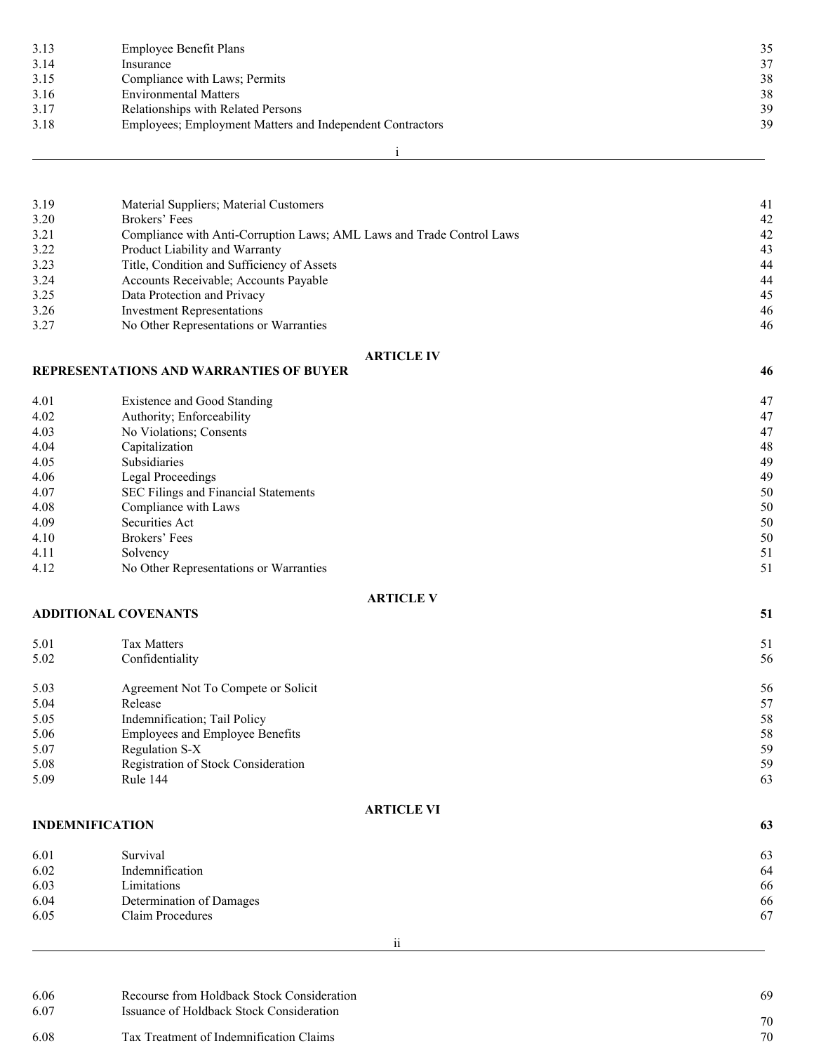| | | |
|---|---|---|
| 3.13 | Employee Benefit Plans | 35 |
| 3.14 | Insurance | 37 |
| 3.15 | Compliance with Laws; Permits | 38 |
| 3.16 | Environmental Matters | 38 |
| 3.17 | Relationships with Related Persons | 39 |
| 3.18 | Employees; Employment Matters and Independent Contractors | 39 |

| | | |
|---|---|---|
| 3.19 | Material Suppliers; Material Customers | 41 |
| 3.20 | Brokers' Fees | 42 |
| 3.21 | Compliance with Anti-Corruption Laws; AML Laws and Trade Control Laws | 42 |
| 3.22 | Product Liability and Warranty | 43 |
| 3.23 | Title, Condition and Sufficiency of Assets | 44 |
| 3.24 | Accounts Receivable; Accounts Payable | 44 |
| 3.25 | Data Protection and Privacy | 45 |
| 3.26 | Investment Representations | 46 |
| 3.27 | No Other Representations or Warranties | 46 |

**ARTICLE IV**

**REPRESENTATIONS AND WARRANTIES OF BUYER** **46**

| | | |
|---|---|---|
| 4.01 | Existence and Good Standing | 47 |
| 4.02 | Authority; Enforceability | 47 |
| 4.03 | No Violations; Consents | 47 |
| 4.04 | Capitalization | 48 |
| 4.05 | Subsidiaries | 49 |
| 4.06 | Legal Proceedings | 49 |
| 4.07 | SEC Filings and Financial Statements | 50 |
| 4.08 | Compliance with Laws | 50 |
| 4.09 | Securities Act | 50 |
| 4.10 | Brokers' Fees | 50 |
| 4.11 | Solvency | 51 |
| 4.12 | No Other Representations or Warranties | 51 |

**ARTICLE V**

**ADDITIONAL COVENANTS** **51**

| | | |
|---|---|---|
| 5.01 | Tax Matters | 51 |
| 5.02 | Confidentiality | 56 |
| 5.03 | Agreement Not To Compete or Solicit | 56 |
| 5.04 | Release | 57 |
| 5.05 | Indemnification; Tail Policy | 58 |
| 5.06 | Employees and Employee Benefits | 58 |
| 5.07 | Regulation S-X | 59 |
| 5.08 | Registration of Stock Consideration | 59 |
| 5.09 | Rule 144 | 63 |

**ARTICLE VI**

**INDEMNIFICATION** **63**

| | | |
|---|---|---|
| 6.01 | Survival | 63 |
| 6.02 | Indemnification | 64 |
| 6.03 | Limitations | 66 |
| 6.04 | Determination of Damages | 66 |
| 6.05 | Claim Procedures | 67 |

| | | |
|---|---|---|
| 6.06 | Recourse from Holdback Stock Consideration | 69 |
| 6.07 | Issuance of Holdback Stock Consideration | 70 |
| 6.08 | Tax Treatment of Indemnification Claims | 70 |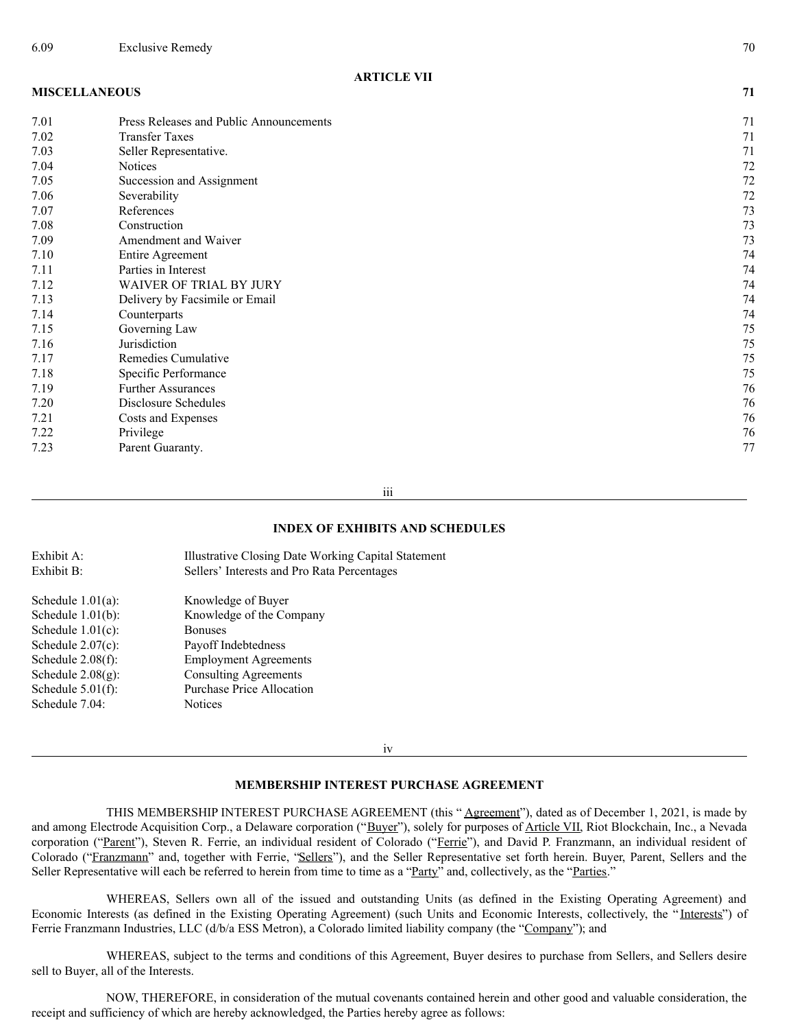| | | |
|---|---|---|
| 6.09 | Exclusive Remedy | 70 |

**ARTICLE VII**

| **MISCELLANEOUS** | | **71** |
|---|---|---|
| 7.01 | Press Releases and Public Announcements | 71 |
| 7.02 | Transfer Taxes | 71 |
| 7.03 | Seller Representative. | 71 |
| 7.04 | Notices | 72 |
| 7.05 | Succession and Assignment | 72 |
| 7.06 | Severability | 72 |
| 7.07 | References | 73 |
| 7.08 | Construction | 73 |
| 7.09 | Amendment and Waiver | 73 |
| 7.10 | Entire Agreement | 74 |
| 7.11 | Parties in Interest | 74 |
| 7.12 | WAIVER OF TRIAL BY JURY | 74 |
| 7.13 | Delivery by Facsimile or Email | 74 |
| 7.14 | Counterparts | 74 |
| 7.15 | Governing Law | 75 |
| 7.16 | Jurisdiction | 75 |
| 7.17 | Remedies Cumulative | 75 |
| 7.18 | Specific Performance | 75 |
| 7.19 | Further Assurances | 76 |
| 7.20 | Disclosure Schedules | 76 |
| 7.21 | Costs and Expenses | 76 |
| 7.22 | Privilege | 76 |
| 7.23 | Parent Guaranty. | 77 |

**INDEX OF EXHIBITS AND SCHEDULES**

| | |
|---|---|
| Exhibit A: | Illustrative Closing Date Working Capital Statement |
| Exhibit B: | Sellers' Interests and Pro Rata Percentages |
| Schedule 1.01(a): | Knowledge of Buyer |
| Schedule 1.01(b): | Knowledge of the Company |
| Schedule 1.01(c): | Bonuses |
| Schedule 2.07(c): | Payoff Indebtedness |
| Schedule 2.08(f): | Employment Agreements |
| Schedule 2.08(g): | Consulting Agreements |
| Schedule 5.01(f): | Purchase Price Allocation |
| Schedule 7.04: | Notices |

**MEMBERSHIP INTEREST PURCHASE AGREEMENT**

THIS MEMBERSHIP INTEREST PURCHASE AGREEMENT (this "Agreement"), dated as of December 1, 2021, is made by and among Electrode Acquisition Corp., a Delaware corporation ("Buyer"), solely for purposes of Article VII, Riot Blockchain, Inc., a Nevada corporation ("Parent"), Steven R. Ferrie, an individual resident of Colorado ("Ferrie"), and David P. Franzmann, an individual resident of Colorado ("Franzmann" and, together with Ferrie, "Sellers"), and the Seller Representative set forth herein. Buyer, Parent, Sellers and the Seller Representative will each be referred to herein from time to time as a "Party" and, collectively, as the "Parties."

WHEREAS, Sellers own all of the issued and outstanding Units (as defined in the Existing Operating Agreement) and Economic Interests (as defined in the Existing Operating Agreement) (such Units and Economic Interests, collectively, the "Interests") of Ferrie Franzmann Industries, LLC (d/b/a ESS Metron), a Colorado limited liability company (the "Company"); and

WHEREAS, subject to the terms and conditions of this Agreement, Buyer desires to purchase from Sellers, and Sellers desire sell to Buyer, all of the Interests.

NOW, THEREFORE, in consideration of the mutual covenants contained herein and other good and valuable consideration, the receipt and sufficiency of which are hereby acknowledged, the Parties hereby agree as follows: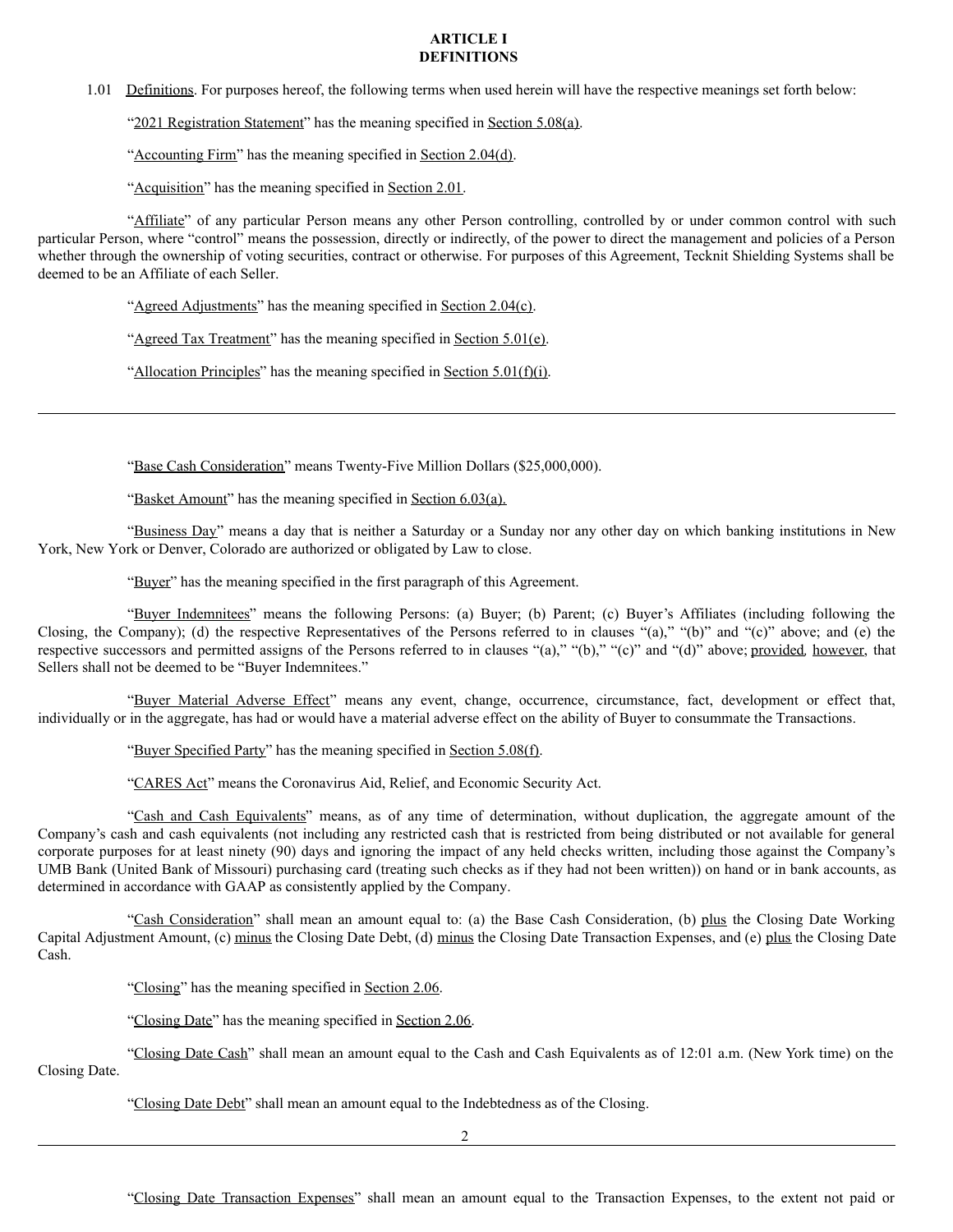## ARTICLE I
## DEFINITIONS

1.01 Definitions. For purposes hereof, the following terms when used herein will have the respective meanings set forth below:

"2021 Registration Statement" has the meaning specified in Section 5.08(a).

"Accounting Firm" has the meaning specified in Section 2.04(d).

"Acquisition" has the meaning specified in Section 2.01.

"Affiliate" of any particular Person means any other Person controlling, controlled by or under common control with such particular Person, where "control" means the possession, directly or indirectly, of the power to direct the management and policies of a Person whether through the ownership of voting securities, contract or otherwise. For purposes of this Agreement, Tecknit Shielding Systems shall be deemed to be an Affiliate of each Seller.

"Agreed Adjustments" has the meaning specified in Section 2.04(c).

"Agreed Tax Treatment" has the meaning specified in Section 5.01(e).

"Allocation Principles" has the meaning specified in Section 5.01(f)(i).

---

"Base Cash Consideration" means Twenty-Five Million Dollars ($25,000,000).

"Basket Amount" has the meaning specified in Section 6.03(a).

"Business Day" means a day that is neither a Saturday or a Sunday nor any other day on which banking institutions in New York, New York or Denver, Colorado are authorized or obligated by Law to close.

"Buyer" has the meaning specified in the first paragraph of this Agreement.

"Buyer Indemnitees" means the following Persons: (a) Buyer; (b) Parent; (c) Buyer's Affiliates (including following the Closing, the Company); (d) the respective Representatives of the Persons referred to in clauses "(a)," "(b)" and "(c)" above; and (e) the respective successors and permitted assigns of the Persons referred to in clauses "(a)," "(b)," "(c)" and "(d)" above; provided, however, that Sellers shall not be deemed to be "Buyer Indemnitees."

"Buyer Material Adverse Effect" means any event, change, occurrence, circumstance, fact, development or effect that, individually or in the aggregate, has had or would have a material adverse effect on the ability of Buyer to consummate the Transactions.

"Buyer Specified Party" has the meaning specified in Section 5.08(f).

"CARES Act" means the Coronavirus Aid, Relief, and Economic Security Act.

"Cash and Cash Equivalents" means, as of any time of determination, without duplication, the aggregate amount of the Company's cash and cash equivalents (not including any restricted cash that is restricted from being distributed or not available for general corporate purposes for at least ninety (90) days and ignoring the impact of any held checks written, including those against the Company's UMB Bank (United Bank of Missouri) purchasing card (treating such checks as if they had not been written)) on hand or in bank accounts, as determined in accordance with GAAP as consistently applied by the Company.

"Cash Consideration" shall mean an amount equal to: (a) the Base Cash Consideration, (b) plus the Closing Date Working Capital Adjustment Amount, (c) minus the Closing Date Debt, (d) minus the Closing Date Transaction Expenses, and (e) plus the Closing Date Cash.

"Closing" has the meaning specified in Section 2.06.

"Closing Date" has the meaning specified in Section 2.06.

"Closing Date Cash" shall mean an amount equal to the Cash and Cash Equivalents as of 12:01 a.m. (New York time) on the Closing Date.

"Closing Date Debt" shall mean an amount equal to the Indebtedness as of the Closing.

---

"Closing Date Transaction Expenses" shall mean an amount equal to the Transaction Expenses, to the extent not paid or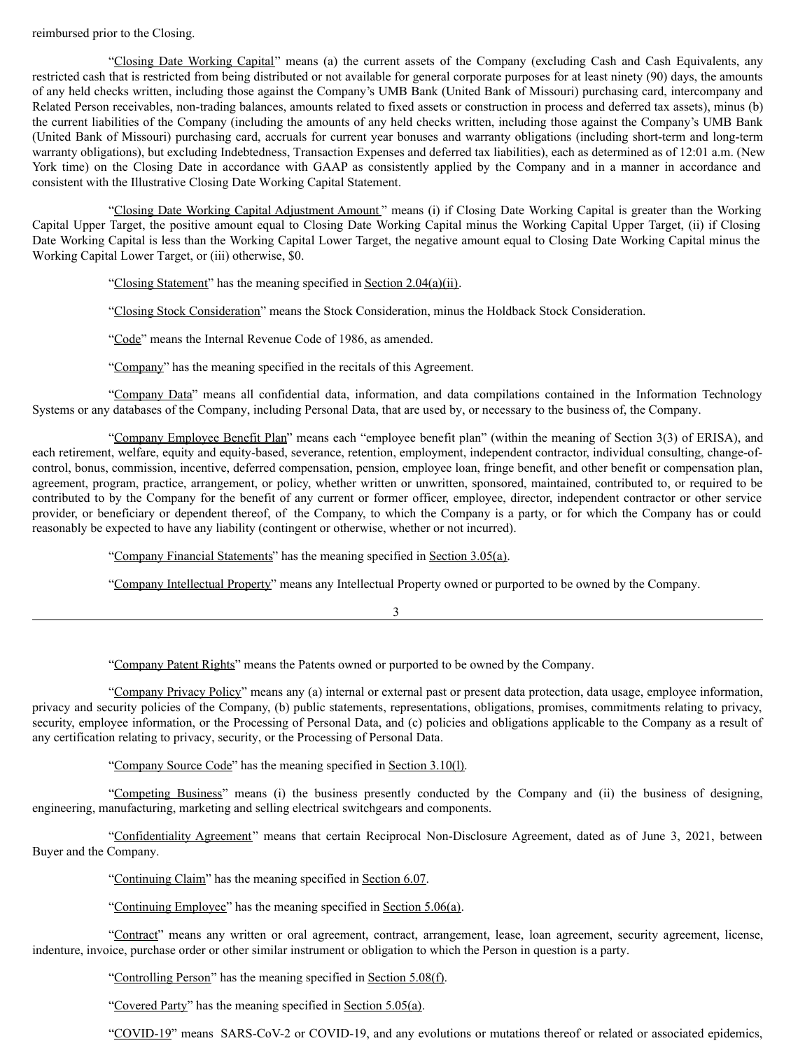reimbursed prior to the Closing.

"Closing Date Working Capital" means (a) the current assets of the Company (excluding Cash and Cash Equivalents, any restricted cash that is restricted from being distributed or not available for general corporate purposes for at least ninety (90) days, the amounts of any held checks written, including those against the Company's UMB Bank (United Bank of Missouri) purchasing card, intercompany and Related Person receivables, non-trading balances, amounts related to fixed assets or construction in process and deferred tax assets), minus (b) the current liabilities of the Company (including the amounts of any held checks written, including those against the Company's UMB Bank (United Bank of Missouri) purchasing card, accruals for current year bonuses and warranty obligations (including short-term and long-term warranty obligations), but excluding Indebtedness, Transaction Expenses and deferred tax liabilities), each as determined as of 12:01 a.m. (New York time) on the Closing Date in accordance with GAAP as consistently applied by the Company and in a manner in accordance and consistent with the Illustrative Closing Date Working Capital Statement.

"Closing Date Working Capital Adjustment Amount" means (i) if Closing Date Working Capital is greater than the Working Capital Upper Target, the positive amount equal to Closing Date Working Capital minus the Working Capital Upper Target, (ii) if Closing Date Working Capital is less than the Working Capital Lower Target, the negative amount equal to Closing Date Working Capital minus the Working Capital Lower Target, or (iii) otherwise, $0.

"Closing Statement" has the meaning specified in Section 2.04(a)(ii).

"Closing Stock Consideration" means the Stock Consideration, minus the Holdback Stock Consideration.

"Code" means the Internal Revenue Code of 1986, as amended.

"Company" has the meaning specified in the recitals of this Agreement.

"Company Data" means all confidential data, information, and data compilations contained in the Information Technology Systems or any databases of the Company, including Personal Data, that are used by, or necessary to the business of, the Company.

"Company Employee Benefit Plan" means each "employee benefit plan" (within the meaning of Section 3(3) of ERISA), and each retirement, welfare, equity and equity-based, severance, retention, employment, independent contractor, individual consulting, change-of-control, bonus, commission, incentive, deferred compensation, pension, employee loan, fringe benefit, and other benefit or compensation plan, agreement, program, practice, arrangement, or policy, whether written or unwritten, sponsored, maintained, contributed to, or required to be contributed to by the Company for the benefit of any current or former officer, employee, director, independent contractor or other service provider, or beneficiary or dependent thereof, of the Company, to which the Company is a party, or for which the Company has or could reasonably be expected to have any liability (contingent or otherwise, whether or not incurred).

"Company Financial Statements" has the meaning specified in Section 3.05(a).

"Company Intellectual Property" means any Intellectual Property owned or purported to be owned by the Company.

"Company Patent Rights" means the Patents owned or purported to be owned by the Company.

"Company Privacy Policy" means any (a) internal or external past or present data protection, data usage, employee information, privacy and security policies of the Company, (b) public statements, representations, obligations, promises, commitments relating to privacy, security, employee information, or the Processing of Personal Data, and (c) policies and obligations applicable to the Company as a result of any certification relating to privacy, security, or the Processing of Personal Data.

"Company Source Code" has the meaning specified in Section 3.10(l).

"Competing Business" means (i) the business presently conducted by the Company and (ii) the business of designing, engineering, manufacturing, marketing and selling electrical switchgears and components.

"Confidentiality Agreement" means that certain Reciprocal Non-Disclosure Agreement, dated as of June 3, 2021, between Buyer and the Company.

"Continuing Claim" has the meaning specified in Section 6.07.

"Continuing Employee" has the meaning specified in Section 5.06(a).

"Contract" means any written or oral agreement, contract, arrangement, lease, loan agreement, security agreement, license, indenture, invoice, purchase order or other similar instrument or obligation to which the Person in question is a party.

"Controlling Person" has the meaning specified in Section 5.08(f).

"Covered Party" has the meaning specified in Section 5.05(a).

"COVID-19" means SARS-CoV-2 or COVID-19, and any evolutions or mutations thereof or related or associated epidemics,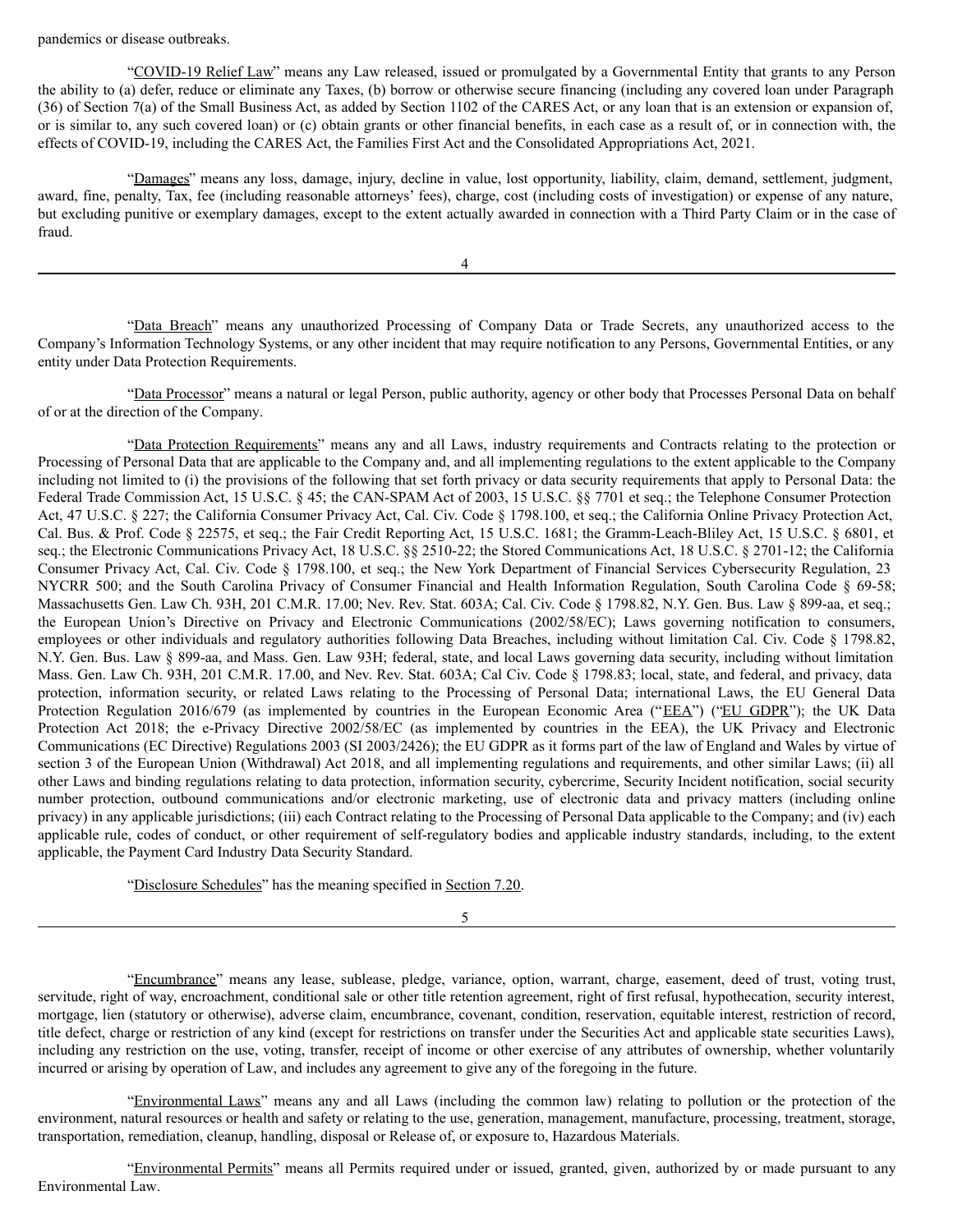pandemics or disease outbreaks.

"COVID-19 Relief Law" means any Law released, issued or promulgated by a Governmental Entity that grants to any Person the ability to (a) defer, reduce or eliminate any Taxes, (b) borrow or otherwise secure financing (including any covered loan under Paragraph (36) of Section 7(a) of the Small Business Act, as added by Section 1102 of the CARES Act, or any loan that is an extension or expansion of, or is similar to, any such covered loan) or (c) obtain grants or other financial benefits, in each case as a result of, or in connection with, the effects of COVID-19, including the CARES Act, the Families First Act and the Consolidated Appropriations Act, 2021.

"Damages" means any loss, damage, injury, decline in value, lost opportunity, liability, claim, demand, settlement, judgment, award, fine, penalty, Tax, fee (including reasonable attorneys' fees), charge, cost (including costs of investigation) or expense of any nature, but excluding punitive or exemplary damages, except to the extent actually awarded in connection with a Third Party Claim or in the case of fraud.

"Data Breach" means any unauthorized Processing of Company Data or Trade Secrets, any unauthorized access to the Company's Information Technology Systems, or any other incident that may require notification to any Persons, Governmental Entities, or any entity under Data Protection Requirements.

"Data Processor" means a natural or legal Person, public authority, agency or other body that Processes Personal Data on behalf of or at the direction of the Company.

"Data Protection Requirements" means any and all Laws, industry requirements and Contracts relating to the protection or Processing of Personal Data that are applicable to the Company and, and all implementing regulations to the extent applicable to the Company including not limited to (i) the provisions of the following that set forth privacy or data security requirements that apply to Personal Data: the Federal Trade Commission Act, 15 U.S.C. § 45; the CAN-SPAM Act of 2003, 15 U.S.C. §§ 7701 et seq.; the Telephone Consumer Protection Act, 47 U.S.C. § 227; the California Consumer Privacy Act, Cal. Civ. Code § 1798.100, et seq.; the California Online Privacy Protection Act, Cal. Bus. & Prof. Code § 22575, et seq.; the Fair Credit Reporting Act, 15 U.S.C. 1681; the Gramm-Leach-Bliley Act, 15 U.S.C. § 6801, et seq.; the Electronic Communications Privacy Act, 18 U.S.C. §§ 2510-22; the Stored Communications Act, 18 U.S.C. § 2701-12; the California Consumer Privacy Act, Cal. Civ. Code § 1798.100, et seq.; the New York Department of Financial Services Cybersecurity Regulation, 23 NYCRR 500; and the South Carolina Privacy of Consumer Financial and Health Information Regulation, South Carolina Code § 69-58; Massachusetts Gen. Law Ch. 93H, 201 C.M.R. 17.00; Nev. Rev. Stat. 603A; Cal. Civ. Code § 1798.82, N.Y. Gen. Bus. Law § 899-aa, et seq.; the European Union's Directive on Privacy and Electronic Communications (2002/58/EC); Laws governing notification to consumers, employees or other individuals and regulatory authorities following Data Breaches, including without limitation Cal. Civ. Code § 1798.82, N.Y. Gen. Bus. Law § 899-aa, and Mass. Gen. Law 93H; federal, state, and local Laws governing data security, including without limitation Mass. Gen. Law Ch. 93H, 201 C.M.R. 17.00, and Nev. Rev. Stat. 603A; Cal Civ. Code § 1798.83; local, state, and federal, and privacy, data protection, information security, or related Laws relating to the Processing of Personal Data; international Laws, the EU General Data Protection Regulation 2016/679 (as implemented by countries in the European Economic Area ("EEA") ("EU GDPR"); the UK Data Protection Act 2018; the e-Privacy Directive 2002/58/EC (as implemented by countries in the EEA), the UK Privacy and Electronic Communications (EC Directive) Regulations 2003 (SI 2003/2426); the EU GDPR as it forms part of the law of England and Wales by virtue of section 3 of the European Union (Withdrawal) Act 2018, and all implementing regulations and requirements, and other similar Laws; (ii) all other Laws and binding regulations relating to data protection, information security, cybercrime, Security Incident notification, social security number protection, outbound communications and/or electronic marketing, use of electronic data and privacy matters (including online privacy) in any applicable jurisdictions; (iii) each Contract relating to the Processing of Personal Data applicable to the Company; and (iv) each applicable rule, codes of conduct, or other requirement of self-regulatory bodies and applicable industry standards, including, to the extent applicable, the Payment Card Industry Data Security Standard.

"Disclosure Schedules" has the meaning specified in Section 7.20.

"Encumbrance" means any lease, sublease, pledge, variance, option, warrant, charge, easement, deed of trust, voting trust, servitude, right of way, encroachment, conditional sale or other title retention agreement, right of first refusal, hypothecation, security interest, mortgage, lien (statutory or otherwise), adverse claim, encumbrance, covenant, condition, reservation, equitable interest, restriction of record, title defect, charge or restriction of any kind (except for restrictions on transfer under the Securities Act and applicable state securities Laws), including any restriction on the use, voting, transfer, receipt of income or other exercise of any attributes of ownership, whether voluntarily incurred or arising by operation of Law, and includes any agreement to give any of the foregoing in the future.

"Environmental Laws" means any and all Laws (including the common law) relating to pollution or the protection of the environment, natural resources or health and safety or relating to the use, generation, management, manufacture, processing, treatment, storage, transportation, remediation, cleanup, handling, disposal or Release of, or exposure to, Hazardous Materials.

"Environmental Permits" means all Permits required under or issued, granted, given, authorized by or made pursuant to any Environmental Law.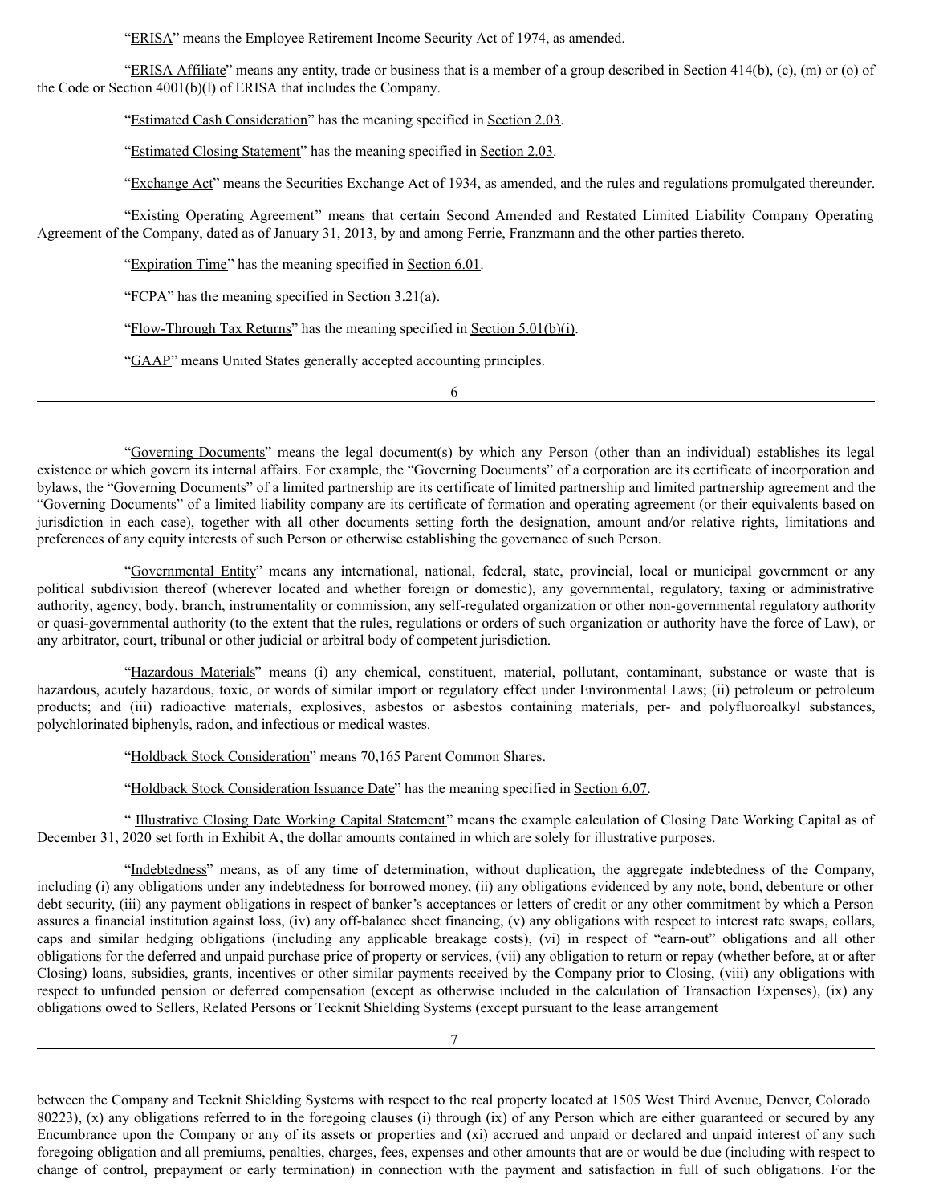"ERISA" means the Employee Retirement Income Security Act of 1974, as amended.

"ERISA Affiliate" means any entity, trade or business that is a member of a group described in Section 414(b), (c), (m) or (o) of the Code or Section 4001(b)(l) of ERISA that includes the Company.

"Estimated Cash Consideration" has the meaning specified in Section 2.03.

"Estimated Closing Statement" has the meaning specified in Section 2.03.

"Exchange Act" means the Securities Exchange Act of 1934, as amended, and the rules and regulations promulgated thereunder.

"Existing Operating Agreement" means that certain Second Amended and Restated Limited Liability Company Operating Agreement of the Company, dated as of January 31, 2013, by and among Ferrie, Franzmann and the other parties thereto.

"Expiration Time" has the meaning specified in Section 6.01.

"FCPA" has the meaning specified in Section 3.21(a).

"Flow-Through Tax Returns" has the meaning specified in Section 5.01(b)(i).

"GAAP" means United States generally accepted accounting principles.

"Governing Documents" means the legal document(s) by which any Person (other than an individual) establishes its legal existence or which govern its internal affairs. For example, the "Governing Documents" of a corporation are its certificate of incorporation and bylaws, the "Governing Documents" of a limited partnership are its certificate of limited partnership and limited partnership agreement and the "Governing Documents" of a limited liability company are its certificate of formation and operating agreement (or their equivalents based on jurisdiction in each case), together with all other documents setting forth the designation, amount and/or relative rights, limitations and preferences of any equity interests of such Person or otherwise establishing the governance of such Person.

"Governmental Entity" means any international, national, federal, state, provincial, local or municipal government or any political subdivision thereof (wherever located and whether foreign or domestic), any governmental, regulatory, taxing or administrative authority, agency, body, branch, instrumentality or commission, any self-regulated organization or other non-governmental regulatory authority or quasi-governmental authority (to the extent that the rules, regulations or orders of such organization or authority have the force of Law), or any arbitrator, court, tribunal or other judicial or arbitral body of competent jurisdiction.

"Hazardous Materials" means (i) any chemical, constituent, material, pollutant, contaminant, substance or waste that is hazardous, acutely hazardous, toxic, or words of similar import or regulatory effect under Environmental Laws; (ii) petroleum or petroleum products; and (iii) radioactive materials, explosives, asbestos or asbestos containing materials, per- and polyfluoroalkyl substances, polychlorinated biphenyls, radon, and infectious or medical wastes.

"Holdback Stock Consideration" means 70,165 Parent Common Shares.

"Holdback Stock Consideration Issuance Date" has the meaning specified in Section 6.07.

" Illustrative Closing Date Working Capital Statement" means the example calculation of Closing Date Working Capital as of December 31, 2020 set forth in Exhibit A, the dollar amounts contained in which are solely for illustrative purposes.

"Indebtedness" means, as of any time of determination, without duplication, the aggregate indebtedness of the Company, including (i) any obligations under any indebtedness for borrowed money, (ii) any obligations evidenced by any note, bond, debenture or other debt security, (iii) any payment obligations in respect of banker's acceptances or letters of credit or any other commitment by which a Person assures a financial institution against loss, (iv) any off-balance sheet financing, (v) any obligations with respect to interest rate swaps, collars, caps and similar hedging obligations (including any applicable breakage costs), (vi) in respect of "earn-out" obligations and all other obligations for the deferred and unpaid purchase price of property or services, (vii) any obligation to return or repay (whether before, at or after Closing) loans, subsidies, grants, incentives or other similar payments received by the Company prior to Closing, (viii) any obligations with respect to unfunded pension or deferred compensation (except as otherwise included in the calculation of Transaction Expenses), (ix) any obligations owed to Sellers, Related Persons or Tecknit Shielding Systems (except pursuant to the lease arrangement between the Company and Tecknit Shielding Systems with respect to the real property located at 1505 West Third Avenue, Denver, Colorado 80223), (x) any obligations referred to in the foregoing clauses (i) through (ix) of any Person which are either guaranteed or secured by any Encumbrance upon the Company or any of its assets or properties and (xi) accrued and unpaid or declared and unpaid interest of any such foregoing obligation and all premiums, penalties, charges, fees, expenses and other amounts that are or would be due (including with respect to change of control, prepayment or early termination) in connection with the payment and satisfaction in full of such obligations. For the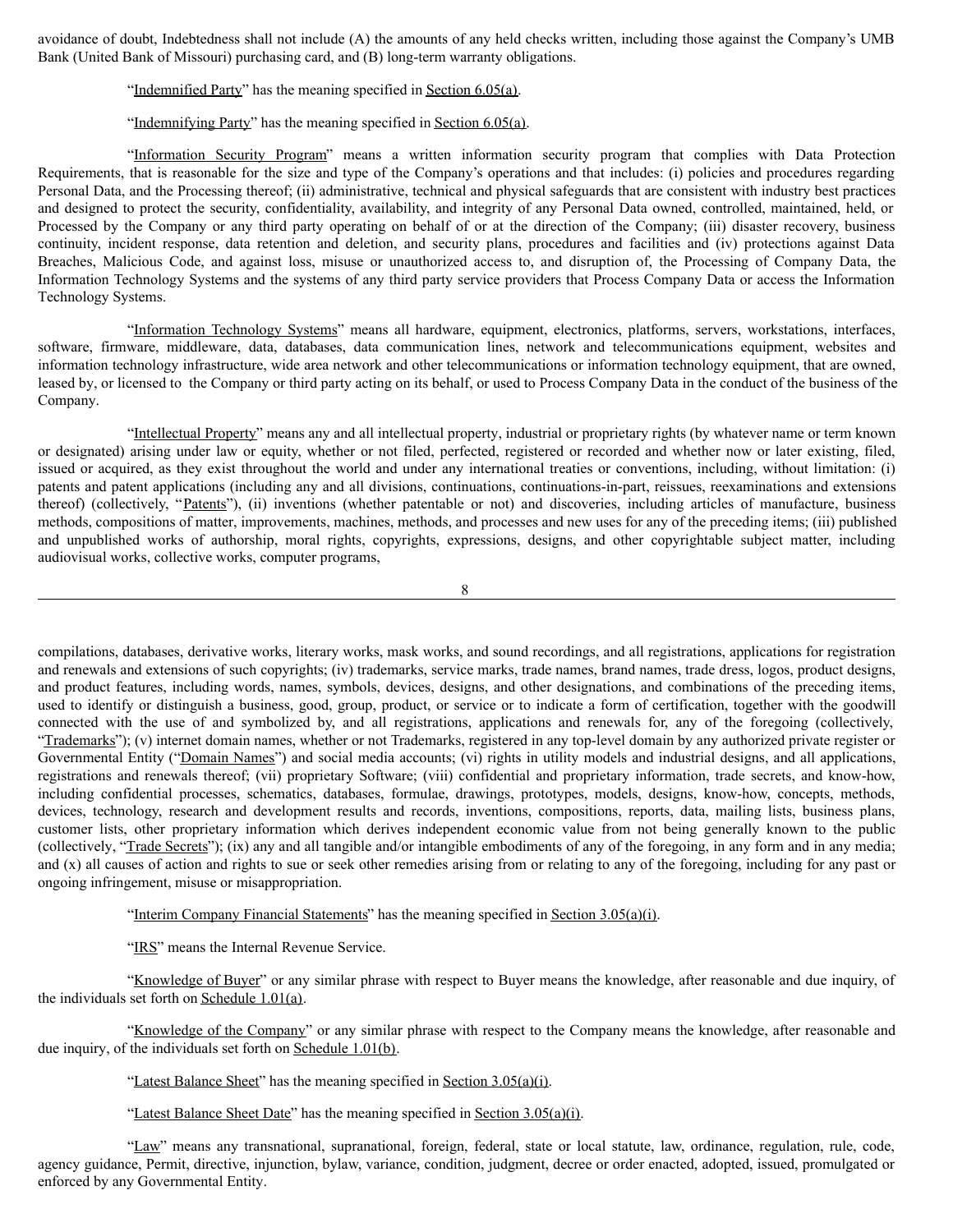avoidance of doubt, Indebtedness shall not include (A) the amounts of any held checks written, including those against the Company's UMB Bank (United Bank of Missouri) purchasing card, and (B) long-term warranty obligations.

"Indemnified Party" has the meaning specified in Section 6.05(a).

"Indemnifying Party" has the meaning specified in Section 6.05(a).

"Information Security Program" means a written information security program that complies with Data Protection Requirements, that is reasonable for the size and type of the Company's operations and that includes: (i) policies and procedures regarding Personal Data, and the Processing thereof; (ii) administrative, technical and physical safeguards that are consistent with industry best practices and designed to protect the security, confidentiality, availability, and integrity of any Personal Data owned, controlled, maintained, held, or Processed by the Company or any third party operating on behalf of or at the direction of the Company; (iii) disaster recovery, business continuity, incident response, data retention and deletion, and security plans, procedures and facilities and (iv) protections against Data Breaches, Malicious Code, and against loss, misuse or unauthorized access to, and disruption of, the Processing of Company Data, the Information Technology Systems and the systems of any third party service providers that Process Company Data or access the Information Technology Systems.

"Information Technology Systems" means all hardware, equipment, electronics, platforms, servers, workstations, interfaces, software, firmware, middleware, data, databases, data communication lines, network and telecommunications equipment, websites and information technology infrastructure, wide area network and other telecommunications or information technology equipment, that are owned, leased by, or licensed to the Company or third party acting on its behalf, or used to Process Company Data in the conduct of the business of the Company.

"Intellectual Property" means any and all intellectual property, industrial or proprietary rights (by whatever name or term known or designated) arising under law or equity, whether or not filed, perfected, registered or recorded and whether now or later existing, filed, issued or acquired, as they exist throughout the world and under any international treaties or conventions, including, without limitation: (i) patents and patent applications (including any and all divisions, continuations, continuations-in-part, reissues, reexaminations and extensions thereof) (collectively, "Patents"), (ii) inventions (whether patentable or not) and discoveries, including articles of manufacture, business methods, compositions of matter, improvements, machines, methods, and processes and new uses for any of the preceding items; (iii) published and unpublished works of authorship, moral rights, copyrights, expressions, designs, and other copyrightable subject matter, including audiovisual works, collective works, computer programs, compilations, databases, derivative works, literary works, mask works, and sound recordings, and all registrations, applications for registration and renewals and extensions of such copyrights; (iv) trademarks, service marks, trade names, brand names, trade dress, logos, product designs, and product features, including words, names, symbols, devices, designs, and other designations, and combinations of the preceding items, used to identify or distinguish a business, good, group, product, or service or to indicate a form of certification, together with the goodwill connected with the use of and symbolized by, and all registrations, applications and renewals for, any of the foregoing (collectively, "Trademarks"); (v) internet domain names, whether or not Trademarks, registered in any top-level domain by any authorized private register or Governmental Entity ("Domain Names") and social media accounts; (vi) rights in utility models and industrial designs, and all applications, registrations and renewals thereof; (vii) proprietary Software; (viii) confidential and proprietary information, trade secrets, and know-how, including confidential processes, schematics, databases, formulae, drawings, prototypes, models, designs, know-how, concepts, methods, devices, technology, research and development results and records, inventions, compositions, reports, data, mailing lists, business plans, customer lists, other proprietary information which derives independent economic value from not being generally known to the public (collectively, "Trade Secrets"); (ix) any and all tangible and/or intangible embodiments of any of the foregoing, in any form and in any media; and (x) all causes of action and rights to sue or seek other remedies arising from or relating to any of the foregoing, including for any past or ongoing infringement, misuse or misappropriation.

"Interim Company Financial Statements" has the meaning specified in Section 3.05(a)(i).

"IRS" means the Internal Revenue Service.

"Knowledge of Buyer" or any similar phrase with respect to Buyer means the knowledge, after reasonable and due inquiry, of the individuals set forth on Schedule 1.01(a).

"Knowledge of the Company" or any similar phrase with respect to the Company means the knowledge, after reasonable and due inquiry, of the individuals set forth on Schedule 1.01(b).

"Latest Balance Sheet" has the meaning specified in Section 3.05(a)(i).

"Latest Balance Sheet Date" has the meaning specified in Section 3.05(a)(i).

"Law" means any transnational, supranational, foreign, federal, state or local statute, law, ordinance, regulation, rule, code, agency guidance, Permit, directive, injunction, bylaw, variance, condition, judgment, decree or order enacted, adopted, issued, promulgated or enforced by any Governmental Entity.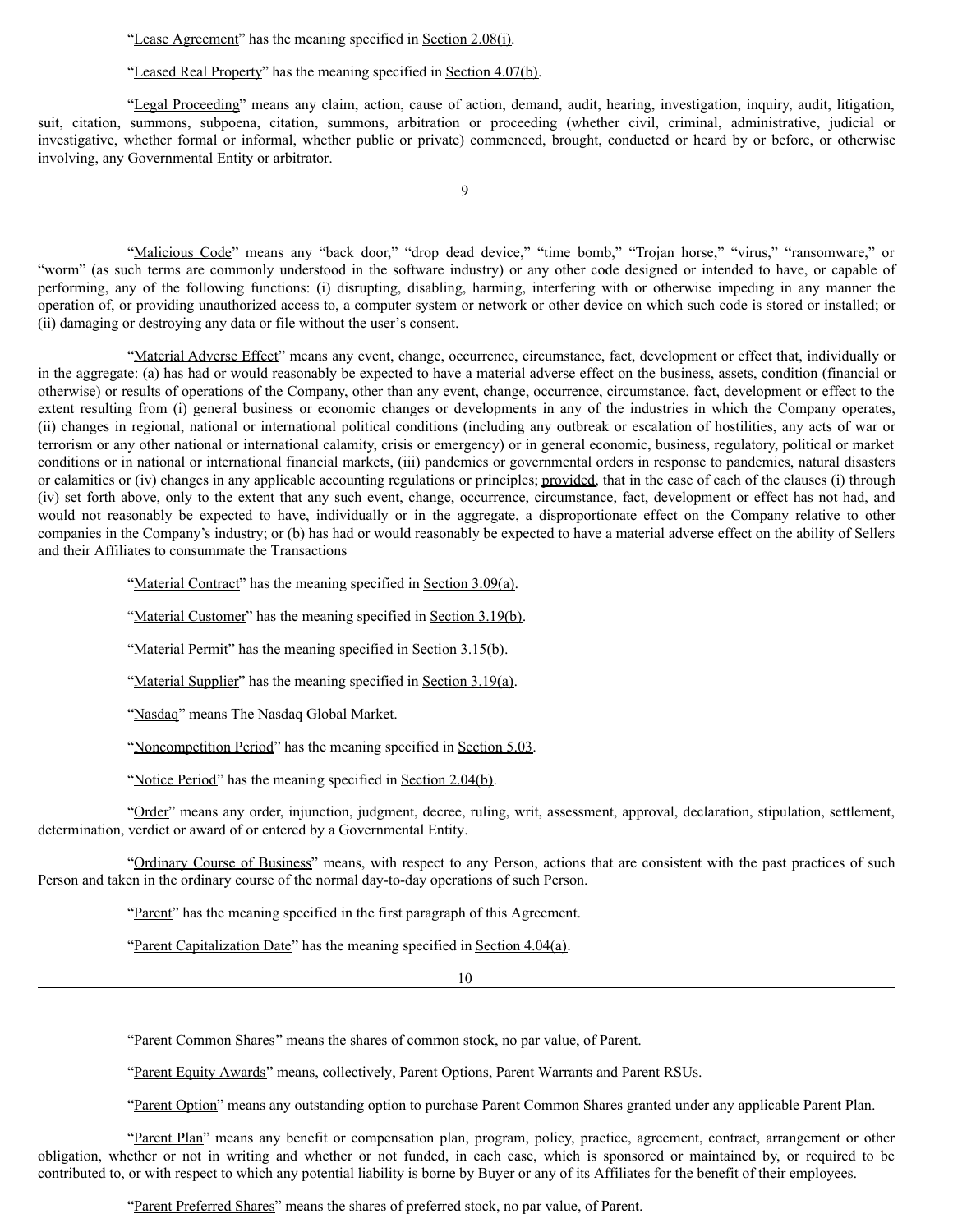"Lease Agreement" has the meaning specified in Section 2.08(i).

"Leased Real Property" has the meaning specified in Section 4.07(b).

"Legal Proceeding" means any claim, action, cause of action, demand, audit, hearing, investigation, inquiry, audit, litigation, suit, citation, summons, subpoena, citation, summons, arbitration or proceeding (whether civil, criminal, administrative, judicial or investigative, whether formal or informal, whether public or private) commenced, brought, conducted or heard by or before, or otherwise involving, any Governmental Entity or arbitrator.

"Malicious Code" means any "back door," "drop dead device," "time bomb," "Trojan horse," "virus," "ransomware," or "worm" (as such terms are commonly understood in the software industry) or any other code designed or intended to have, or capable of performing, any of the following functions: (i) disrupting, disabling, harming, interfering with or otherwise impeding in any manner the operation of, or providing unauthorized access to, a computer system or network or other device on which such code is stored or installed; or (ii) damaging or destroying any data or file without the user's consent.

"Material Adverse Effect" means any event, change, occurrence, circumstance, fact, development or effect that, individually or in the aggregate: (a) has had or would reasonably be expected to have a material adverse effect on the business, assets, condition (financial or otherwise) or results of operations of the Company, other than any event, change, occurrence, circumstance, fact, development or effect to the extent resulting from (i) general business or economic changes or developments in any of the industries in which the Company operates, (ii) changes in regional, national or international political conditions (including any outbreak or escalation of hostilities, any acts of war or terrorism or any other national or international calamity, crisis or emergency) or in general economic, business, regulatory, political or market conditions or in national or international financial markets, (iii) pandemics or governmental orders in response to pandemics, natural disasters or calamities or (iv) changes in any applicable accounting regulations or principles; provided, that in the case of each of the clauses (i) through (iv) set forth above, only to the extent that any such event, change, occurrence, circumstance, fact, development or effect has not had, and would not reasonably be expected to have, individually or in the aggregate, a disproportionate effect on the Company relative to other companies in the Company's industry; or (b) has had or would reasonably be expected to have a material adverse effect on the ability of Sellers and their Affiliates to consummate the Transactions

"Material Contract" has the meaning specified in Section 3.09(a).

"Material Customer" has the meaning specified in Section 3.19(b).

"Material Permit" has the meaning specified in Section 3.15(b).

"Material Supplier" has the meaning specified in Section 3.19(a).

"Nasdaq" means The Nasdaq Global Market.

"Noncompetition Period" has the meaning specified in Section 5.03.

"Notice Period" has the meaning specified in Section 2.04(b).

"Order" means any order, injunction, judgment, decree, ruling, writ, assessment, approval, declaration, stipulation, settlement, determination, verdict or award of or entered by a Governmental Entity.

"Ordinary Course of Business" means, with respect to any Person, actions that are consistent with the past practices of such Person and taken in the ordinary course of the normal day-to-day operations of such Person.

"Parent" has the meaning specified in the first paragraph of this Agreement.

"Parent Capitalization Date" has the meaning specified in Section 4.04(a).

"Parent Common Shares" means the shares of common stock, no par value, of Parent.

"Parent Equity Awards" means, collectively, Parent Options, Parent Warrants and Parent RSUs.

"Parent Option" means any outstanding option to purchase Parent Common Shares granted under any applicable Parent Plan.

"Parent Plan" means any benefit or compensation plan, program, policy, practice, agreement, contract, arrangement or other obligation, whether or not in writing and whether or not funded, in each case, which is sponsored or maintained by, or required to be contributed to, or with respect to which any potential liability is borne by Buyer or any of its Affiliates for the benefit of their employees.

"Parent Preferred Shares" means the shares of preferred stock, no par value, of Parent.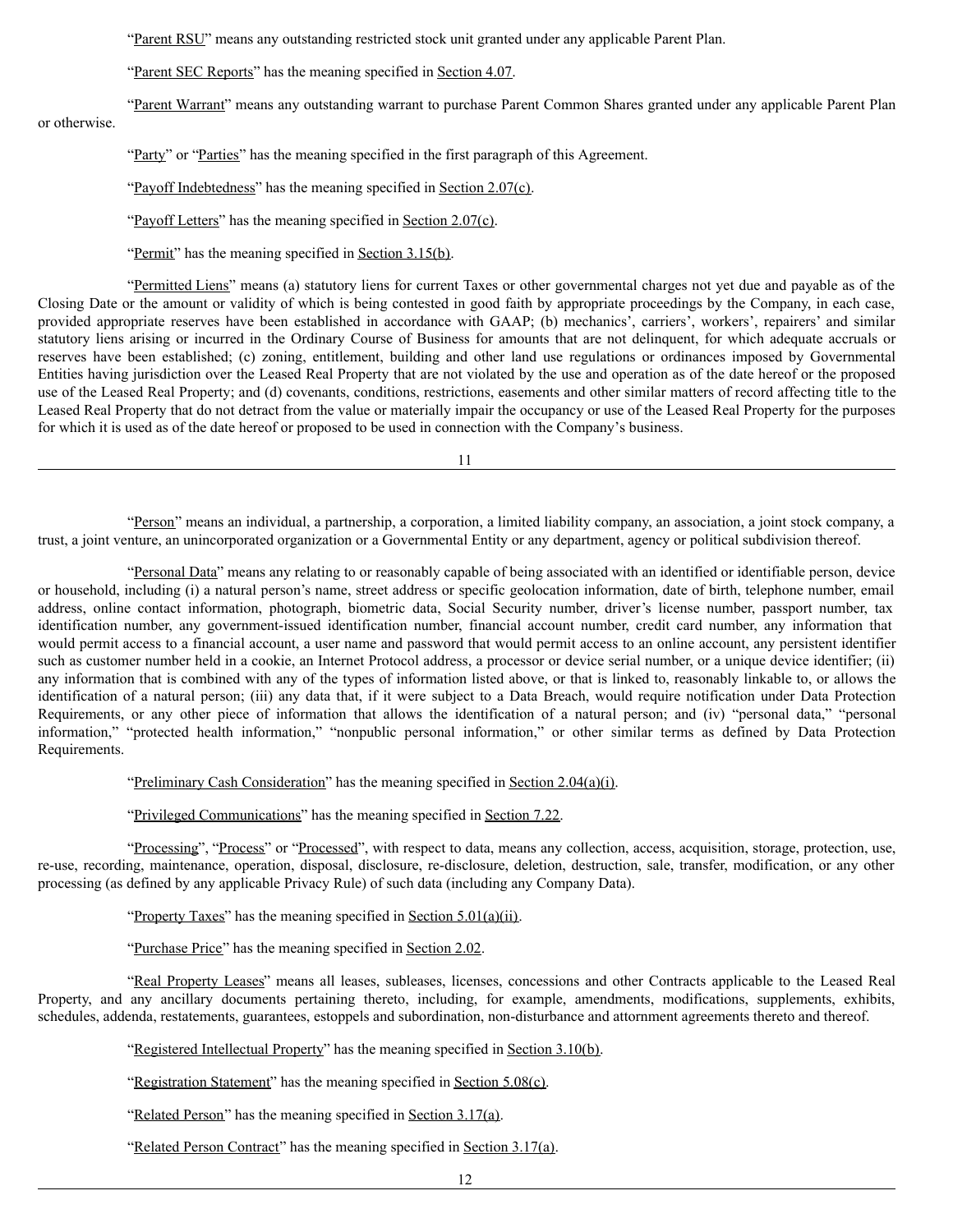"Parent RSU" means any outstanding restricted stock unit granted under any applicable Parent Plan.

"Parent SEC Reports" has the meaning specified in Section 4.07.

"Parent Warrant" means any outstanding warrant to purchase Parent Common Shares granted under any applicable Parent Plan or otherwise.

"Party" or "Parties" has the meaning specified in the first paragraph of this Agreement.

"Payoff Indebtedness" has the meaning specified in Section 2.07(c).

"Payoff Letters" has the meaning specified in Section 2.07(c).

"Permit" has the meaning specified in Section 3.15(b).

"Permitted Liens" means (a) statutory liens for current Taxes or other governmental charges not yet due and payable as of the Closing Date or the amount or validity of which is being contested in good faith by appropriate proceedings by the Company, in each case, provided appropriate reserves have been established in accordance with GAAP; (b) mechanics', carriers', workers', repairers' and similar statutory liens arising or incurred in the Ordinary Course of Business for amounts that are not delinquent, for which adequate accruals or reserves have been established; (c) zoning, entitlement, building and other land use regulations or ordinances imposed by Governmental Entities having jurisdiction over the Leased Real Property that are not violated by the use and operation as of the date hereof or the proposed use of the Leased Real Property; and (d) covenants, conditions, restrictions, easements and other similar matters of record affecting title to the Leased Real Property that do not detract from the value or materially impair the occupancy or use of the Leased Real Property for the purposes for which it is used as of the date hereof or proposed to be used in connection with the Company's business.

"Person" means an individual, a partnership, a corporation, a limited liability company, an association, a joint stock company, a trust, a joint venture, an unincorporated organization or a Governmental Entity or any department, agency or political subdivision thereof.

"Personal Data" means any relating to or reasonably capable of being associated with an identified or identifiable person, device or household, including (i) a natural person's name, street address or specific geolocation information, date of birth, telephone number, email address, online contact information, photograph, biometric data, Social Security number, driver's license number, passport number, tax identification number, any government-issued identification number, financial account number, credit card number, any information that would permit access to a financial account, a user name and password that would permit access to an online account, any persistent identifier such as customer number held in a cookie, an Internet Protocol address, a processor or device serial number, or a unique device identifier; (ii) any information that is combined with any of the types of information listed above, or that is linked to, reasonably linkable to, or allows the identification of a natural person; (iii) any data that, if it were subject to a Data Breach, would require notification under Data Protection Requirements, or any other piece of information that allows the identification of a natural person; and (iv) "personal data," "personal information," "protected health information," "nonpublic personal information," or other similar terms as defined by Data Protection Requirements.

"Preliminary Cash Consideration" has the meaning specified in Section 2.04(a)(i).

"Privileged Communications" has the meaning specified in Section 7.22.

"Processing", "Process" or "Processed", with respect to data, means any collection, access, acquisition, storage, protection, use, re-use, recording, maintenance, operation, disposal, disclosure, re-disclosure, deletion, destruction, sale, transfer, modification, or any other processing (as defined by any applicable Privacy Rule) of such data (including any Company Data).

"Property Taxes" has the meaning specified in Section 5.01(a)(ii).

"Purchase Price" has the meaning specified in Section 2.02.

"Real Property Leases" means all leases, subleases, licenses, concessions and other Contracts applicable to the Leased Real Property, and any ancillary documents pertaining thereto, including, for example, amendments, modifications, supplements, exhibits, schedules, addenda, restatements, guarantees, estoppels and subordination, non-disturbance and attornment agreements thereto and thereof.

"Registered Intellectual Property" has the meaning specified in Section 3.10(b).

"Registration Statement" has the meaning specified in Section 5.08(c).

"Related Person" has the meaning specified in Section 3.17(a).

"Related Person Contract" has the meaning specified in Section 3.17(a).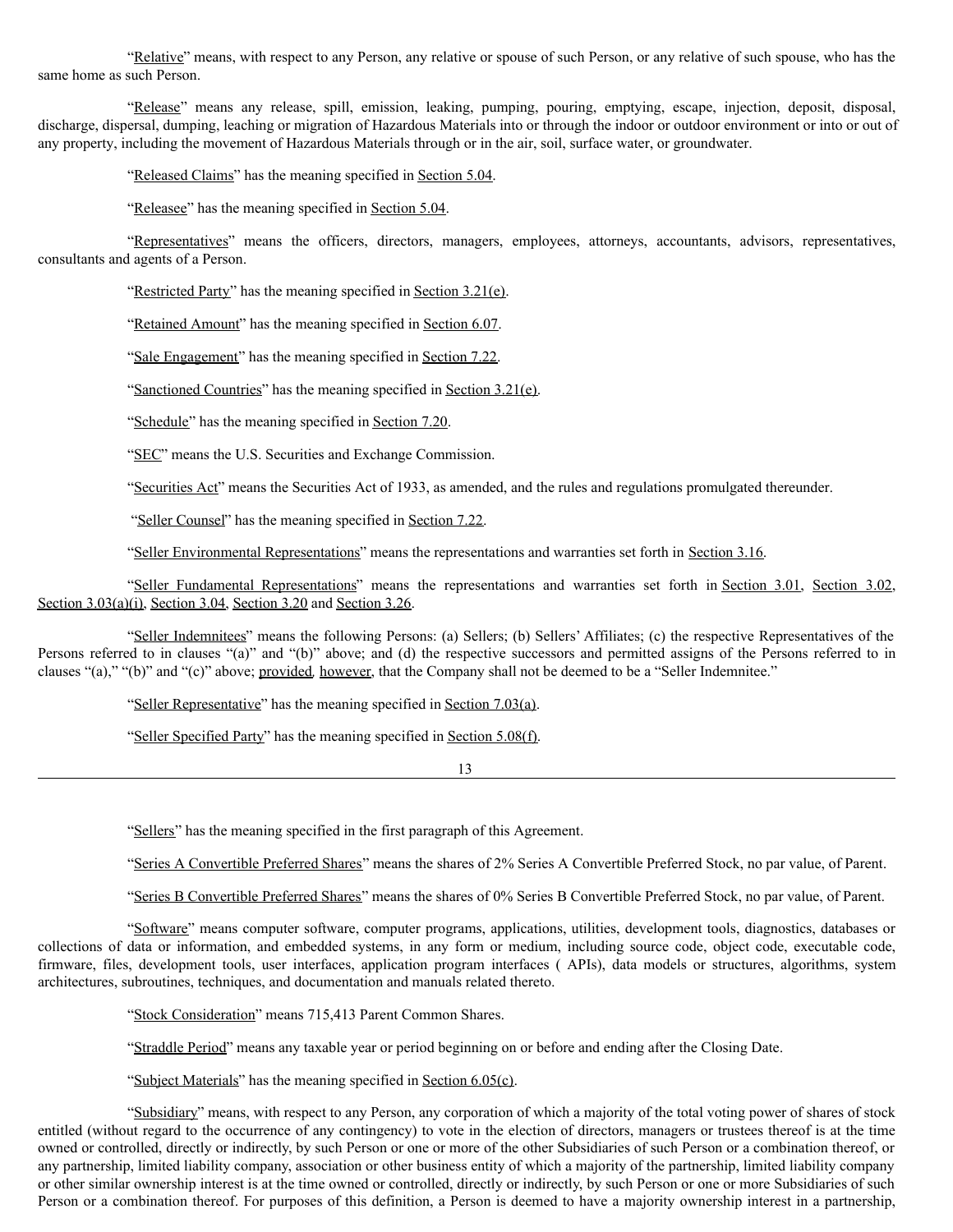"Relative" means, with respect to any Person, any relative or spouse of such Person, or any relative of such spouse, who has the same home as such Person.

"Release" means any release, spill, emission, leaking, pumping, pouring, emptying, escape, injection, deposit, disposal, discharge, dispersal, dumping, leaching or migration of Hazardous Materials into or through the indoor or outdoor environment or into or out of any property, including the movement of Hazardous Materials through or in the air, soil, surface water, or groundwater.

"Released Claims" has the meaning specified in Section 5.04.

"Releasee" has the meaning specified in Section 5.04.

"Representatives" means the officers, directors, managers, employees, attorneys, accountants, advisors, representatives, consultants and agents of a Person.

"Restricted Party" has the meaning specified in Section 3.21(e).

"Retained Amount" has the meaning specified in Section 6.07.

"Sale Engagement" has the meaning specified in Section 7.22.

"Sanctioned Countries" has the meaning specified in Section 3.21(e).

"Schedule" has the meaning specified in Section 7.20.

"SEC" means the U.S. Securities and Exchange Commission.

"Securities Act" means the Securities Act of 1933, as amended, and the rules and regulations promulgated thereunder.

"Seller Counsel" has the meaning specified in Section 7.22.

"Seller Environmental Representations" means the representations and warranties set forth in Section 3.16.

"Seller Fundamental Representations" means the representations and warranties set forth in Section 3.01, Section 3.02, Section 3.03(a)(i), Section 3.04, Section 3.20 and Section 3.26.

"Seller Indemnitees" means the following Persons: (a) Sellers; (b) Sellers' Affiliates; (c) the respective Representatives of the Persons referred to in clauses "(a)" and "(b)" above; and (d) the respective successors and permitted assigns of the Persons referred to in clauses "(a)," "(b)" and "(c)" above; provided, however, that the Company shall not be deemed to be a "Seller Indemnitee."

"Seller Representative" has the meaning specified in Section 7.03(a).

"Seller Specified Party" has the meaning specified in Section 5.08(f).

"Sellers" has the meaning specified in the first paragraph of this Agreement.

"Series A Convertible Preferred Shares" means the shares of 2% Series A Convertible Preferred Stock, no par value, of Parent.

"Series B Convertible Preferred Shares" means the shares of 0% Series B Convertible Preferred Stock, no par value, of Parent.

"Software" means computer software, computer programs, applications, utilities, development tools, diagnostics, databases or collections of data or information, and embedded systems, in any form or medium, including source code, object code, executable code, firmware, files, development tools, user interfaces, application program interfaces ( APIs), data models or structures, algorithms, system architectures, subroutines, techniques, and documentation and manuals related thereto.

"Stock Consideration" means 715,413 Parent Common Shares.

"Straddle Period" means any taxable year or period beginning on or before and ending after the Closing Date.

"Subject Materials" has the meaning specified in Section 6.05(c).

"Subsidiary" means, with respect to any Person, any corporation of which a majority of the total voting power of shares of stock entitled (without regard to the occurrence of any contingency) to vote in the election of directors, managers or trustees thereof is at the time owned or controlled, directly or indirectly, by such Person or one or more of the other Subsidiaries of such Person or a combination thereof, or any partnership, limited liability company, association or other business entity of which a majority of the partnership, limited liability company or other similar ownership interest is at the time owned or controlled, directly or indirectly, by such Person or one or more Subsidiaries of such Person or a combination thereof. For purposes of this definition, a Person is deemed to have a majority ownership interest in a partnership,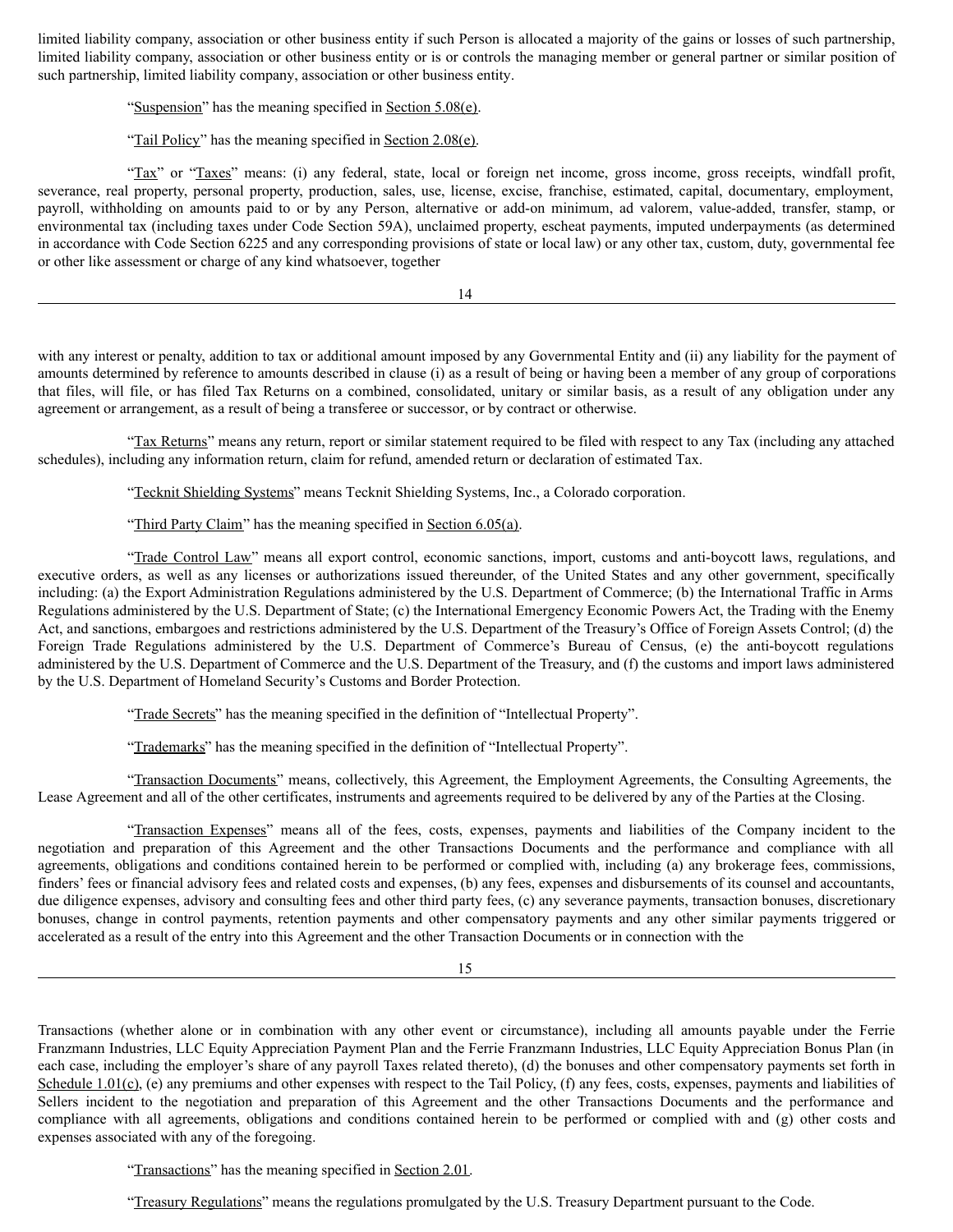limited liability company, association or other business entity if such Person is allocated a majority of the gains or losses of such partnership, limited liability company, association or other business entity or is or controls the managing member or general partner or similar position of such partnership, limited liability company, association or other business entity.

"Suspension" has the meaning specified in Section 5.08(e).

"Tail Policy" has the meaning specified in Section 2.08(e).

"Tax" or "Taxes" means: (i) any federal, state, local or foreign net income, gross income, gross receipts, windfall profit, severance, real property, personal property, production, sales, use, license, excise, franchise, estimated, capital, documentary, employment, payroll, withholding on amounts paid to or by any Person, alternative or add-on minimum, ad valorem, value-added, transfer, stamp, or environmental tax (including taxes under Code Section 59A), unclaimed property, escheat payments, imputed underpayments (as determined in accordance with Code Section 6225 and any corresponding provisions of state or local law) or any other tax, custom, duty, governmental fee or other like assessment or charge of any kind whatsoever, together with any interest or penalty, addition to tax or additional amount imposed by any Governmental Entity and (ii) any liability for the payment of amounts determined by reference to amounts described in clause (i) as a result of being or having been a member of any group of corporations that files, will file, or has filed Tax Returns on a combined, consolidated, unitary or similar basis, as a result of any obligation under any agreement or arrangement, as a result of being a transferee or successor, or by contract or otherwise.

"Tax Returns" means any return, report or similar statement required to be filed with respect to any Tax (including any attached schedules), including any information return, claim for refund, amended return or declaration of estimated Tax.

"Tecknit Shielding Systems" means Tecknit Shielding Systems, Inc., a Colorado corporation.

"Third Party Claim" has the meaning specified in Section 6.05(a).

"Trade Control Law" means all export control, economic sanctions, import, customs and anti-boycott laws, regulations, and executive orders, as well as any licenses or authorizations issued thereunder, of the United States and any other government, specifically including: (a) the Export Administration Regulations administered by the U.S. Department of Commerce; (b) the International Traffic in Arms Regulations administered by the U.S. Department of State; (c) the International Emergency Economic Powers Act, the Trading with the Enemy Act, and sanctions, embargoes and restrictions administered by the U.S. Department of the Treasury's Office of Foreign Assets Control; (d) the Foreign Trade Regulations administered by the U.S. Department of Commerce's Bureau of Census, (e) the anti-boycott regulations administered by the U.S. Department of Commerce and the U.S. Department of the Treasury, and (f) the customs and import laws administered by the U.S. Department of Homeland Security's Customs and Border Protection.

"Trade Secrets" has the meaning specified in the definition of "Intellectual Property".

"Trademarks" has the meaning specified in the definition of "Intellectual Property".

"Transaction Documents" means, collectively, this Agreement, the Employment Agreements, the Consulting Agreements, the Lease Agreement and all of the other certificates, instruments and agreements required to be delivered by any of the Parties at the Closing.

"Transaction Expenses" means all of the fees, costs, expenses, payments and liabilities of the Company incident to the negotiation and preparation of this Agreement and the other Transactions Documents and the performance and compliance with all agreements, obligations and conditions contained herein to be performed or complied with, including (a) any brokerage fees, commissions, finders' fees or financial advisory fees and related costs and expenses, (b) any fees, expenses and disbursements of its counsel and accountants, due diligence expenses, advisory and consulting fees and other third party fees, (c) any severance payments, transaction bonuses, discretionary bonuses, change in control payments, retention payments and other compensatory payments and any other similar payments triggered or accelerated as a result of the entry into this Agreement and the other Transaction Documents or in connection with the Transactions (whether alone or in combination with any other event or circumstance), including all amounts payable under the Ferrie Franzmann Industries, LLC Equity Appreciation Payment Plan and the Ferrie Franzmann Industries, LLC Equity Appreciation Bonus Plan (in each case, including the employer's share of any payroll Taxes related thereto), (d) the bonuses and other compensatory payments set forth in Schedule 1.01(c), (e) any premiums and other expenses with respect to the Tail Policy, (f) any fees, costs, expenses, payments and liabilities of Sellers incident to the negotiation and preparation of this Agreement and the other Transactions Documents and the performance and compliance with all agreements, obligations and conditions contained herein to be performed or complied with and (g) other costs and expenses associated with any of the foregoing.

"Transactions" has the meaning specified in Section 2.01.

"Treasury Regulations" means the regulations promulgated by the U.S. Treasury Department pursuant to the Code.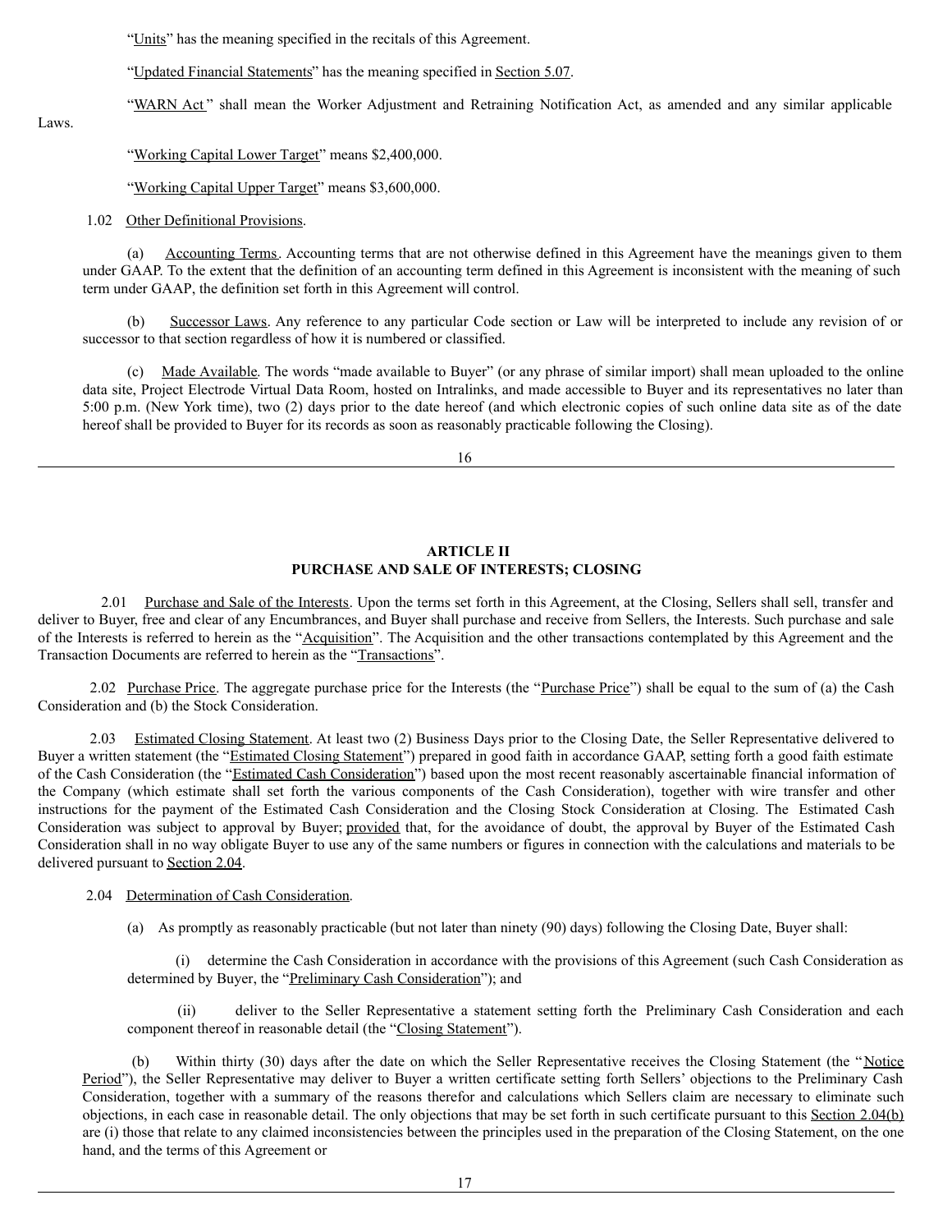"Units" has the meaning specified in the recitals of this Agreement.

"Updated Financial Statements" has the meaning specified in Section 5.07.

"WARN Act" shall mean the Worker Adjustment and Retraining Notification Act, as amended and any similar applicable Laws.

"Working Capital Lower Target" means $2,400,000.

"Working Capital Upper Target" means $3,600,000.

1.02 Other Definitional Provisions.

(a) Accounting Terms. Accounting terms that are not otherwise defined in this Agreement have the meanings given to them under GAAP. To the extent that the definition of an accounting term defined in this Agreement is inconsistent with the meaning of such term under GAAP, the definition set forth in this Agreement will control.

(b) Successor Laws. Any reference to any particular Code section or Law will be interpreted to include any revision of or successor to that section regardless of how it is numbered or classified.

(c) Made Available. The words "made available to Buyer" (or any phrase of similar import) shall mean uploaded to the online data site, Project Electrode Virtual Data Room, hosted on Intralinks, and made accessible to Buyer and its representatives no later than 5:00 p.m. (New York time), two (2) days prior to the date hereof (and which electronic copies of such online data site as of the date hereof shall be provided to Buyer for its records as soon as reasonably practicable following the Closing).

## ARTICLE II
## PURCHASE AND SALE OF INTERESTS; CLOSING

2.01 Purchase and Sale of the Interests. Upon the terms set forth in this Agreement, at the Closing, Sellers shall sell, transfer and deliver to Buyer, free and clear of any Encumbrances, and Buyer shall purchase and receive from Sellers, the Interests. Such purchase and sale of the Interests is referred to herein as the "Acquisition". The Acquisition and the other transactions contemplated by this Agreement and the Transaction Documents are referred to herein as the "Transactions".

2.02 Purchase Price. The aggregate purchase price for the Interests (the "Purchase Price") shall be equal to the sum of (a) the Cash Consideration and (b) the Stock Consideration.

2.03 Estimated Closing Statement. At least two (2) Business Days prior to the Closing Date, the Seller Representative delivered to Buyer a written statement (the "Estimated Closing Statement") prepared in good faith in accordance GAAP, setting forth a good faith estimate of the Cash Consideration (the "Estimated Cash Consideration") based upon the most recent reasonably ascertainable financial information of the Company (which estimate shall set forth the various components of the Cash Consideration), together with wire transfer and other instructions for the payment of the Estimated Cash Consideration and the Closing Stock Consideration at Closing. The Estimated Cash Consideration was subject to approval by Buyer; provided that, for the avoidance of doubt, the approval by Buyer of the Estimated Cash Consideration shall in no way obligate Buyer to use any of the same numbers or figures in connection with the calculations and materials to be delivered pursuant to Section 2.04.

2.04 Determination of Cash Consideration.

(a) As promptly as reasonably practicable (but not later than ninety (90) days) following the Closing Date, Buyer shall:

(i) determine the Cash Consideration in accordance with the provisions of this Agreement (such Cash Consideration as determined by Buyer, the "Preliminary Cash Consideration"); and

(ii) deliver to the Seller Representative a statement setting forth the Preliminary Cash Consideration and each component thereof in reasonable detail (the "Closing Statement").

(b) Within thirty (30) days after the date on which the Seller Representative receives the Closing Statement (the "Notice Period"), the Seller Representative may deliver to Buyer a written certificate setting forth Sellers' objections to the Preliminary Cash Consideration, together with a summary of the reasons therefor and calculations which Sellers claim are necessary to eliminate such objections, in each case in reasonable detail. The only objections that may be set forth in such certificate pursuant to this Section 2.04(b) are (i) those that relate to any claimed inconsistencies between the principles used in the preparation of the Closing Statement, on the one hand, and the terms of this Agreement or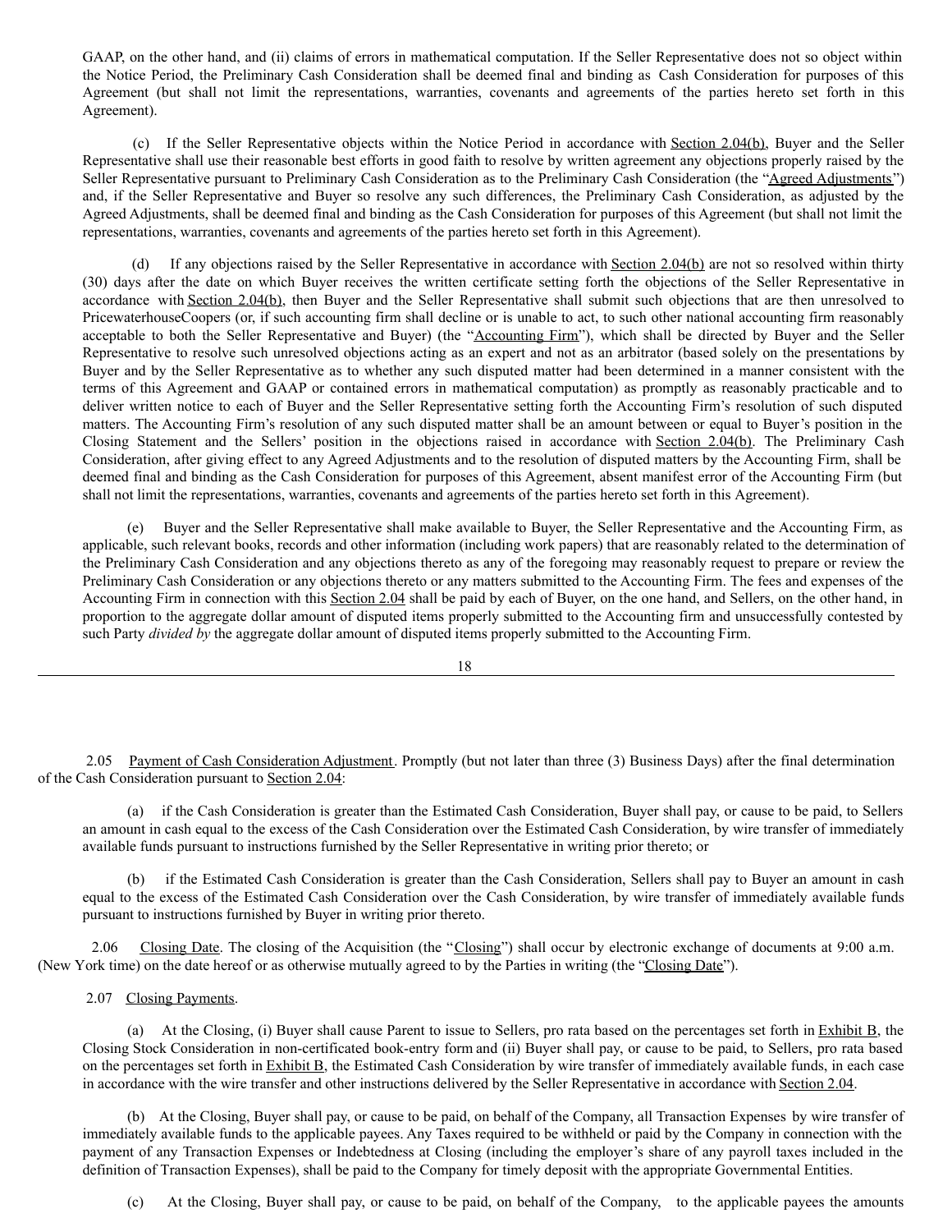GAAP, on the other hand, and (ii) claims of errors in mathematical computation. If the Seller Representative does not so object within the Notice Period, the Preliminary Cash Consideration shall be deemed final and binding as Cash Consideration for purposes of this Agreement (but shall not limit the representations, warranties, covenants and agreements of the parties hereto set forth in this Agreement).

(c) If the Seller Representative objects within the Notice Period in accordance with Section 2.04(b), Buyer and the Seller Representative shall use their reasonable best efforts in good faith to resolve by written agreement any objections properly raised by the Seller Representative pursuant to Preliminary Cash Consideration as to the Preliminary Cash Consideration (the "Agreed Adjustments") and, if the Seller Representative and Buyer so resolve any such differences, the Preliminary Cash Consideration, as adjusted by the Agreed Adjustments, shall be deemed final and binding as the Cash Consideration for purposes of this Agreement (but shall not limit the representations, warranties, covenants and agreements of the parties hereto set forth in this Agreement).

(d) If any objections raised by the Seller Representative in accordance with Section 2.04(b) are not so resolved within thirty (30) days after the date on which Buyer receives the written certificate setting forth the objections of the Seller Representative in accordance with Section 2.04(b), then Buyer and the Seller Representative shall submit such objections that are then unresolved to PricewaterhouseCoopers (or, if such accounting firm shall decline or is unable to act, to such other national accounting firm reasonably acceptable to both the Seller Representative and Buyer) (the "Accounting Firm"), which shall be directed by Buyer and the Seller Representative to resolve such unresolved objections acting as an expert and not as an arbitrator (based solely on the presentations by Buyer and by the Seller Representative as to whether any such disputed matter had been determined in a manner consistent with the terms of this Agreement and GAAP or contained errors in mathematical computation) as promptly as reasonably practicable and to deliver written notice to each of Buyer and the Seller Representative setting forth the Accounting Firm's resolution of such disputed matters. The Accounting Firm's resolution of any such disputed matter shall be an amount between or equal to Buyer's position in the Closing Statement and the Sellers' position in the objections raised in accordance with Section 2.04(b). The Preliminary Cash Consideration, after giving effect to any Agreed Adjustments and to the resolution of disputed matters by the Accounting Firm, shall be deemed final and binding as the Cash Consideration for purposes of this Agreement, absent manifest error of the Accounting Firm (but shall not limit the representations, warranties, covenants and agreements of the parties hereto set forth in this Agreement).

(e) Buyer and the Seller Representative shall make available to Buyer, the Seller Representative and the Accounting Firm, as applicable, such relevant books, records and other information (including work papers) that are reasonably related to the determination of the Preliminary Cash Consideration and any objections thereto as any of the foregoing may reasonably request to prepare or review the Preliminary Cash Consideration or any objections thereto or any matters submitted to the Accounting Firm. The fees and expenses of the Accounting Firm in connection with this Section 2.04 shall be paid by each of Buyer, on the one hand, and Sellers, on the other hand, in proportion to the aggregate dollar amount of disputed items properly submitted to the Accounting firm and unsuccessfully contested by such Party *divided by* the aggregate dollar amount of disputed items properly submitted to the Accounting Firm.

2.05 Payment of Cash Consideration Adjustment. Promptly (but not later than three (3) Business Days) after the final determination of the Cash Consideration pursuant to Section 2.04:

(a) if the Cash Consideration is greater than the Estimated Cash Consideration, Buyer shall pay, or cause to be paid, to Sellers an amount in cash equal to the excess of the Cash Consideration over the Estimated Cash Consideration, by wire transfer of immediately available funds pursuant to instructions furnished by the Seller Representative in writing prior thereto; or

(b) if the Estimated Cash Consideration is greater than the Cash Consideration, Sellers shall pay to Buyer an amount in cash equal to the excess of the Estimated Cash Consideration over the Cash Consideration, by wire transfer of immediately available funds pursuant to instructions furnished by Buyer in writing prior thereto.

2.06 Closing Date. The closing of the Acquisition (the "Closing") shall occur by electronic exchange of documents at 9:00 a.m. (New York time) on the date hereof or as otherwise mutually agreed to by the Parties in writing (the "Closing Date").

2.07 Closing Payments.

(a) At the Closing, (i) Buyer shall cause Parent to issue to Sellers, pro rata based on the percentages set forth in Exhibit B, the Closing Stock Consideration in non-certificated book-entry form and (ii) Buyer shall pay, or cause to be paid, to Sellers, pro rata based on the percentages set forth in Exhibit B, the Estimated Cash Consideration by wire transfer of immediately available funds, in each case in accordance with the wire transfer and other instructions delivered by the Seller Representative in accordance with Section 2.04.

(b) At the Closing, Buyer shall pay, or cause to be paid, on behalf of the Company, all Transaction Expenses by wire transfer of immediately available funds to the applicable payees. Any Taxes required to be withheld or paid by the Company in connection with the payment of any Transaction Expenses or Indebtedness at Closing (including the employer's share of any payroll taxes included in the definition of Transaction Expenses), shall be paid to the Company for timely deposit with the appropriate Governmental Entities.

(c) At the Closing, Buyer shall pay, or cause to be paid, on behalf of the Company, to the applicable payees the amounts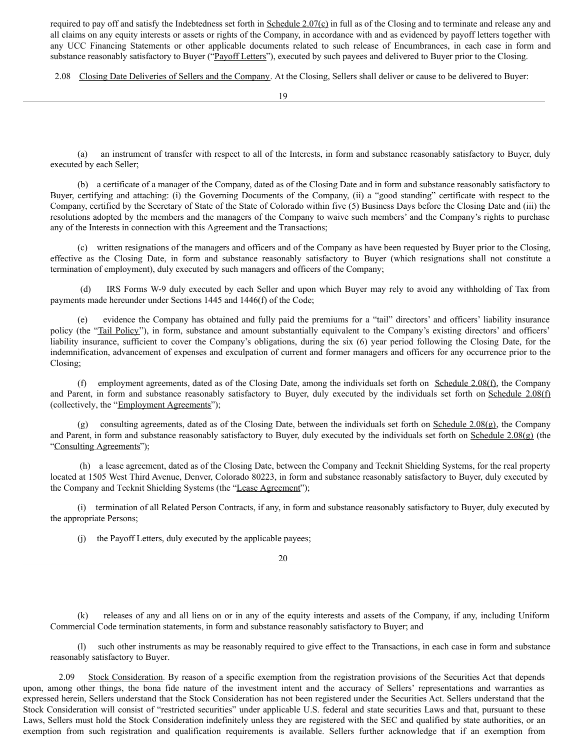required to pay off and satisfy the Indebtedness set forth in Schedule 2.07(c) in full as of the Closing and to terminate and release any and all claims on any equity interests or assets or rights of the Company, in accordance with and as evidenced by payoff letters together with any UCC Financing Statements or other applicable documents related to such release of Encumbrances, in each case in form and substance reasonably satisfactory to Buyer ("Payoff Letters"), executed by such payees and delivered to Buyer prior to the Closing.

2.08 Closing Date Deliveries of Sellers and the Company. At the Closing, Sellers shall deliver or cause to be delivered to Buyer:

(a) an instrument of transfer with respect to all of the Interests, in form and substance reasonably satisfactory to Buyer, duly executed by each Seller;

(b) a certificate of a manager of the Company, dated as of the Closing Date and in form and substance reasonably satisfactory to Buyer, certifying and attaching: (i) the Governing Documents of the Company, (ii) a "good standing" certificate with respect to the Company, certified by the Secretary of State of the State of Colorado within five (5) Business Days before the Closing Date and (iii) the resolutions adopted by the members and the managers of the Company to waive such members' and the Company's rights to purchase any of the Interests in connection with this Agreement and the Transactions;

(c) written resignations of the managers and officers and of the Company as have been requested by Buyer prior to the Closing, effective as the Closing Date, in form and substance reasonably satisfactory to Buyer (which resignations shall not constitute a termination of employment), duly executed by such managers and officers of the Company;

(d) IRS Forms W-9 duly executed by each Seller and upon which Buyer may rely to avoid any withholding of Tax from payments made hereunder under Sections 1445 and 1446(f) of the Code;

(e) evidence the Company has obtained and fully paid the premiums for a "tail" directors' and officers' liability insurance policy (the "Tail Policy"), in form, substance and amount substantially equivalent to the Company's existing directors' and officers' liability insurance, sufficient to cover the Company's obligations, during the six (6) year period following the Closing Date, for the indemnification, advancement of expenses and exculpation of current and former managers and officers for any occurrence prior to the Closing;

(f) employment agreements, dated as of the Closing Date, among the individuals set forth on Schedule 2.08(f), the Company and Parent, in form and substance reasonably satisfactory to Buyer, duly executed by the individuals set forth on Schedule 2.08(f) (collectively, the "Employment Agreements");

(g) consulting agreements, dated as of the Closing Date, between the individuals set forth on Schedule 2.08(g), the Company and Parent, in form and substance reasonably satisfactory to Buyer, duly executed by the individuals set forth on Schedule 2.08(g) (the "Consulting Agreements");

(h) a lease agreement, dated as of the Closing Date, between the Company and Tecknit Shielding Systems, for the real property located at 1505 West Third Avenue, Denver, Colorado 80223, in form and substance reasonably satisfactory to Buyer, duly executed by the Company and Tecknit Shielding Systems (the "Lease Agreement");

(i) termination of all Related Person Contracts, if any, in form and substance reasonably satisfactory to Buyer, duly executed by the appropriate Persons;

(j) the Payoff Letters, duly executed by the applicable payees;

(k) releases of any and all liens on or in any of the equity interests and assets of the Company, if any, including Uniform Commercial Code termination statements, in form and substance reasonably satisfactory to Buyer; and

(l) such other instruments as may be reasonably required to give effect to the Transactions, in each case in form and substance reasonably satisfactory to Buyer.

2.09 Stock Consideration. By reason of a specific exemption from the registration provisions of the Securities Act that depends upon, among other things, the bona fide nature of the investment intent and the accuracy of Sellers' representations and warranties as expressed herein, Sellers understand that the Stock Consideration has not been registered under the Securities Act. Sellers understand that the Stock Consideration will consist of "restricted securities" under applicable U.S. federal and state securities Laws and that, pursuant to these Laws, Sellers must hold the Stock Consideration indefinitely unless they are registered with the SEC and qualified by state authorities, or an exemption from such registration and qualification requirements is available. Sellers further acknowledge that if an exemption from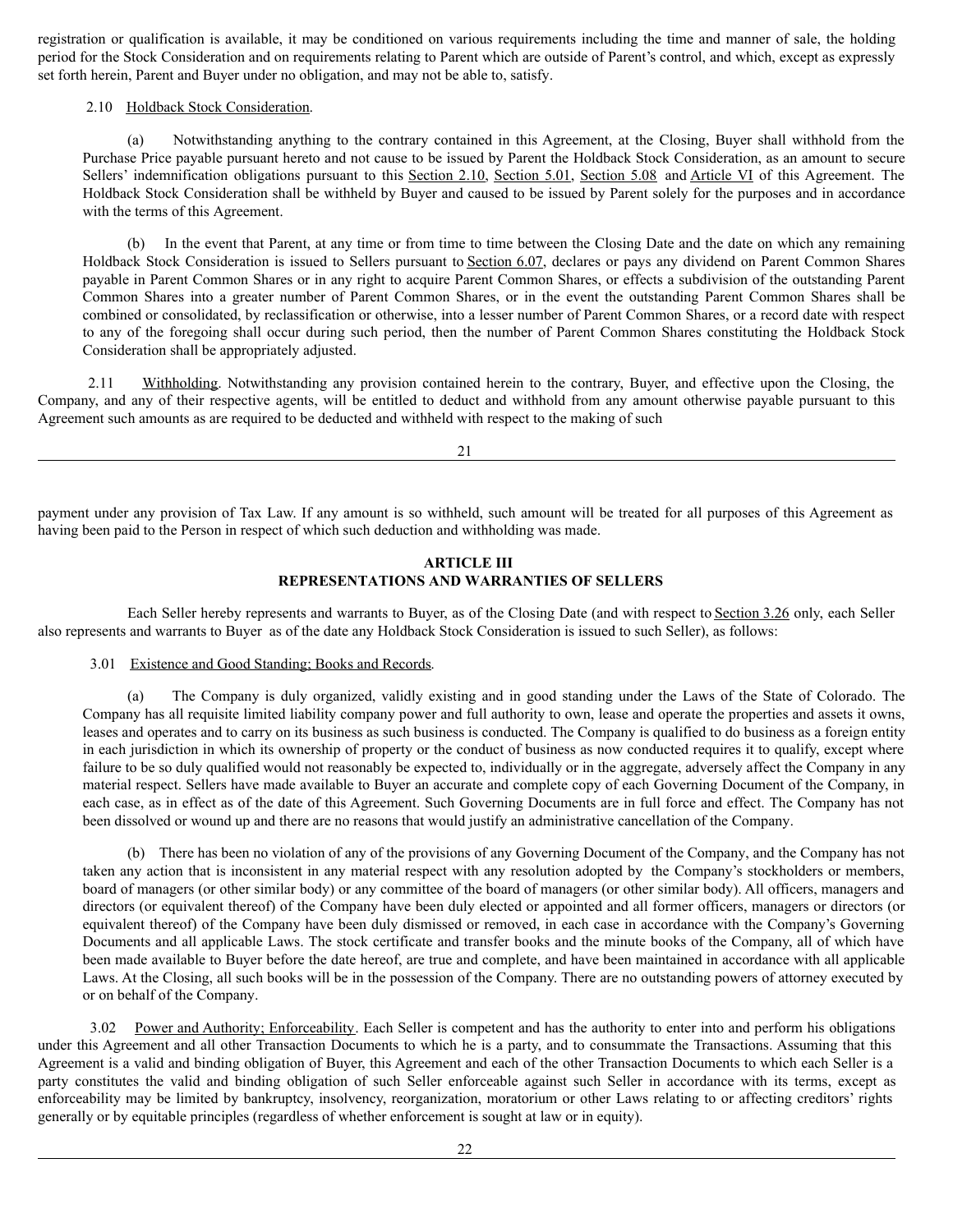registration or qualification is available, it may be conditioned on various requirements including the time and manner of sale, the holding period for the Stock Consideration and on requirements relating to Parent which are outside of Parent's control, and which, except as expressly set forth herein, Parent and Buyer under no obligation, and may not be able to, satisfy.

2.10 Holdback Stock Consideration.

(a) Notwithstanding anything to the contrary contained in this Agreement, at the Closing, Buyer shall withhold from the Purchase Price payable pursuant hereto and not cause to be issued by Parent the Holdback Stock Consideration, as an amount to secure Sellers' indemnification obligations pursuant to this Section 2.10, Section 5.01, Section 5.08 and Article VI of this Agreement. The Holdback Stock Consideration shall be withheld by Buyer and caused to be issued by Parent solely for the purposes and in accordance with the terms of this Agreement.

(b) In the event that Parent, at any time or from time to time between the Closing Date and the date on which any remaining Holdback Stock Consideration is issued to Sellers pursuant to Section 6.07, declares or pays any dividend on Parent Common Shares payable in Parent Common Shares or in any right to acquire Parent Common Shares, or effects a subdivision of the outstanding Parent Common Shares into a greater number of Parent Common Shares, or in the event the outstanding Parent Common Shares shall be combined or consolidated, by reclassification or otherwise, into a lesser number of Parent Common Shares, or a record date with respect to any of the foregoing shall occur during such period, then the number of Parent Common Shares constituting the Holdback Stock Consideration shall be appropriately adjusted.

2.11 Withholding. Notwithstanding any provision contained herein to the contrary, Buyer, and effective upon the Closing, the Company, and any of their respective agents, will be entitled to deduct and withhold from any amount otherwise payable pursuant to this Agreement such amounts as are required to be deducted and withheld with respect to the making of such payment under any provision of Tax Law. If any amount is so withheld, such amount will be treated for all purposes of this Agreement as having been paid to the Person in respect of which such deduction and withholding was made.

## ARTICLE III
## REPRESENTATIONS AND WARRANTIES OF SELLERS

Each Seller hereby represents and warrants to Buyer, as of the Closing Date (and with respect to Section 3.26 only, each Seller also represents and warrants to Buyer as of the date any Holdback Stock Consideration is issued to such Seller), as follows:

3.01 Existence and Good Standing; Books and Records.

(a) The Company is duly organized, validly existing and in good standing under the Laws of the State of Colorado. The Company has all requisite limited liability company power and full authority to own, lease and operate the properties and assets it owns, leases and operates and to carry on its business as such business is conducted. The Company is qualified to do business as a foreign entity in each jurisdiction in which its ownership of property or the conduct of business as now conducted requires it to qualify, except where failure to be so duly qualified would not reasonably be expected to, individually or in the aggregate, adversely affect the Company in any material respect. Sellers have made available to Buyer an accurate and complete copy of each Governing Document of the Company, in each case, as in effect as of the date of this Agreement. Such Governing Documents are in full force and effect. The Company has not been dissolved or wound up and there are no reasons that would justify an administrative cancellation of the Company.

(b) There has been no violation of any of the provisions of any Governing Document of the Company, and the Company has not taken any action that is inconsistent in any material respect with any resolution adopted by the Company's stockholders or members, board of managers (or other similar body) or any committee of the board of managers (or other similar body). All officers, managers and directors (or equivalent thereof) of the Company have been duly elected or appointed and all former officers, managers or directors (or equivalent thereof) of the Company have been duly dismissed or removed, in each case in accordance with the Company's Governing Documents and all applicable Laws. The stock certificate and transfer books and the minute books of the Company, all of which have been made available to Buyer before the date hereof, are true and complete, and have been maintained in accordance with all applicable Laws. At the Closing, all such books will be in the possession of the Company. There are no outstanding powers of attorney executed by or on behalf of the Company.

3.02 Power and Authority; Enforceability. Each Seller is competent and has the authority to enter into and perform his obligations under this Agreement and all other Transaction Documents to which he is a party, and to consummate the Transactions. Assuming that this Agreement is a valid and binding obligation of Buyer, this Agreement and each of the other Transaction Documents to which each Seller is a party constitutes the valid and binding obligation of such Seller enforceable against such Seller in accordance with its terms, except as enforceability may be limited by bankruptcy, insolvency, reorganization, moratorium or other Laws relating to or affecting creditors' rights generally or by equitable principles (regardless of whether enforcement is sought at law or in equity).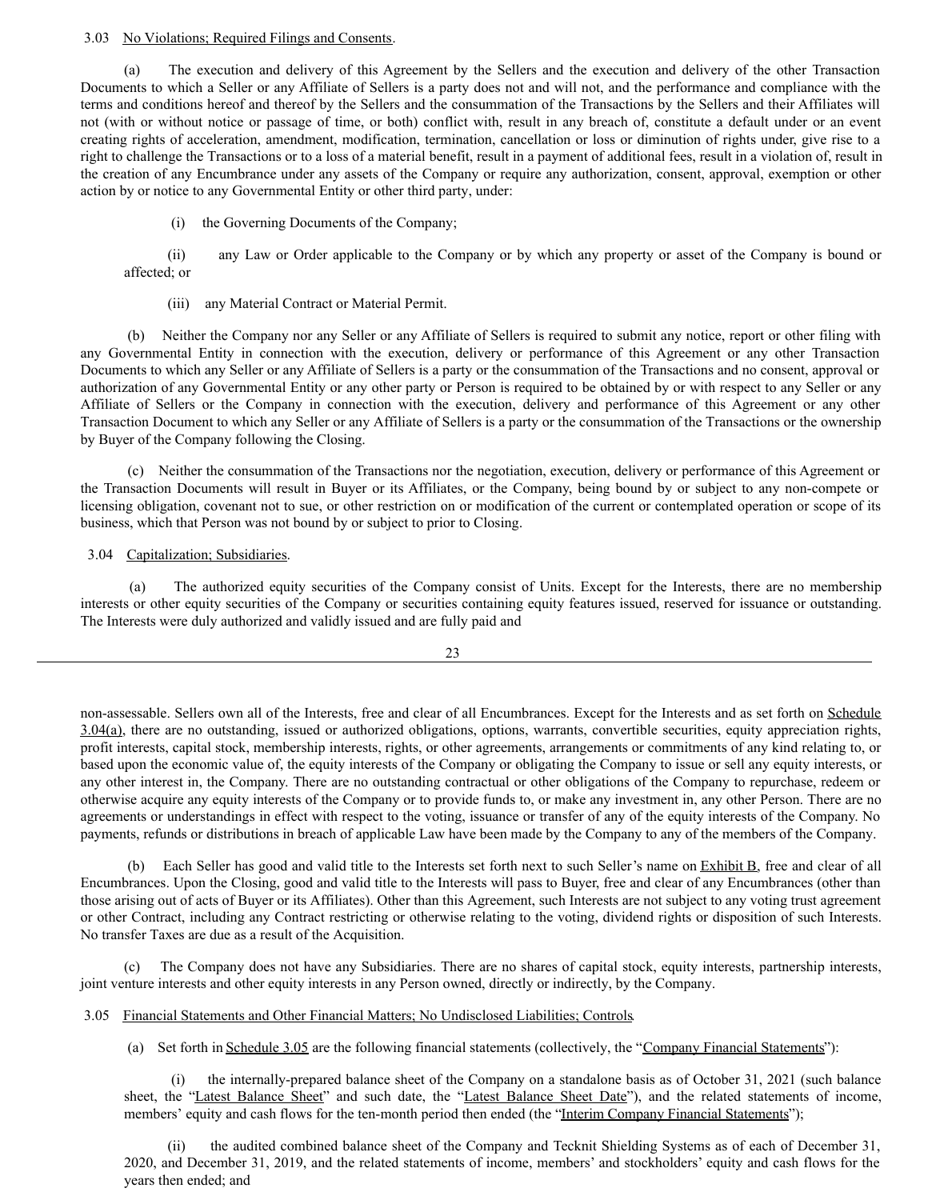3.03 No Violations; Required Filings and Consents.

(a) The execution and delivery of this Agreement by the Sellers and the execution and delivery of the other Transaction Documents to which a Seller or any Affiliate of Sellers is a party does not and will not, and the performance and compliance with the terms and conditions hereof and thereof by the Sellers and the consummation of the Transactions by the Sellers and their Affiliates will not (with or without notice or passage of time, or both) conflict with, result in any breach of, constitute a default under or an event creating rights of acceleration, amendment, modification, termination, cancellation or loss or diminution of rights under, give rise to a right to challenge the Transactions or to a loss of a material benefit, result in a payment of additional fees, result in a violation of, result in the creation of any Encumbrance under any assets of the Company or require any authorization, consent, approval, exemption or other action by or notice to any Governmental Entity or other third party, under:

(i) the Governing Documents of the Company;

(ii) any Law or Order applicable to the Company or by which any property or asset of the Company is bound or affected; or

(iii) any Material Contract or Material Permit.

(b) Neither the Company nor any Seller or any Affiliate of Sellers is required to submit any notice, report or other filing with any Governmental Entity in connection with the execution, delivery or performance of this Agreement or any other Transaction Documents to which any Seller or any Affiliate of Sellers is a party or the consummation of the Transactions and no consent, approval or authorization of any Governmental Entity or any other party or Person is required to be obtained by or with respect to any Seller or any Affiliate of Sellers or the Company in connection with the execution, delivery and performance of this Agreement or any other Transaction Document to which any Seller or any Affiliate of Sellers is a party or the consummation of the Transactions or the ownership by Buyer of the Company following the Closing.

(c) Neither the consummation of the Transactions nor the negotiation, execution, delivery or performance of this Agreement or the Transaction Documents will result in Buyer or its Affiliates, or the Company, being bound by or subject to any non-compete or licensing obligation, covenant not to sue, or other restriction on or modification of the current or contemplated operation or scope of its business, which that Person was not bound by or subject to prior to Closing.

3.04 Capitalization; Subsidiaries.

(a) The authorized equity securities of the Company consist of Units. Except for the Interests, there are no membership interests or other equity securities of the Company or securities containing equity features issued, reserved for issuance or outstanding. The Interests were duly authorized and validly issued and are fully paid and non-assessable. Sellers own all of the Interests, free and clear of all Encumbrances. Except for the Interests and as set forth on Schedule 3.04(a), there are no outstanding, issued or authorized obligations, options, warrants, convertible securities, equity appreciation rights, profit interests, capital stock, membership interests, rights, or other agreements, arrangements or commitments of any kind relating to, or based upon the economic value of, the equity interests of the Company or obligating the Company to issue or sell any equity interests, or any other interest in, the Company. There are no outstanding contractual or other obligations of the Company to repurchase, redeem or otherwise acquire any equity interests of the Company or to provide funds to, or make any investment in, any other Person. There are no agreements or understandings in effect with respect to the voting, issuance or transfer of any of the equity interests of the Company. No payments, refunds or distributions in breach of applicable Law have been made by the Company to any of the members of the Company.

(b) Each Seller has good and valid title to the Interests set forth next to such Seller's name on Exhibit B, free and clear of all Encumbrances. Upon the Closing, good and valid title to the Interests will pass to Buyer, free and clear of any Encumbrances (other than those arising out of acts of Buyer or its Affiliates). Other than this Agreement, such Interests are not subject to any voting trust agreement or other Contract, including any Contract restricting or otherwise relating to the voting, dividend rights or disposition of such Interests. No transfer Taxes are due as a result of the Acquisition.

(c) The Company does not have any Subsidiaries. There are no shares of capital stock, equity interests, partnership interests, joint venture interests and other equity interests in any Person owned, directly or indirectly, by the Company.

3.05 Financial Statements and Other Financial Matters; No Undisclosed Liabilities; Controls.

(a) Set forth in Schedule 3.05 are the following financial statements (collectively, the "Company Financial Statements"):

(i) the internally-prepared balance sheet of the Company on a standalone basis as of October 31, 2021 (such balance sheet, the "Latest Balance Sheet" and such date, the "Latest Balance Sheet Date"), and the related statements of income, members' equity and cash flows for the ten-month period then ended (the "Interim Company Financial Statements");

(ii) the audited combined balance sheet of the Company and Tecknit Shielding Systems as of each of December 31, 2020, and December 31, 2019, and the related statements of income, members' and stockholders' equity and cash flows for the years then ended; and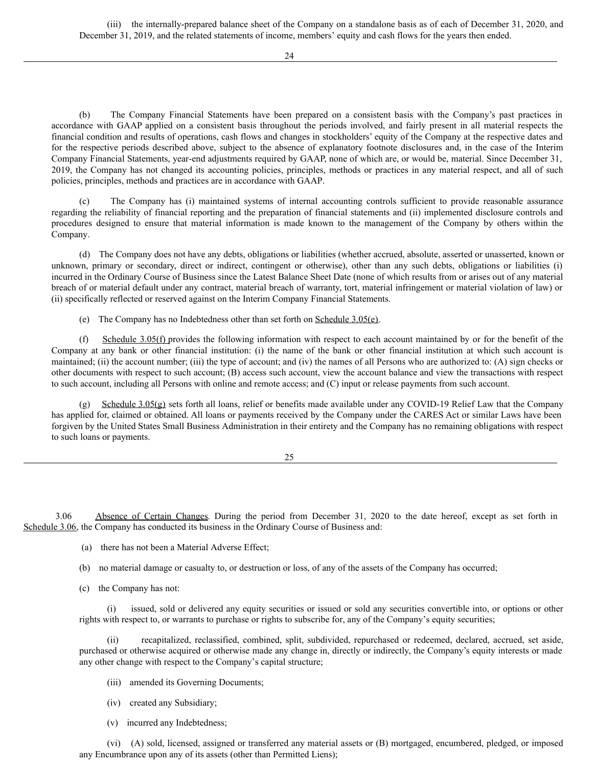(iii) the internally-prepared balance sheet of the Company on a standalone basis as of each of December 31, 2020, and December 31, 2019, and the related statements of income, members' equity and cash flows for the years then ended.

(b) The Company Financial Statements have been prepared on a consistent basis with the Company's past practices in accordance with GAAP applied on a consistent basis throughout the periods involved, and fairly present in all material respects the financial condition and results of operations, cash flows and changes in stockholders' equity of the Company at the respective dates and for the respective periods described above, subject to the absence of explanatory footnote disclosures and, in the case of the Interim Company Financial Statements, year-end adjustments required by GAAP, none of which are, or would be, material. Since December 31, 2019, the Company has not changed its accounting policies, principles, methods or practices in any material respect, and all of such policies, principles, methods and practices are in accordance with GAAP.

(c) The Company has (i) maintained systems of internal accounting controls sufficient to provide reasonable assurance regarding the reliability of financial reporting and the preparation of financial statements and (ii) implemented disclosure controls and procedures designed to ensure that material information is made known to the management of the Company by others within the Company.

(d) The Company does not have any debts, obligations or liabilities (whether accrued, absolute, asserted or unasserted, known or unknown, primary or secondary, direct or indirect, contingent or otherwise), other than any such debts, obligations or liabilities (i) incurred in the Ordinary Course of Business since the Latest Balance Sheet Date (none of which results from or arises out of any material breach of or material default under any contract, material breach of warranty, tort, material infringement or material violation of law) or (ii) specifically reflected or reserved against on the Interim Company Financial Statements.

(e) The Company has no Indebtedness other than set forth on Schedule 3.05(e).

(f) Schedule 3.05(f) provides the following information with respect to each account maintained by or for the benefit of the Company at any bank or other financial institution: (i) the name of the bank or other financial institution at which such account is maintained; (ii) the account number; (iii) the type of account; and (iv) the names of all Persons who are authorized to: (A) sign checks or other documents with respect to such account; (B) access such account, view the account balance and view the transactions with respect to such account, including all Persons with online and remote access; and (C) input or release payments from such account.

(g) Schedule 3.05(g) sets forth all loans, relief or benefits made available under any COVID-19 Relief Law that the Company has applied for, claimed or obtained. All loans or payments received by the Company under the CARES Act or similar Laws have been forgiven by the United States Small Business Administration in their entirety and the Company has no remaining obligations with respect to such loans or payments.

3.06 Absence of Certain Changes. During the period from December 31, 2020 to the date hereof, except as set forth in Schedule 3.06, the Company has conducted its business in the Ordinary Course of Business and:

(a) there has not been a Material Adverse Effect;

(b) no material damage or casualty to, or destruction or loss, of any of the assets of the Company has occurred;

(c) the Company has not:

(i) issued, sold or delivered any equity securities or issued or sold any securities convertible into, or options or other rights with respect to, or warrants to purchase or rights to subscribe for, any of the Company's equity securities;

(ii) recapitalized, reclassified, combined, split, subdivided, repurchased or redeemed, declared, accrued, set aside, purchased or otherwise acquired or otherwise made any change in, directly or indirectly, the Company's equity interests or made any other change with respect to the Company's capital structure;

(iii) amended its Governing Documents;

(iv) created any Subsidiary;

(v) incurred any Indebtedness;

(vi) (A) sold, licensed, assigned or transferred any material assets or (B) mortgaged, encumbered, pledged, or imposed any Encumbrance upon any of its assets (other than Permitted Liens);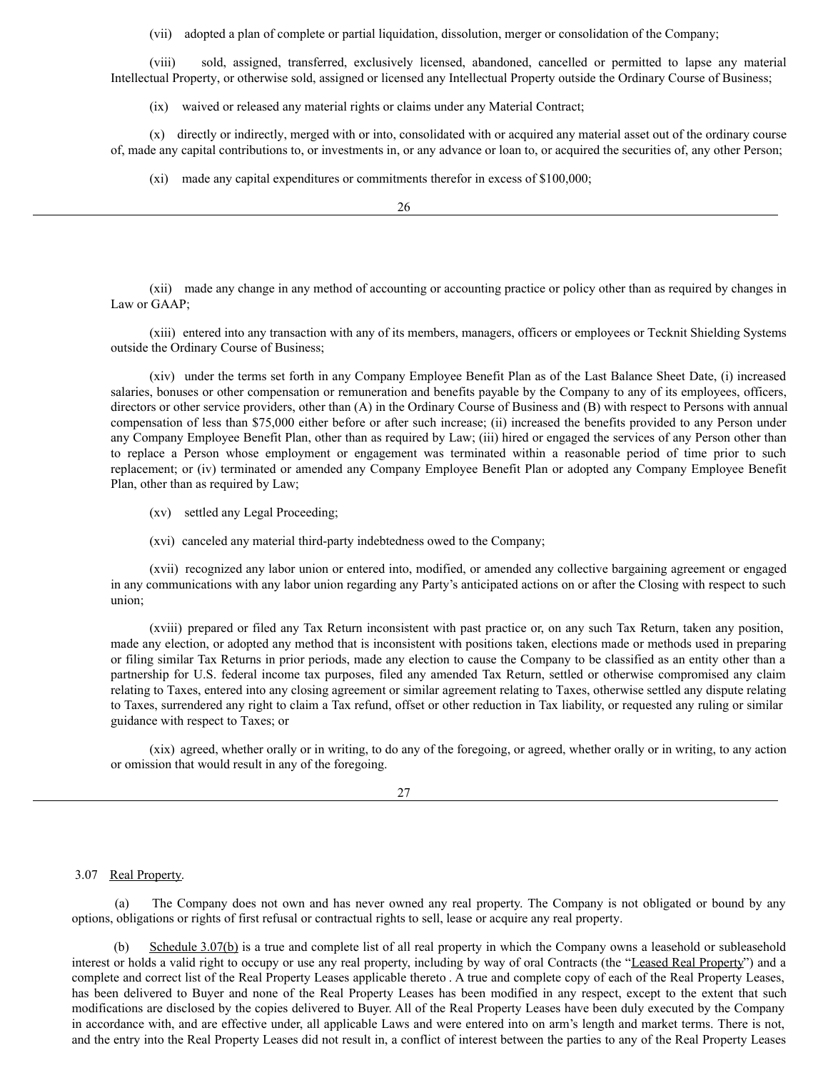(vii) adopted a plan of complete or partial liquidation, dissolution, merger or consolidation of the Company;

(viii) sold, assigned, transferred, exclusively licensed, abandoned, cancelled or permitted to lapse any material Intellectual Property, or otherwise sold, assigned or licensed any Intellectual Property outside the Ordinary Course of Business;

(ix) waived or released any material rights or claims under any Material Contract;

(x) directly or indirectly, merged with or into, consolidated with or acquired any material asset out of the ordinary course of, made any capital contributions to, or investments in, or any advance or loan to, or acquired the securities of, any other Person;

(xi) made any capital expenditures or commitments therefor in excess of $100,000;

(xii) made any change in any method of accounting or accounting practice or policy other than as required by changes in Law or GAAP;

(xiii) entered into any transaction with any of its members, managers, officers or employees or Tecknit Shielding Systems outside the Ordinary Course of Business;

(xiv) under the terms set forth in any Company Employee Benefit Plan as of the Last Balance Sheet Date, (i) increased salaries, bonuses or other compensation or remuneration and benefits payable by the Company to any of its employees, officers, directors or other service providers, other than (A) in the Ordinary Course of Business and (B) with respect to Persons with annual compensation of less than $75,000 either before or after such increase; (ii) increased the benefits provided to any Person under any Company Employee Benefit Plan, other than as required by Law; (iii) hired or engaged the services of any Person other than to replace a Person whose employment or engagement was terminated within a reasonable period of time prior to such replacement; or (iv) terminated or amended any Company Employee Benefit Plan or adopted any Company Employee Benefit Plan, other than as required by Law;

(xv) settled any Legal Proceeding;

(xvi) canceled any material third-party indebtedness owed to the Company;

(xvii) recognized any labor union or entered into, modified, or amended any collective bargaining agreement or engaged in any communications with any labor union regarding any Party's anticipated actions on or after the Closing with respect to such union;

(xviii) prepared or filed any Tax Return inconsistent with past practice or, on any such Tax Return, taken any position, made any election, or adopted any method that is inconsistent with positions taken, elections made or methods used in preparing or filing similar Tax Returns in prior periods, made any election to cause the Company to be classified as an entity other than a partnership for U.S. federal income tax purposes, filed any amended Tax Return, settled or otherwise compromised any claim relating to Taxes, entered into any closing agreement or similar agreement relating to Taxes, otherwise settled any dispute relating to Taxes, surrendered any right to claim a Tax refund, offset or other reduction in Tax liability, or requested any ruling or similar guidance with respect to Taxes; or

(xix) agreed, whether orally or in writing, to do any of the foregoing, or agreed, whether orally or in writing, to any action or omission that would result in any of the foregoing.

3.07 Real Property.

(a) The Company does not own and has never owned any real property. The Company is not obligated or bound by any options, obligations or rights of first refusal or contractual rights to sell, lease or acquire any real property.

(b) Schedule 3.07(b) is a true and complete list of all real property in which the Company owns a leasehold or subleasehold interest or holds a valid right to occupy or use any real property, including by way of oral Contracts (the "Leased Real Property") and a complete and correct list of the Real Property Leases applicable thereto . A true and complete copy of each of the Real Property Leases, has been delivered to Buyer and none of the Real Property Leases has been modified in any respect, except to the extent that such modifications are disclosed by the copies delivered to Buyer. All of the Real Property Leases have been duly executed by the Company in accordance with, and are effective under, all applicable Laws and were entered into on arm's length and market terms. There is not, and the entry into the Real Property Leases did not result in, a conflict of interest between the parties to any of the Real Property Leases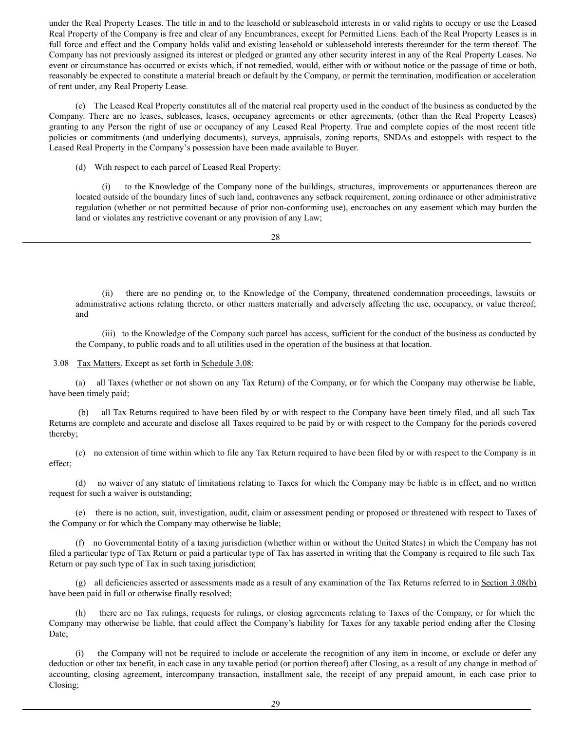under the Real Property Leases. The title in and to the leasehold or subleasehold interests in or valid rights to occupy or use the Leased Real Property of the Company is free and clear of any Encumbrances, except for Permitted Liens. Each of the Real Property Leases is in full force and effect and the Company holds valid and existing leasehold or subleasehold interests thereunder for the term thereof. The Company has not previously assigned its interest or pledged or granted any other security interest in any of the Real Property Leases. No event or circumstance has occurred or exists which, if not remedied, would, either with or without notice or the passage of time or both, reasonably be expected to constitute a material breach or default by the Company, or permit the termination, modification or acceleration of rent under, any Real Property Lease.

(c) The Leased Real Property constitutes all of the material real property used in the conduct of the business as conducted by the Company. There are no leases, subleases, leases, occupancy agreements or other agreements, (other than the Real Property Leases) granting to any Person the right of use or occupancy of any Leased Real Property. True and complete copies of the most recent title policies or commitments (and underlying documents), surveys, appraisals, zoning reports, SNDAs and estoppels with respect to the Leased Real Property in the Company's possession have been made available to Buyer.

(d) With respect to each parcel of Leased Real Property:

(i) to the Knowledge of the Company none of the buildings, structures, improvements or appurtenances thereon are located outside of the boundary lines of such land, contravenes any setback requirement, zoning ordinance or other administrative regulation (whether or not permitted because of prior non-conforming use), encroaches on any easement which may burden the land or violates any restrictive covenant or any provision of any Law;

(ii) there are no pending or, to the Knowledge of the Company, threatened condemnation proceedings, lawsuits or administrative actions relating thereto, or other matters materially and adversely affecting the use, occupancy, or value thereof; and

(iii) to the Knowledge of the Company such parcel has access, sufficient for the conduct of the business as conducted by the Company, to public roads and to all utilities used in the operation of the business at that location.

3.08 Tax Matters. Except as set forth in Schedule 3.08:

(a) all Taxes (whether or not shown on any Tax Return) of the Company, or for which the Company may otherwise be liable, have been timely paid;

(b) all Tax Returns required to have been filed by or with respect to the Company have been timely filed, and all such Tax Returns are complete and accurate and disclose all Taxes required to be paid by or with respect to the Company for the periods covered thereby;

(c) no extension of time within which to file any Tax Return required to have been filed by or with respect to the Company is in effect;

(d) no waiver of any statute of limitations relating to Taxes for which the Company may be liable is in effect, and no written request for such a waiver is outstanding;

(e) there is no action, suit, investigation, audit, claim or assessment pending or proposed or threatened with respect to Taxes of the Company or for which the Company may otherwise be liable;

(f) no Governmental Entity of a taxing jurisdiction (whether within or without the United States) in which the Company has not filed a particular type of Tax Return or paid a particular type of Tax has asserted in writing that the Company is required to file such Tax Return or pay such type of Tax in such taxing jurisdiction;

(g) all deficiencies asserted or assessments made as a result of any examination of the Tax Returns referred to in Section 3.08(b) have been paid in full or otherwise finally resolved;

(h) there are no Tax rulings, requests for rulings, or closing agreements relating to Taxes of the Company, or for which the Company may otherwise be liable, that could affect the Company's liability for Taxes for any taxable period ending after the Closing Date;

(i) the Company will not be required to include or accelerate the recognition of any item in income, or exclude or defer any deduction or other tax benefit, in each case in any taxable period (or portion thereof) after Closing, as a result of any change in method of accounting, closing agreement, intercompany transaction, installment sale, the receipt of any prepaid amount, in each case prior to Closing;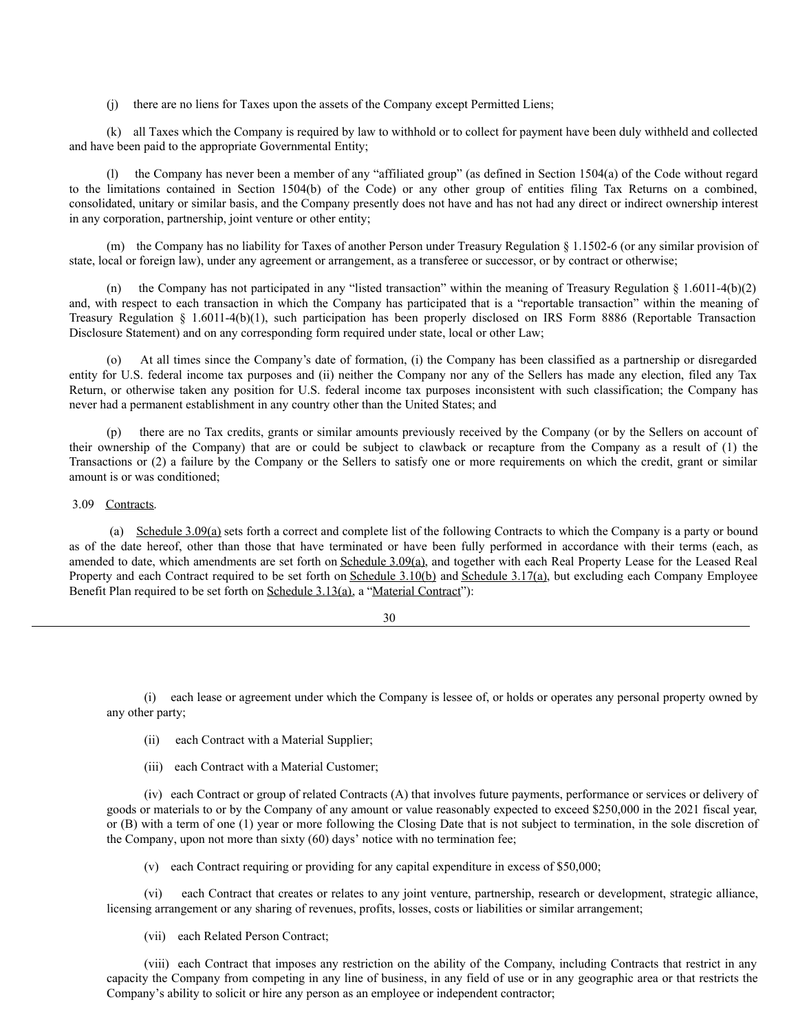(j) there are no liens for Taxes upon the assets of the Company except Permitted Liens;

(k) all Taxes which the Company is required by law to withhold or to collect for payment have been duly withheld and collected and have been paid to the appropriate Governmental Entity;

(l) the Company has never been a member of any "affiliated group" (as defined in Section 1504(a) of the Code without regard to the limitations contained in Section 1504(b) of the Code) or any other group of entities filing Tax Returns on a combined, consolidated, unitary or similar basis, and the Company presently does not have and has not had any direct or indirect ownership interest in any corporation, partnership, joint venture or other entity;

(m) the Company has no liability for Taxes of another Person under Treasury Regulation § 1.1502-6 (or any similar provision of state, local or foreign law), under any agreement or arrangement, as a transferee or successor, or by contract or otherwise;

(n) the Company has not participated in any "listed transaction" within the meaning of Treasury Regulation § 1.6011-4(b)(2) and, with respect to each transaction in which the Company has participated that is a "reportable transaction" within the meaning of Treasury Regulation § 1.6011-4(b)(1), such participation has been properly disclosed on IRS Form 8886 (Reportable Transaction Disclosure Statement) and on any corresponding form required under state, local or other Law;

(o) At all times since the Company's date of formation, (i) the Company has been classified as a partnership or disregarded entity for U.S. federal income tax purposes and (ii) neither the Company nor any of the Sellers has made any election, filed any Tax Return, or otherwise taken any position for U.S. federal income tax purposes inconsistent with such classification; the Company has never had a permanent establishment in any country other than the United States; and

(p) there are no Tax credits, grants or similar amounts previously received by the Company (or by the Sellers on account of their ownership of the Company) that are or could be subject to clawback or recapture from the Company as a result of (1) the Transactions or (2) a failure by the Company or the Sellers to satisfy one or more requirements on which the credit, grant or similar amount is or was conditioned;

3.09 Contracts.

(a) Schedule 3.09(a) sets forth a correct and complete list of the following Contracts to which the Company is a party or bound as of the date hereof, other than those that have terminated or have been fully performed in accordance with their terms (each, as amended to date, which amendments are set forth on Schedule 3.09(a), and together with each Real Property Lease for the Leased Real Property and each Contract required to be set forth on Schedule 3.10(b) and Schedule 3.17(a), but excluding each Company Employee Benefit Plan required to be set forth on Schedule 3.13(a), a "Material Contract"):

(i) each lease or agreement under which the Company is lessee of, or holds or operates any personal property owned by any other party;

(ii) each Contract with a Material Supplier;

(iii) each Contract with a Material Customer;

(iv) each Contract or group of related Contracts (A) that involves future payments, performance or services or delivery of goods or materials to or by the Company of any amount or value reasonably expected to exceed $250,000 in the 2021 fiscal year, or (B) with a term of one (1) year or more following the Closing Date that is not subject to termination, in the sole discretion of the Company, upon not more than sixty (60) days' notice with no termination fee;

(v) each Contract requiring or providing for any capital expenditure in excess of $50,000;

(vi) each Contract that creates or relates to any joint venture, partnership, research or development, strategic alliance, licensing arrangement or any sharing of revenues, profits, losses, costs or liabilities or similar arrangement;

(vii) each Related Person Contract;

(viii) each Contract that imposes any restriction on the ability of the Company, including Contracts that restrict in any capacity the Company from competing in any line of business, in any field of use or in any geographic area or that restricts the Company's ability to solicit or hire any person as an employee or independent contractor;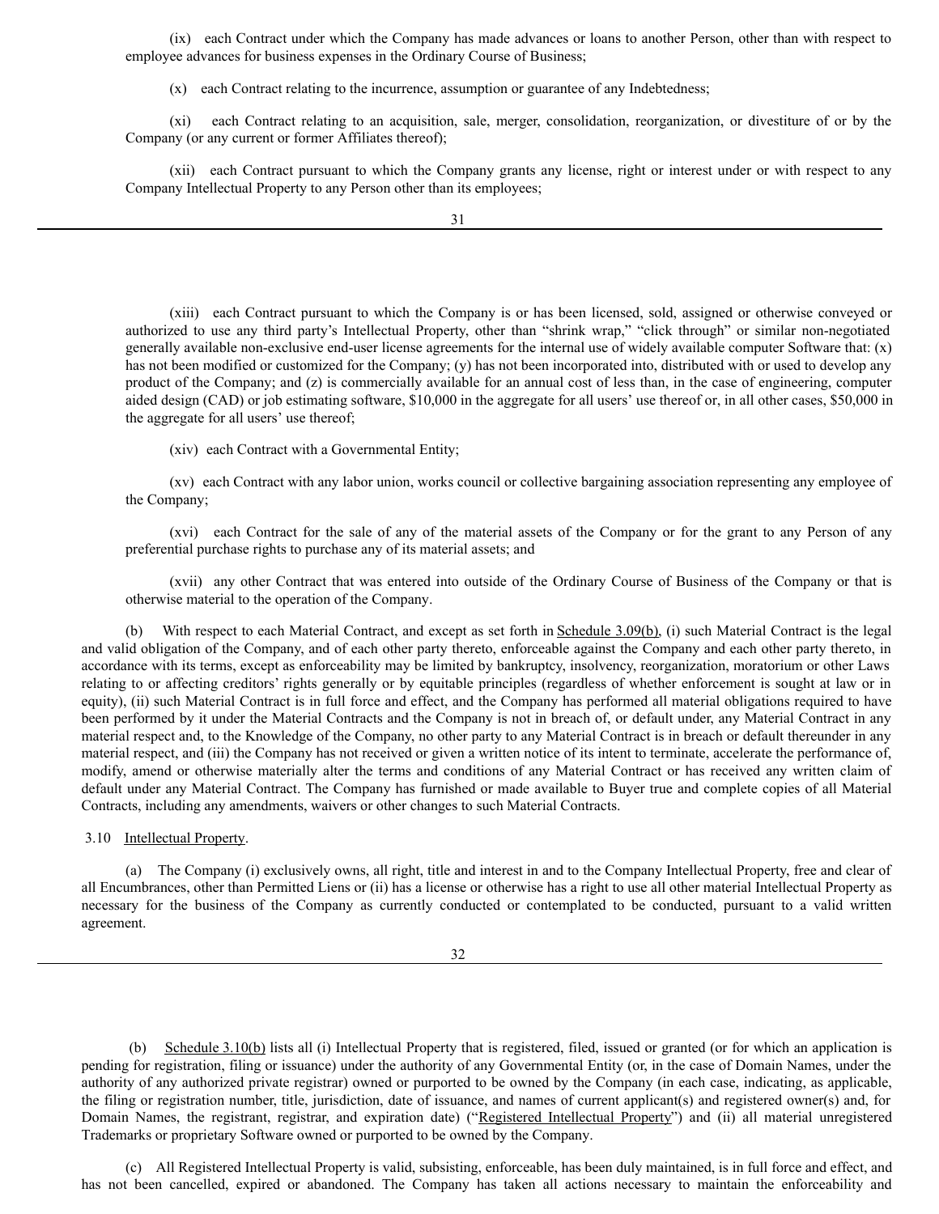(ix) each Contract under which the Company has made advances or loans to another Person, other than with respect to employee advances for business expenses in the Ordinary Course of Business;

(x) each Contract relating to the incurrence, assumption or guarantee of any Indebtedness;

(xi) each Contract relating to an acquisition, sale, merger, consolidation, reorganization, or divestiture of or by the Company (or any current or former Affiliates thereof);

(xii) each Contract pursuant to which the Company grants any license, right or interest under or with respect to any Company Intellectual Property to any Person other than its employees;

(xiii) each Contract pursuant to which the Company is or has been licensed, sold, assigned or otherwise conveyed or authorized to use any third party's Intellectual Property, other than "shrink wrap," "click through" or similar non-negotiated generally available non-exclusive end-user license agreements for the internal use of widely available computer Software that: (x) has not been modified or customized for the Company; (y) has not been incorporated into, distributed with or used to develop any product of the Company; and (z) is commercially available for an annual cost of less than, in the case of engineering, computer aided design (CAD) or job estimating software, $10,000 in the aggregate for all users' use thereof or, in all other cases, $50,000 in the aggregate for all users' use thereof;

(xiv) each Contract with a Governmental Entity;

(xv) each Contract with any labor union, works council or collective bargaining association representing any employee of the Company;

(xvi) each Contract for the sale of any of the material assets of the Company or for the grant to any Person of any preferential purchase rights to purchase any of its material assets; and

(xvii) any other Contract that was entered into outside of the Ordinary Course of Business of the Company or that is otherwise material to the operation of the Company.

(b) With respect to each Material Contract, and except as set forth in Schedule 3.09(b), (i) such Material Contract is the legal and valid obligation of the Company, and of each other party thereto, enforceable against the Company and each other party thereto, in accordance with its terms, except as enforceability may be limited by bankruptcy, insolvency, reorganization, moratorium or other Laws relating to or affecting creditors' rights generally or by equitable principles (regardless of whether enforcement is sought at law or in equity), (ii) such Material Contract is in full force and effect, and the Company has performed all material obligations required to have been performed by it under the Material Contracts and the Company is not in breach of, or default under, any Material Contract in any material respect and, to the Knowledge of the Company, no other party to any Material Contract is in breach or default thereunder in any material respect, and (iii) the Company has not received or given a written notice of its intent to terminate, accelerate the performance of, modify, amend or otherwise materially alter the terms and conditions of any Material Contract or has received any written claim of default under any Material Contract. The Company has furnished or made available to Buyer true and complete copies of all Material Contracts, including any amendments, waivers or other changes to such Material Contracts.

3.10 Intellectual Property.

(a) The Company (i) exclusively owns, all right, title and interest in and to the Company Intellectual Property, free and clear of all Encumbrances, other than Permitted Liens or (ii) has a license or otherwise has a right to use all other material Intellectual Property as necessary for the business of the Company as currently conducted or contemplated to be conducted, pursuant to a valid written agreement.

(b) Schedule 3.10(b) lists all (i) Intellectual Property that is registered, filed, issued or granted (or for which an application is pending for registration, filing or issuance) under the authority of any Governmental Entity (or, in the case of Domain Names, under the authority of any authorized private registrar) owned or purported to be owned by the Company (in each case, indicating, as applicable, the filing or registration number, title, jurisdiction, date of issuance, and names of current applicant(s) and registered owner(s) and, for Domain Names, the registrant, registrar, and expiration date) ("Registered Intellectual Property") and (ii) all material unregistered Trademarks or proprietary Software owned or purported to be owned by the Company.

(c) All Registered Intellectual Property is valid, subsisting, enforceable, has been duly maintained, is in full force and effect, and has not been cancelled, expired or abandoned. The Company has taken all actions necessary to maintain the enforceability and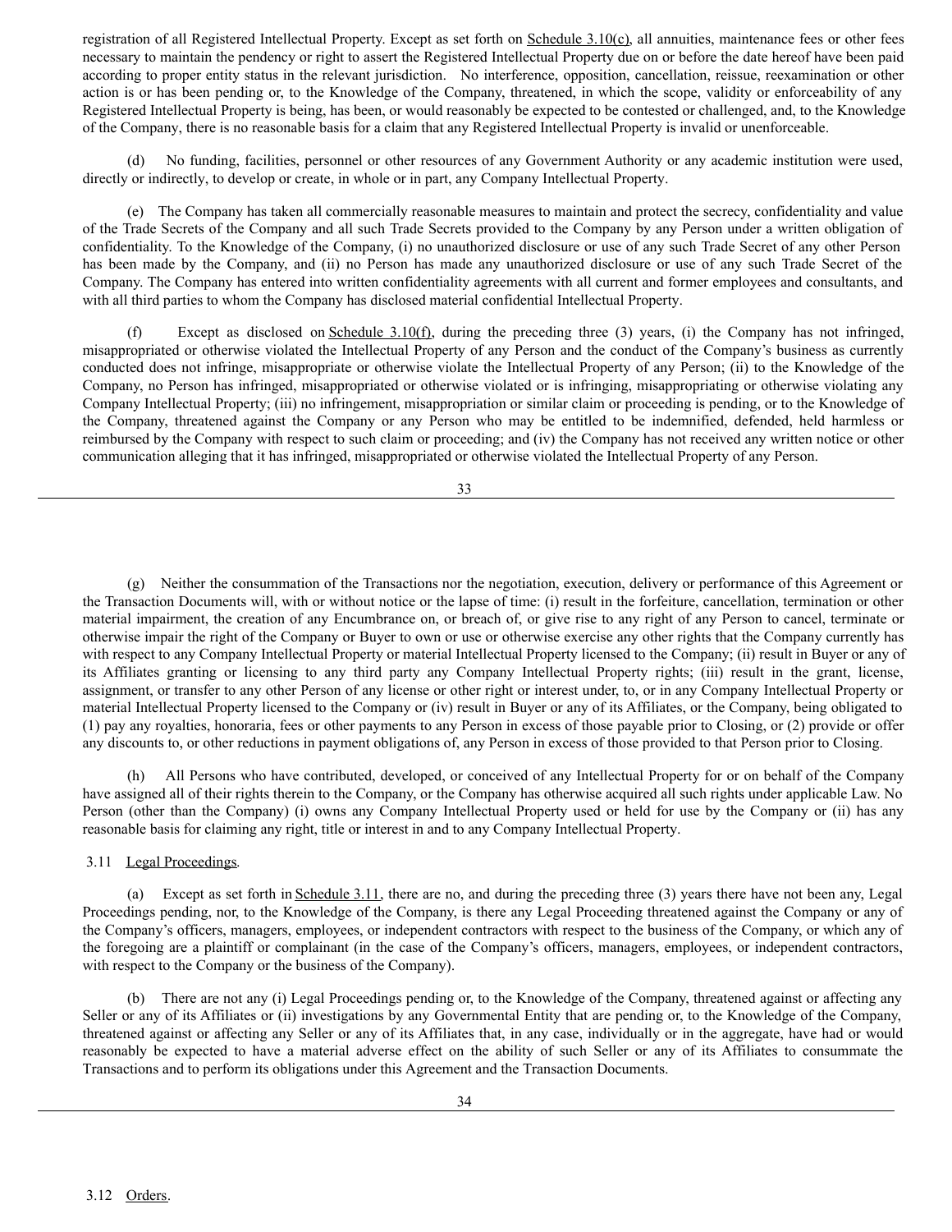registration of all Registered Intellectual Property. Except as set forth on Schedule 3.10(c), all annuities, maintenance fees or other fees necessary to maintain the pendency or right to assert the Registered Intellectual Property due on or before the date hereof have been paid according to proper entity status in the relevant jurisdiction. No interference, opposition, cancellation, reissue, reexamination or other action is or has been pending or, to the Knowledge of the Company, threatened, in which the scope, validity or enforceability of any Registered Intellectual Property is being, has been, or would reasonably be expected to be contested or challenged, and, to the Knowledge of the Company, there is no reasonable basis for a claim that any Registered Intellectual Property is invalid or unenforceable.

(d) No funding, facilities, personnel or other resources of any Government Authority or any academic institution were used, directly or indirectly, to develop or create, in whole or in part, any Company Intellectual Property.

(e) The Company has taken all commercially reasonable measures to maintain and protect the secrecy, confidentiality and value of the Trade Secrets of the Company and all such Trade Secrets provided to the Company by any Person under a written obligation of confidentiality. To the Knowledge of the Company, (i) no unauthorized disclosure or use of any such Trade Secret of any other Person has been made by the Company, and (ii) no Person has made any unauthorized disclosure or use of any such Trade Secret of the Company. The Company has entered into written confidentiality agreements with all current and former employees and consultants, and with all third parties to whom the Company has disclosed material confidential Intellectual Property.

(f) Except as disclosed on Schedule 3.10(f), during the preceding three (3) years, (i) the Company has not infringed, misappropriated or otherwise violated the Intellectual Property of any Person and the conduct of the Company's business as currently conducted does not infringe, misappropriate or otherwise violate the Intellectual Property of any Person; (ii) to the Knowledge of the Company, no Person has infringed, misappropriated or otherwise violated or is infringing, misappropriating or otherwise violating any Company Intellectual Property; (iii) no infringement, misappropriation or similar claim or proceeding is pending, or to the Knowledge of the Company, threatened against the Company or any Person who may be entitled to be indemnified, defended, held harmless or reimbursed by the Company with respect to such claim or proceeding; and (iv) the Company has not received any written notice or other communication alleging that it has infringed, misappropriated or otherwise violated the Intellectual Property of any Person.

(g) Neither the consummation of the Transactions nor the negotiation, execution, delivery or performance of this Agreement or the Transaction Documents will, with or without notice or the lapse of time: (i) result in the forfeiture, cancellation, termination or other material impairment, the creation of any Encumbrance on, or breach of, or give rise to any right of any Person to cancel, terminate or otherwise impair the right of the Company or Buyer to own or use or otherwise exercise any other rights that the Company currently has with respect to any Company Intellectual Property or material Intellectual Property licensed to the Company; (ii) result in Buyer or any of its Affiliates granting or licensing to any third party any Company Intellectual Property rights; (iii) result in the grant, license, assignment, or transfer to any other Person of any license or other right or interest under, to, or in any Company Intellectual Property or material Intellectual Property licensed to the Company or (iv) result in Buyer or any of its Affiliates, or the Company, being obligated to (1) pay any royalties, honoraria, fees or other payments to any Person in excess of those payable prior to Closing, or (2) provide or offer any discounts to, or other reductions in payment obligations of, any Person in excess of those provided to that Person prior to Closing.

(h) All Persons who have contributed, developed, or conceived of any Intellectual Property for or on behalf of the Company have assigned all of their rights therein to the Company, or the Company has otherwise acquired all such rights under applicable Law. No Person (other than the Company) (i) owns any Company Intellectual Property used or held for use by the Company or (ii) has any reasonable basis for claiming any right, title or interest in and to any Company Intellectual Property.

3.11 Legal Proceedings.

(a) Except as set forth in Schedule 3.11, there are no, and during the preceding three (3) years there have not been any, Legal Proceedings pending, nor, to the Knowledge of the Company, is there any Legal Proceeding threatened against the Company or any of the Company's officers, managers, employees, or independent contractors with respect to the business of the Company, or which any of the foregoing are a plaintiff or complainant (in the case of the Company's officers, managers, employees, or independent contractors, with respect to the Company or the business of the Company).

(b) There are not any (i) Legal Proceedings pending or, to the Knowledge of the Company, threatened against or affecting any Seller or any of its Affiliates or (ii) investigations by any Governmental Entity that are pending or, to the Knowledge of the Company, threatened against or affecting any Seller or any of its Affiliates that, in any case, individually or in the aggregate, have had or would reasonably be expected to have a material adverse effect on the ability of such Seller or any of its Affiliates to consummate the Transactions and to perform its obligations under this Agreement and the Transaction Documents.

3.12 Orders.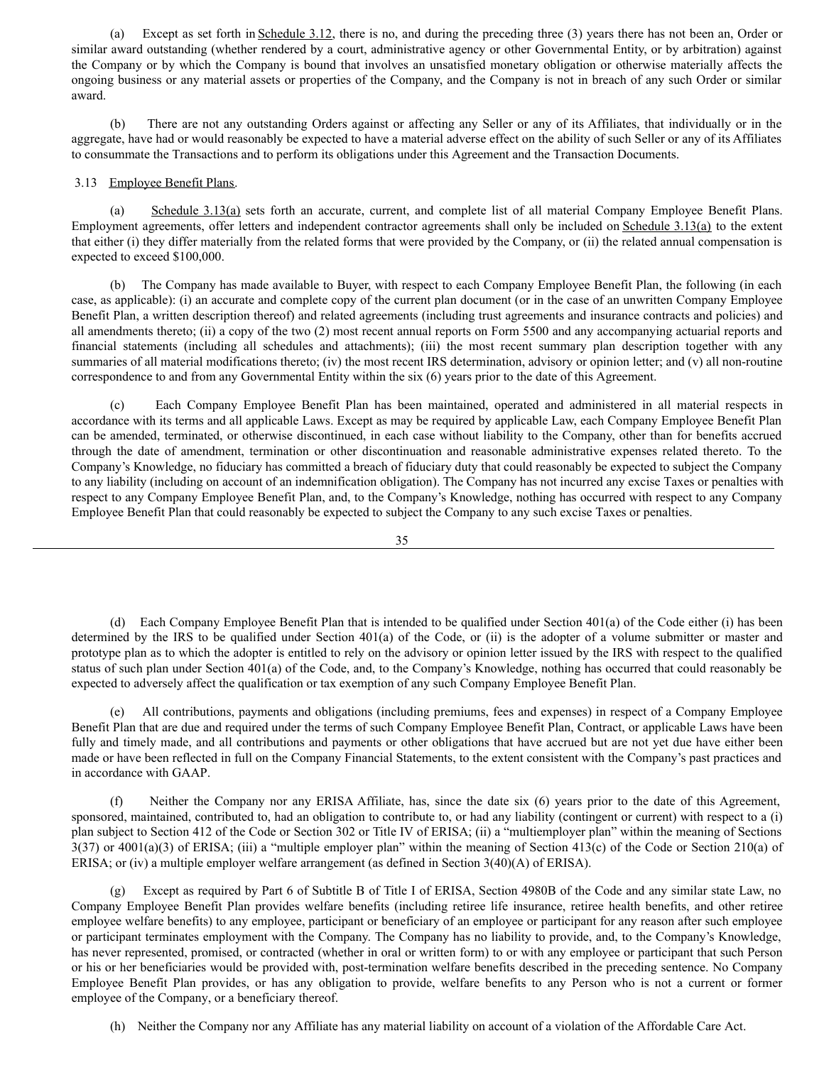(a) Except as set forth in Schedule 3.12, there is no, and during the preceding three (3) years there has not been an, Order or similar award outstanding (whether rendered by a court, administrative agency or other Governmental Entity, or by arbitration) against the Company or by which the Company is bound that involves an unsatisfied monetary obligation or otherwise materially affects the ongoing business or any material assets or properties of the Company, and the Company is not in breach of any such Order or similar award.

(b) There are not any outstanding Orders against or affecting any Seller or any of its Affiliates, that individually or in the aggregate, have had or would reasonably be expected to have a material adverse effect on the ability of such Seller or any of its Affiliates to consummate the Transactions and to perform its obligations under this Agreement and the Transaction Documents.

3.13 Employee Benefit Plans.

(a) Schedule 3.13(a) sets forth an accurate, current, and complete list of all material Company Employee Benefit Plans. Employment agreements, offer letters and independent contractor agreements shall only be included on Schedule 3.13(a) to the extent that either (i) they differ materially from the related forms that were provided by the Company, or (ii) the related annual compensation is expected to exceed $100,000.

(b) The Company has made available to Buyer, with respect to each Company Employee Benefit Plan, the following (in each case, as applicable): (i) an accurate and complete copy of the current plan document (or in the case of an unwritten Company Employee Benefit Plan, a written description thereof) and related agreements (including trust agreements and insurance contracts and policies) and all amendments thereto; (ii) a copy of the two (2) most recent annual reports on Form 5500 and any accompanying actuarial reports and financial statements (including all schedules and attachments); (iii) the most recent summary plan description together with any summaries of all material modifications thereto; (iv) the most recent IRS determination, advisory or opinion letter; and (v) all non-routine correspondence to and from any Governmental Entity within the six (6) years prior to the date of this Agreement.

(c) Each Company Employee Benefit Plan has been maintained, operated and administered in all material respects in accordance with its terms and all applicable Laws. Except as may be required by applicable Law, each Company Employee Benefit Plan can be amended, terminated, or otherwise discontinued, in each case without liability to the Company, other than for benefits accrued through the date of amendment, termination or other discontinuation and reasonable administrative expenses related thereto. To the Company's Knowledge, no fiduciary has committed a breach of fiduciary duty that could reasonably be expected to subject the Company to any liability (including on account of an indemnification obligation). The Company has not incurred any excise Taxes or penalties with respect to any Company Employee Benefit Plan, and, to the Company's Knowledge, nothing has occurred with respect to any Company Employee Benefit Plan that could reasonably be expected to subject the Company to any such excise Taxes or penalties.

(d) Each Company Employee Benefit Plan that is intended to be qualified under Section 401(a) of the Code either (i) has been determined by the IRS to be qualified under Section 401(a) of the Code, or (ii) is the adopter of a volume submitter or master and prototype plan as to which the adopter is entitled to rely on the advisory or opinion letter issued by the IRS with respect to the qualified status of such plan under Section 401(a) of the Code, and, to the Company's Knowledge, nothing has occurred that could reasonably be expected to adversely affect the qualification or tax exemption of any such Company Employee Benefit Plan.

(e) All contributions, payments and obligations (including premiums, fees and expenses) in respect of a Company Employee Benefit Plan that are due and required under the terms of such Company Employee Benefit Plan, Contract, or applicable Laws have been fully and timely made, and all contributions and payments or other obligations that have accrued but are not yet due have either been made or have been reflected in full on the Company Financial Statements, to the extent consistent with the Company's past practices and in accordance with GAAP.

(f) Neither the Company nor any ERISA Affiliate, has, since the date six (6) years prior to the date of this Agreement, sponsored, maintained, contributed to, had an obligation to contribute to, or had any liability (contingent or current) with respect to a (i) plan subject to Section 412 of the Code or Section 302 or Title IV of ERISA; (ii) a "multiemployer plan" within the meaning of Sections 3(37) or 4001(a)(3) of ERISA; (iii) a "multiple employer plan" within the meaning of Section 413(c) of the Code or Section 210(a) of ERISA; or (iv) a multiple employer welfare arrangement (as defined in Section 3(40)(A) of ERISA).

(g) Except as required by Part 6 of Subtitle B of Title I of ERISA, Section 4980B of the Code and any similar state Law, no Company Employee Benefit Plan provides welfare benefits (including retiree life insurance, retiree health benefits, and other retiree employee welfare benefits) to any employee, participant or beneficiary of an employee or participant for any reason after such employee or participant terminates employment with the Company. The Company has no liability to provide, and, to the Company's Knowledge, has never represented, promised, or contracted (whether in oral or written form) to or with any employee or participant that such Person or his or her beneficiaries would be provided with, post-termination welfare benefits described in the preceding sentence. No Company Employee Benefit Plan provides, or has any obligation to provide, welfare benefits to any Person who is not a current or former employee of the Company, or a beneficiary thereof.

(h) Neither the Company nor any Affiliate has any material liability on account of a violation of the Affordable Care Act.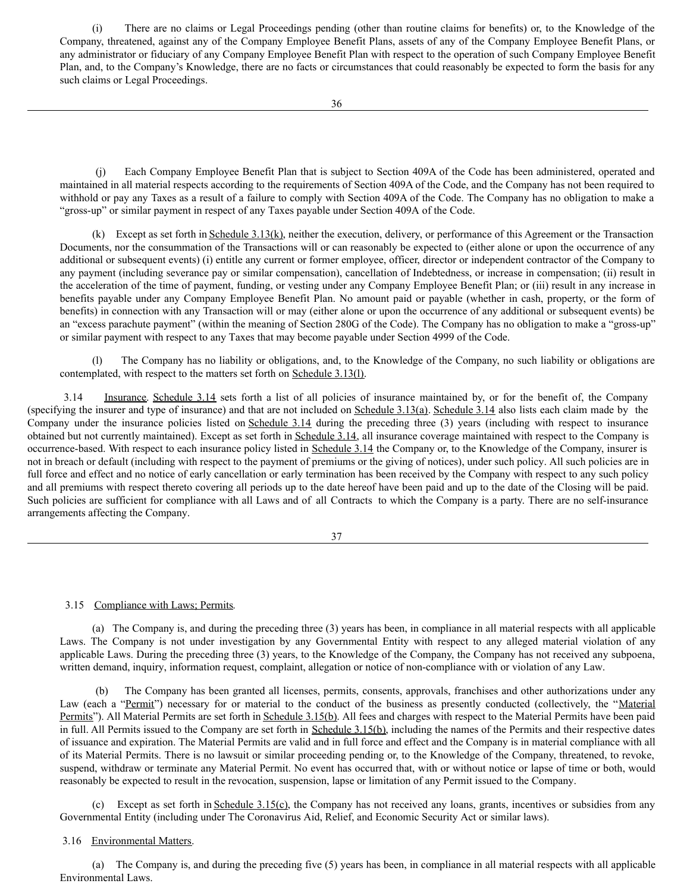(i) There are no claims or Legal Proceedings pending (other than routine claims for benefits) or, to the Knowledge of the Company, threatened, against any of the Company Employee Benefit Plans, assets of any of the Company Employee Benefit Plans, or any administrator or fiduciary of any Company Employee Benefit Plan with respect to the operation of such Company Employee Benefit Plan, and, to the Company's Knowledge, there are no facts or circumstances that could reasonably be expected to form the basis for any such claims or Legal Proceedings.

(j) Each Company Employee Benefit Plan that is subject to Section 409A of the Code has been administered, operated and maintained in all material respects according to the requirements of Section 409A of the Code, and the Company has not been required to withhold or pay any Taxes as a result of a failure to comply with Section 409A of the Code. The Company has no obligation to make a "gross-up" or similar payment in respect of any Taxes payable under Section 409A of the Code.

(k) Except as set forth in Schedule 3.13(k), neither the execution, delivery, or performance of this Agreement or the Transaction Documents, nor the consummation of the Transactions will or can reasonably be expected to (either alone or upon the occurrence of any additional or subsequent events) (i) entitle any current or former employee, officer, director or independent contractor of the Company to any payment (including severance pay or similar compensation), cancellation of Indebtedness, or increase in compensation; (ii) result in the acceleration of the time of payment, funding, or vesting under any Company Employee Benefit Plan; or (iii) result in any increase in benefits payable under any Company Employee Benefit Plan. No amount paid or payable (whether in cash, property, or the form of benefits) in connection with any Transaction will or may (either alone or upon the occurrence of any additional or subsequent events) be an "excess parachute payment" (within the meaning of Section 280G of the Code). The Company has no obligation to make a "gross-up" or similar payment with respect to any Taxes that may become payable under Section 4999 of the Code.

(l) The Company has no liability or obligations, and, to the Knowledge of the Company, no such liability or obligations are contemplated, with respect to the matters set forth on Schedule 3.13(l).

3.14 Insurance. Schedule 3.14 sets forth a list of all policies of insurance maintained by, or for the benefit of, the Company (specifying the insurer and type of insurance) and that are not included on Schedule 3.13(a). Schedule 3.14 also lists each claim made by the Company under the insurance policies listed on Schedule 3.14 during the preceding three (3) years (including with respect to insurance obtained but not currently maintained). Except as set forth in Schedule 3.14, all insurance coverage maintained with respect to the Company is occurrence-based. With respect to each insurance policy listed in Schedule 3.14 the Company or, to the Knowledge of the Company, insurer is not in breach or default (including with respect to the payment of premiums or the giving of notices), under such policy. All such policies are in full force and effect and no notice of early cancellation or early termination has been received by the Company with respect to any such policy and all premiums with respect thereto covering all periods up to the date hereof have been paid and up to the date of the Closing will be paid. Such policies are sufficient for compliance with all Laws and of all Contracts to which the Company is a party. There are no self-insurance arrangements affecting the Company.

3.15 Compliance with Laws; Permits.

(a) The Company is, and during the preceding three (3) years has been, in compliance in all material respects with all applicable Laws. The Company is not under investigation by any Governmental Entity with respect to any alleged material violation of any applicable Laws. During the preceding three (3) years, to the Knowledge of the Company, the Company has not received any subpoena, written demand, inquiry, information request, complaint, allegation or notice of non-compliance with or violation of any Law.

(b) The Company has been granted all licenses, permits, consents, approvals, franchises and other authorizations under any Law (each a "Permit") necessary for or material to the conduct of the business as presently conducted (collectively, the "Material Permits"). All Material Permits are set forth in Schedule 3.15(b). All fees and charges with respect to the Material Permits have been paid in full. All Permits issued to the Company are set forth in Schedule 3.15(b), including the names of the Permits and their respective dates of issuance and expiration. The Material Permits are valid and in full force and effect and the Company is in material compliance with all of its Material Permits. There is no lawsuit or similar proceeding pending or, to the Knowledge of the Company, threatened, to revoke, suspend, withdraw or terminate any Material Permit. No event has occurred that, with or without notice or lapse of time or both, would reasonably be expected to result in the revocation, suspension, lapse or limitation of any Permit issued to the Company.

(c) Except as set forth in Schedule 3.15(c), the Company has not received any loans, grants, incentives or subsidies from any Governmental Entity (including under The Coronavirus Aid, Relief, and Economic Security Act or similar laws).

3.16 Environmental Matters.

(a) The Company is, and during the preceding five (5) years has been, in compliance in all material respects with all applicable Environmental Laws.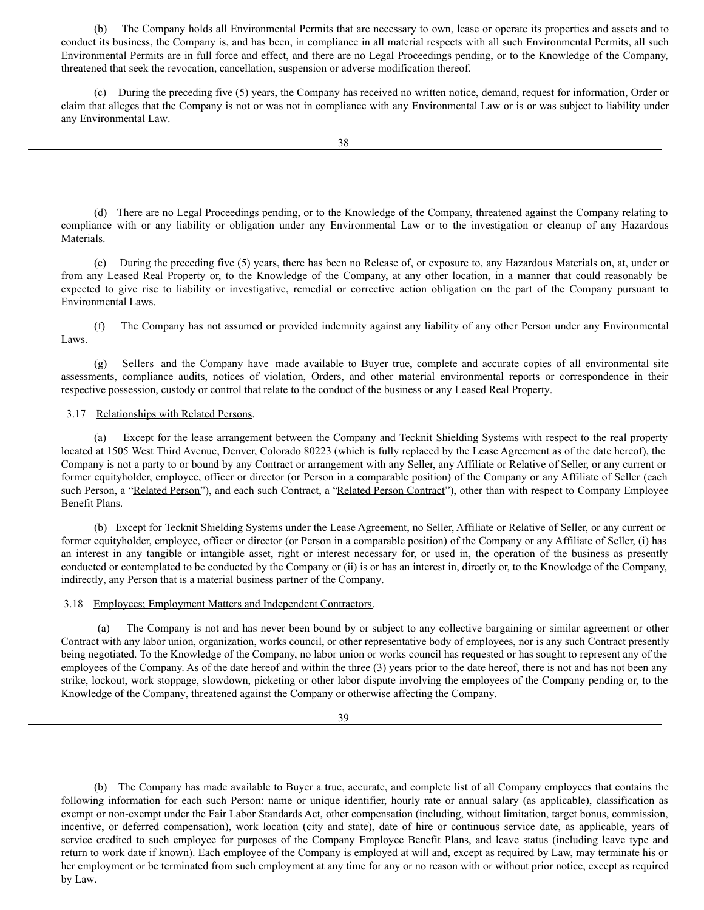(b) The Company holds all Environmental Permits that are necessary to own, lease or operate its properties and assets and to conduct its business, the Company is, and has been, in compliance in all material respects with all such Environmental Permits, all such Environmental Permits are in full force and effect, and there are no Legal Proceedings pending, or to the Knowledge of the Company, threatened that seek the revocation, cancellation, suspension or adverse modification thereof.

(c) During the preceding five (5) years, the Company has received no written notice, demand, request for information, Order or claim that alleges that the Company is not or was not in compliance with any Environmental Law or is or was subject to liability under any Environmental Law.

(d) There are no Legal Proceedings pending, or to the Knowledge of the Company, threatened against the Company relating to compliance with or any liability or obligation under any Environmental Law or to the investigation or cleanup of any Hazardous Materials.

(e) During the preceding five (5) years, there has been no Release of, or exposure to, any Hazardous Materials on, at, under or from any Leased Real Property or, to the Knowledge of the Company, at any other location, in a manner that could reasonably be expected to give rise to liability or investigative, remedial or corrective action obligation on the part of the Company pursuant to Environmental Laws.

(f) The Company has not assumed or provided indemnity against any liability of any other Person under any Environmental Laws.

(g) Sellers and the Company have made available to Buyer true, complete and accurate copies of all environmental site assessments, compliance audits, notices of violation, Orders, and other material environmental reports or correspondence in their respective possession, custody or control that relate to the conduct of the business or any Leased Real Property.

3.17 Relationships with Related Persons.

(a) Except for the lease arrangement between the Company and Tecknit Shielding Systems with respect to the real property located at 1505 West Third Avenue, Denver, Colorado 80223 (which is fully replaced by the Lease Agreement as of the date hereof), the Company is not a party to or bound by any Contract or arrangement with any Seller, any Affiliate or Relative of Seller, or any current or former equityholder, employee, officer or director (or Person in a comparable position) of the Company or any Affiliate of Seller (each such Person, a "Related Person"), and each such Contract, a "Related Person Contract"), other than with respect to Company Employee Benefit Plans.

(b) Except for Tecknit Shielding Systems under the Lease Agreement, no Seller, Affiliate or Relative of Seller, or any current or former equityholder, employee, officer or director (or Person in a comparable position) of the Company or any Affiliate of Seller, (i) has an interest in any tangible or intangible asset, right or interest necessary for, or used in, the operation of the business as presently conducted or contemplated to be conducted by the Company or (ii) is or has an interest in, directly or, to the Knowledge of the Company, indirectly, any Person that is a material business partner of the Company.

3.18 Employees; Employment Matters and Independent Contractors.

(a) The Company is not and has never been bound by or subject to any collective bargaining or similar agreement or other Contract with any labor union, organization, works council, or other representative body of employees, nor is any such Contract presently being negotiated. To the Knowledge of the Company, no labor union or works council has requested or has sought to represent any of the employees of the Company. As of the date hereof and within the three (3) years prior to the date hereof, there is not and has not been any strike, lockout, work stoppage, slowdown, picketing or other labor dispute involving the employees of the Company pending or, to the Knowledge of the Company, threatened against the Company or otherwise affecting the Company.

(b) The Company has made available to Buyer a true, accurate, and complete list of all Company employees that contains the following information for each such Person: name or unique identifier, hourly rate or annual salary (as applicable), classification as exempt or non-exempt under the Fair Labor Standards Act, other compensation (including, without limitation, target bonus, commission, incentive, or deferred compensation), work location (city and state), date of hire or continuous service date, as applicable, years of service credited to such employee for purposes of the Company Employee Benefit Plans, and leave status (including leave type and return to work date if known). Each employee of the Company is employed at will and, except as required by Law, may terminate his or her employment or be terminated from such employment at any time for any or no reason with or without prior notice, except as required by Law.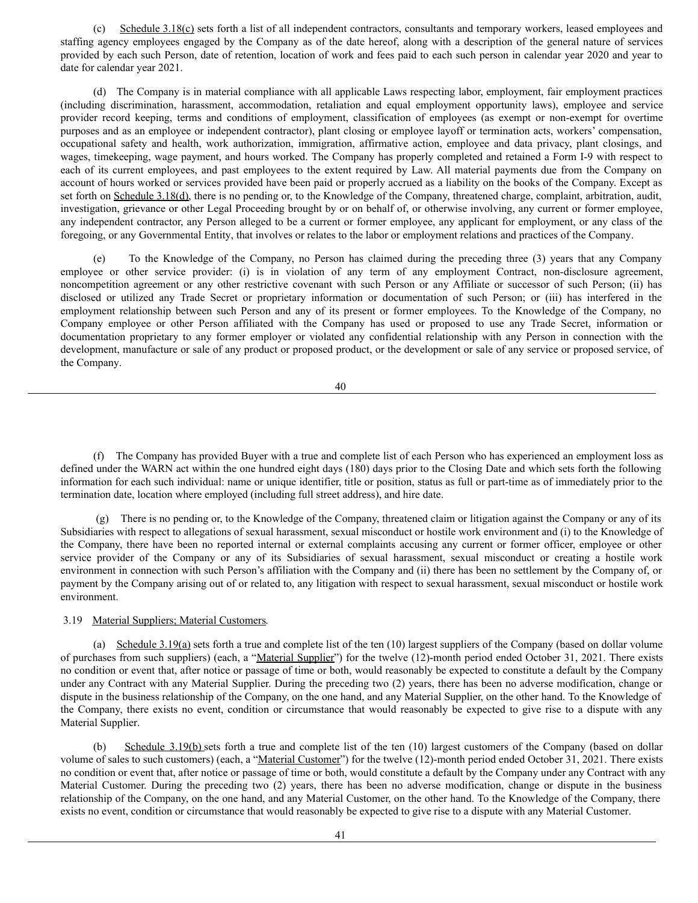(c) Schedule 3.18(c) sets forth a list of all independent contractors, consultants and temporary workers, leased employees and staffing agency employees engaged by the Company as of the date hereof, along with a description of the general nature of services provided by each such Person, date of retention, location of work and fees paid to each such person in calendar year 2020 and year to date for calendar year 2021.

(d) The Company is in material compliance with all applicable Laws respecting labor, employment, fair employment practices (including discrimination, harassment, accommodation, retaliation and equal employment opportunity laws), employee and service provider record keeping, terms and conditions of employment, classification of employees (as exempt or non-exempt for overtime purposes and as an employee or independent contractor), plant closing or employee layoff or termination acts, workers' compensation, occupational safety and health, work authorization, immigration, affirmative action, employee and data privacy, plant closings, and wages, timekeeping, wage payment, and hours worked. The Company has properly completed and retained a Form I-9 with respect to each of its current employees, and past employees to the extent required by Law. All material payments due from the Company on account of hours worked or services provided have been paid or properly accrued as a liability on the books of the Company. Except as set forth on Schedule 3.18(d), there is no pending or, to the Knowledge of the Company, threatened charge, complaint, arbitration, audit, investigation, grievance or other Legal Proceeding brought by or on behalf of, or otherwise involving, any current or former employee, any independent contractor, any Person alleged to be a current or former employee, any applicant for employment, or any class of the foregoing, or any Governmental Entity, that involves or relates to the labor or employment relations and practices of the Company.

(e) To the Knowledge of the Company, no Person has claimed during the preceding three (3) years that any Company employee or other service provider: (i) is in violation of any term of any employment Contract, non-disclosure agreement, noncompetition agreement or any other restrictive covenant with such Person or any Affiliate or successor of such Person; (ii) has disclosed or utilized any Trade Secret or proprietary information or documentation of such Person; or (iii) has interfered in the employment relationship between such Person and any of its present or former employees. To the Knowledge of the Company, no Company employee or other Person affiliated with the Company has used or proposed to use any Trade Secret, information or documentation proprietary to any former employer or violated any confidential relationship with any Person in connection with the development, manufacture or sale of any product or proposed product, or the development or sale of any service or proposed service, of the Company.

(f) The Company has provided Buyer with a true and complete list of each Person who has experienced an employment loss as defined under the WARN act within the one hundred eight days (180) days prior to the Closing Date and which sets forth the following information for each such individual: name or unique identifier, title or position, status as full or part-time as of immediately prior to the termination date, location where employed (including full street address), and hire date.

(g) There is no pending or, to the Knowledge of the Company, threatened claim or litigation against the Company or any of its Subsidiaries with respect to allegations of sexual harassment, sexual misconduct or hostile work environment and (i) to the Knowledge of the Company, there have been no reported internal or external complaints accusing any current or former officer, employee or other service provider of the Company or any of its Subsidiaries of sexual harassment, sexual misconduct or creating a hostile work environment in connection with such Person's affiliation with the Company and (ii) there has been no settlement by the Company of, or payment by the Company arising out of or related to, any litigation with respect to sexual harassment, sexual misconduct or hostile work environment.

3.19 Material Suppliers; Material Customers.

(a) Schedule 3.19(a) sets forth a true and complete list of the ten (10) largest suppliers of the Company (based on dollar volume of purchases from such suppliers) (each, a "Material Supplier") for the twelve (12)-month period ended October 31, 2021. There exists no condition or event that, after notice or passage of time or both, would reasonably be expected to constitute a default by the Company under any Contract with any Material Supplier. During the preceding two (2) years, there has been no adverse modification, change or dispute in the business relationship of the Company, on the one hand, and any Material Supplier, on the other hand. To the Knowledge of the Company, there exists no event, condition or circumstance that would reasonably be expected to give rise to a dispute with any Material Supplier.

(b) Schedule 3.19(b) sets forth a true and complete list of the ten (10) largest customers of the Company (based on dollar volume of sales to such customers) (each, a "Material Customer") for the twelve (12)-month period ended October 31, 2021. There exists no condition or event that, after notice or passage of time or both, would constitute a default by the Company under any Contract with any Material Customer. During the preceding two (2) years, there has been no adverse modification, change or dispute in the business relationship of the Company, on the one hand, and any Material Customer, on the other hand. To the Knowledge of the Company, there exists no event, condition or circumstance that would reasonably be expected to give rise to a dispute with any Material Customer.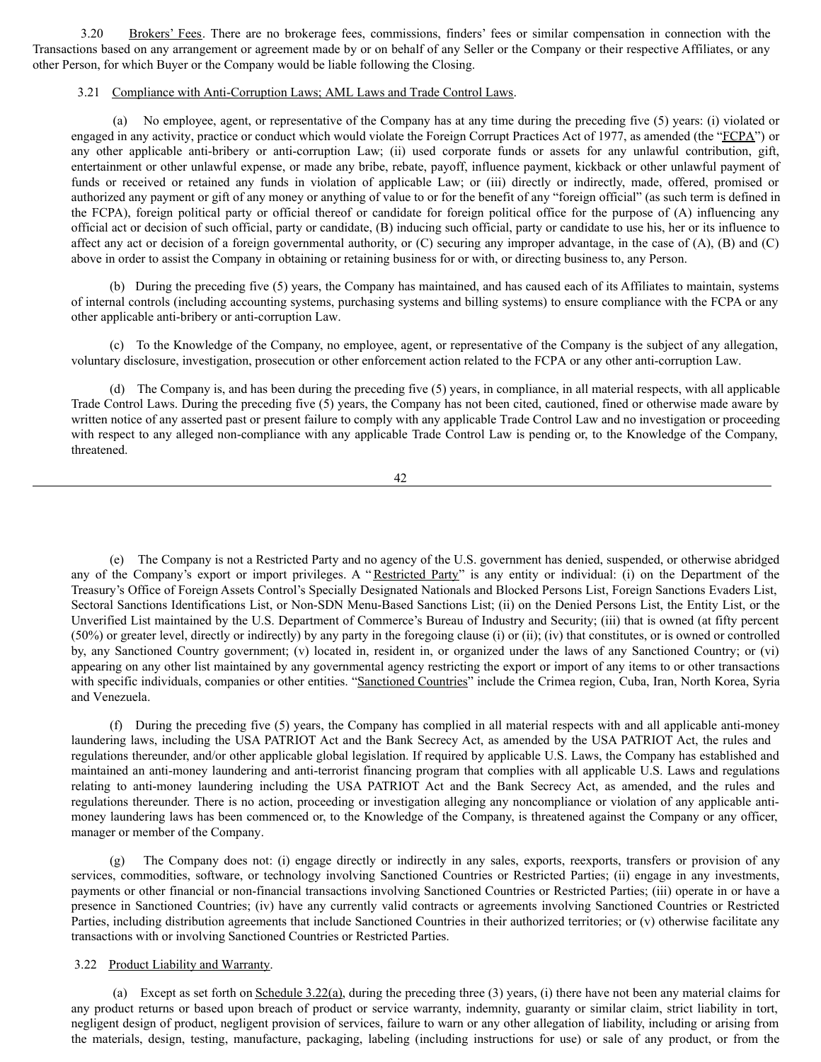3.20 Brokers' Fees. There are no brokerage fees, commissions, finders' fees or similar compensation in connection with the Transactions based on any arrangement or agreement made by or on behalf of any Seller or the Company or their respective Affiliates, or any other Person, for which Buyer or the Company would be liable following the Closing.

3.21 Compliance with Anti-Corruption Laws; AML Laws and Trade Control Laws.

(a) No employee, agent, or representative of the Company has at any time during the preceding five (5) years: (i) violated or engaged in any activity, practice or conduct which would violate the Foreign Corrupt Practices Act of 1977, as amended (the "FCPA") or any other applicable anti-bribery or anti-corruption Law; (ii) used corporate funds or assets for any unlawful contribution, gift, entertainment or other unlawful expense, or made any bribe, rebate, payoff, influence payment, kickback or other unlawful payment of funds or received or retained any funds in violation of applicable Law; or (iii) directly or indirectly, made, offered, promised or authorized any payment or gift of any money or anything of value to or for the benefit of any "foreign official" (as such term is defined in the FCPA), foreign political party or official thereof or candidate for foreign political office for the purpose of (A) influencing any official act or decision of such official, party or candidate, (B) inducing such official, party or candidate to use his, her or its influence to affect any act or decision of a foreign governmental authority, or (C) securing any improper advantage, in the case of (A), (B) and (C) above in order to assist the Company in obtaining or retaining business for or with, or directing business to, any Person.

(b) During the preceding five (5) years, the Company has maintained, and has caused each of its Affiliates to maintain, systems of internal controls (including accounting systems, purchasing systems and billing systems) to ensure compliance with the FCPA or any other applicable anti-bribery or anti-corruption Law.

(c) To the Knowledge of the Company, no employee, agent, or representative of the Company is the subject of any allegation, voluntary disclosure, investigation, prosecution or other enforcement action related to the FCPA or any other anti-corruption Law.

(d) The Company is, and has been during the preceding five (5) years, in compliance, in all material respects, with all applicable Trade Control Laws. During the preceding five (5) years, the Company has not been cited, cautioned, fined or otherwise made aware by written notice of any asserted past or present failure to comply with any applicable Trade Control Law and no investigation or proceeding with respect to any alleged non-compliance with any applicable Trade Control Law is pending or, to the Knowledge of the Company, threatened.

(e) The Company is not a Restricted Party and no agency of the U.S. government has denied, suspended, or otherwise abridged any of the Company's export or import privileges. A "Restricted Party" is any entity or individual: (i) on the Department of the Treasury's Office of Foreign Assets Control's Specially Designated Nationals and Blocked Persons List, Foreign Sanctions Evaders List, Sectoral Sanctions Identifications List, or Non-SDN Menu-Based Sanctions List; (ii) on the Denied Persons List, the Entity List, or the Unverified List maintained by the U.S. Department of Commerce's Bureau of Industry and Security; (iii) that is owned (at fifty percent (50%) or greater level, directly or indirectly) by any party in the foregoing clause (i) or (ii); (iv) that constitutes, or is owned or controlled by, any Sanctioned Country government; (v) located in, resident in, or organized under the laws of any Sanctioned Country; or (vi) appearing on any other list maintained by any governmental agency restricting the export or import of any items to or other transactions with specific individuals, companies or other entities. "Sanctioned Countries" include the Crimea region, Cuba, Iran, North Korea, Syria and Venezuela.

(f) During the preceding five (5) years, the Company has complied in all material respects with and all applicable anti-money laundering laws, including the USA PATRIOT Act and the Bank Secrecy Act, as amended by the USA PATRIOT Act, the rules and regulations thereunder, and/or other applicable global legislation. If required by applicable U.S. Laws, the Company has established and maintained an anti-money laundering and anti-terrorist financing program that complies with all applicable U.S. Laws and regulations relating to anti-money laundering including the USA PATRIOT Act and the Bank Secrecy Act, as amended, and the rules and regulations thereunder. There is no action, proceeding or investigation alleging any noncompliance or violation of any applicable anti-money laundering laws has been commenced or, to the Knowledge of the Company, is threatened against the Company or any officer, manager or member of the Company.

(g) The Company does not: (i) engage directly or indirectly in any sales, exports, reexports, transfers or provision of any services, commodities, software, or technology involving Sanctioned Countries or Restricted Parties; (ii) engage in any investments, payments or other financial or non-financial transactions involving Sanctioned Countries or Restricted Parties; (iii) operate in or have a presence in Sanctioned Countries; (iv) have any currently valid contracts or agreements involving Sanctioned Countries or Restricted Parties, including distribution agreements that include Sanctioned Countries in their authorized territories; or (v) otherwise facilitate any transactions with or involving Sanctioned Countries or Restricted Parties.

3.22 Product Liability and Warranty.

(a) Except as set forth on Schedule 3.22(a), during the preceding three (3) years, (i) there have not been any material claims for any product returns or based upon breach of product or service warranty, indemnity, guaranty or similar claim, strict liability in tort, negligent design of product, negligent provision of services, failure to warn or any other allegation of liability, including or arising from the materials, design, testing, manufacture, packaging, labeling (including instructions for use) or sale of any product, or from the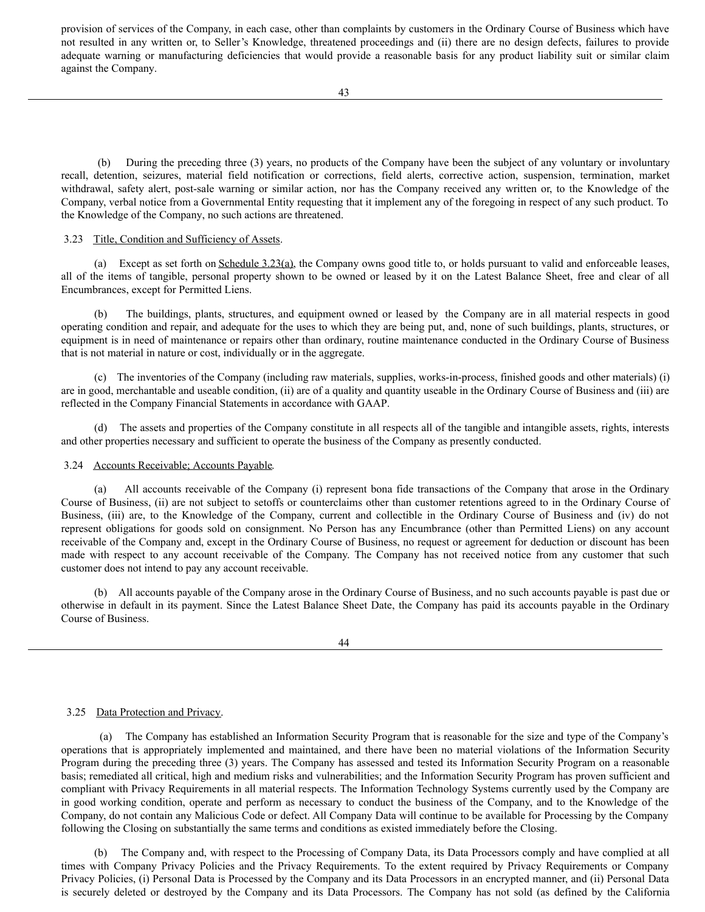provision of services of the Company, in each case, other than complaints by customers in the Ordinary Course of Business which have not resulted in any written or, to Seller's Knowledge, threatened proceedings and (ii) there are no design defects, failures to provide adequate warning or manufacturing deficiencies that would provide a reasonable basis for any product liability suit or similar claim against the Company.

(b) During the preceding three (3) years, no products of the Company have been the subject of any voluntary or involuntary recall, detention, seizures, material field notification or corrections, field alerts, corrective action, suspension, termination, market withdrawal, safety alert, post-sale warning or similar action, nor has the Company received any written or, to the Knowledge of the Company, verbal notice from a Governmental Entity requesting that it implement any of the foregoing in respect of any such product. To the Knowledge of the Company, no such actions are threatened.

3.23 Title, Condition and Sufficiency of Assets.

(a) Except as set forth on Schedule 3.23(a), the Company owns good title to, or holds pursuant to valid and enforceable leases, all of the items of tangible, personal property shown to be owned or leased by it on the Latest Balance Sheet, free and clear of all Encumbrances, except for Permitted Liens.

(b) The buildings, plants, structures, and equipment owned or leased by the Company are in all material respects in good operating condition and repair, and adequate for the uses to which they are being put, and, none of such buildings, plants, structures, or equipment is in need of maintenance or repairs other than ordinary, routine maintenance conducted in the Ordinary Course of Business that is not material in nature or cost, individually or in the aggregate.

(c) The inventories of the Company (including raw materials, supplies, works-in-process, finished goods and other materials) (i) are in good, merchantable and useable condition, (ii) are of a quality and quantity useable in the Ordinary Course of Business and (iii) are reflected in the Company Financial Statements in accordance with GAAP.

(d) The assets and properties of the Company constitute in all respects all of the tangible and intangible assets, rights, interests and other properties necessary and sufficient to operate the business of the Company as presently conducted.

3.24 Accounts Receivable; Accounts Payable.

(a) All accounts receivable of the Company (i) represent bona fide transactions of the Company that arose in the Ordinary Course of Business, (ii) are not subject to setoffs or counterclaims other than customer retentions agreed to in the Ordinary Course of Business, (iii) are, to the Knowledge of the Company, current and collectible in the Ordinary Course of Business and (iv) do not represent obligations for goods sold on consignment. No Person has any Encumbrance (other than Permitted Liens) on any account receivable of the Company and, except in the Ordinary Course of Business, no request or agreement for deduction or discount has been made with respect to any account receivable of the Company. The Company has not received notice from any customer that such customer does not intend to pay any account receivable.

(b) All accounts payable of the Company arose in the Ordinary Course of Business, and no such accounts payable is past due or otherwise in default in its payment. Since the Latest Balance Sheet Date, the Company has paid its accounts payable in the Ordinary Course of Business.

3.25 Data Protection and Privacy.

(a) The Company has established an Information Security Program that is reasonable for the size and type of the Company's operations that is appropriately implemented and maintained, and there have been no material violations of the Information Security Program during the preceding three (3) years. The Company has assessed and tested its Information Security Program on a reasonable basis; remediated all critical, high and medium risks and vulnerabilities; and the Information Security Program has proven sufficient and compliant with Privacy Requirements in all material respects. The Information Technology Systems currently used by the Company are in good working condition, operate and perform as necessary to conduct the business of the Company, and to the Knowledge of the Company, do not contain any Malicious Code or defect. All Company Data will continue to be available for Processing by the Company following the Closing on substantially the same terms and conditions as existed immediately before the Closing.

(b) The Company and, with respect to the Processing of Company Data, its Data Processors comply and have complied at all times with Company Privacy Policies and the Privacy Requirements. To the extent required by Privacy Requirements or Company Privacy Policies, (i) Personal Data is Processed by the Company and its Data Processors in an encrypted manner, and (ii) Personal Data is securely deleted or destroyed by the Company and its Data Processors. The Company has not sold (as defined by the California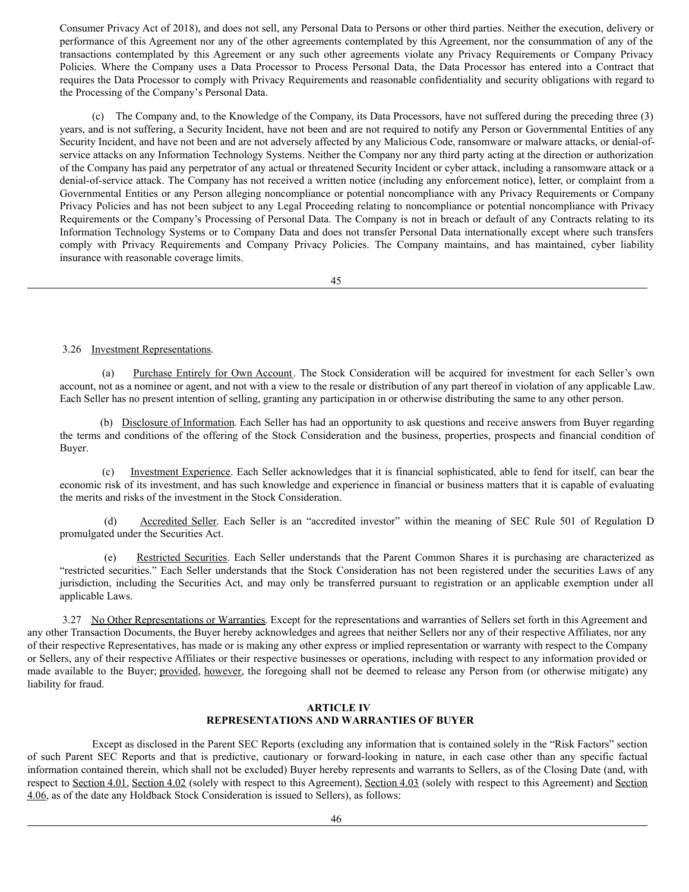Consumer Privacy Act of 2018), and does not sell, any Personal Data to Persons or other third parties. Neither the execution, delivery or performance of this Agreement nor any of the other agreements contemplated by this Agreement, nor the consummation of any of the transactions contemplated by this Agreement or any such other agreements violate any Privacy Requirements or Company Privacy Policies. Where the Company uses a Data Processor to Process Personal Data, the Data Processor has entered into a Contract that requires the Data Processor to comply with Privacy Requirements and reasonable confidentiality and security obligations with regard to the Processing of the Company's Personal Data.

(c) The Company and, to the Knowledge of the Company, its Data Processors, have not suffered during the preceding three (3) years, and is not suffering, a Security Incident, have not been and are not required to notify any Person or Governmental Entities of any Security Incident, and have not been and are not adversely affected by any Malicious Code, ransomware or malware attacks, or denial-of-service attacks on any Information Technology Systems. Neither the Company nor any third party acting at the direction or authorization of the Company has paid any perpetrator of any actual or threatened Security Incident or cyber attack, including a ransomware attack or a denial-of-service attack. The Company has not received a written notice (including any enforcement notice), letter, or complaint from a Governmental Entities or any Person alleging noncompliance or potential noncompliance with any Privacy Requirements or Company Privacy Policies and has not been subject to any Legal Proceeding relating to noncompliance or potential noncompliance with Privacy Requirements or the Company's Processing of Personal Data. The Company is not in breach or default of any Contracts relating to its Information Technology Systems or to Company Data and does not transfer Personal Data internationally except where such transfers comply with Privacy Requirements and Company Privacy Policies. The Company maintains, and has maintained, cyber liability insurance with reasonable coverage limits.

3.26 Investment Representations.

(a) Purchase Entirely for Own Account. The Stock Consideration will be acquired for investment for each Seller's own account, not as a nominee or agent, and not with a view to the resale or distribution of any part thereof in violation of any applicable Law. Each Seller has no present intention of selling, granting any participation in or otherwise distributing the same to any other person.

(b) Disclosure of Information. Each Seller has had an opportunity to ask questions and receive answers from Buyer regarding the terms and conditions of the offering of the Stock Consideration and the business, properties, prospects and financial condition of Buyer.

(c) Investment Experience. Each Seller acknowledges that it is financial sophisticated, able to fend for itself, can bear the economic risk of its investment, and has such knowledge and experience in financial or business matters that it is capable of evaluating the merits and risks of the investment in the Stock Consideration.

(d) Accredited Seller. Each Seller is an "accredited investor" within the meaning of SEC Rule 501 of Regulation D promulgated under the Securities Act.

(e) Restricted Securities. Each Seller understands that the Parent Common Shares it is purchasing are characterized as "restricted securities." Each Seller understands that the Stock Consideration has not been registered under the securities Laws of any jurisdiction, including the Securities Act, and may only be transferred pursuant to registration or an applicable exemption under all applicable Laws.

3.27 No Other Representations or Warranties. Except for the representations and warranties of Sellers set forth in this Agreement and any other Transaction Documents, the Buyer hereby acknowledges and agrees that neither Sellers nor any of their respective Affiliates, nor any of their respective Representatives, has made or is making any other express or implied representation or warranty with respect to the Company or Sellers, any of their respective Affiliates or their respective businesses or operations, including with respect to any information provided or made available to the Buyer; provided, however, the foregoing shall not be deemed to release any Person from (or otherwise mitigate) any liability for fraud.

## ARTICLE IV
## REPRESENTATIONS AND WARRANTIES OF BUYER

Except as disclosed in the Parent SEC Reports (excluding any information that is contained solely in the "Risk Factors" section of such Parent SEC Reports and that is predictive, cautionary or forward-looking in nature, in each case other than any specific factual information contained therein, which shall not be excluded) Buyer hereby represents and warrants to Sellers, as of the Closing Date (and, with respect to Section 4.01, Section 4.02 (solely with respect to this Agreement), Section 4.03 (solely with respect to this Agreement) and Section 4.06, as of the date any Holdback Stock Consideration is issued to Sellers), as follows: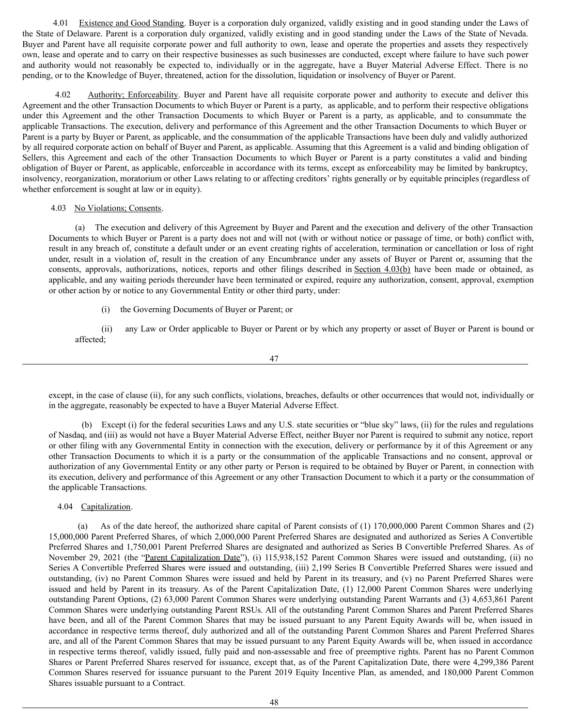4.01 Existence and Good Standing. Buyer is a corporation duly organized, validly existing and in good standing under the Laws of the State of Delaware. Parent is a corporation duly organized, validly existing and in good standing under the Laws of the State of Nevada. Buyer and Parent have all requisite corporate power and full authority to own, lease and operate the properties and assets they respectively own, lease and operate and to carry on their respective businesses as such businesses are conducted, except where failure to have such power and authority would not reasonably be expected to, individually or in the aggregate, have a Buyer Material Adverse Effect. There is no pending, or to the Knowledge of Buyer, threatened, action for the dissolution, liquidation or insolvency of Buyer or Parent.

4.02 Authority; Enforceability. Buyer and Parent have all requisite corporate power and authority to execute and deliver this Agreement and the other Transaction Documents to which Buyer or Parent is a party, as applicable, and to perform their respective obligations under this Agreement and the other Transaction Documents to which Buyer or Parent is a party, as applicable, and to consummate the applicable Transactions. The execution, delivery and performance of this Agreement and the other Transaction Documents to which Buyer or Parent is a party by Buyer or Parent, as applicable, and the consummation of the applicable Transactions have been duly and validly authorized by all required corporate action on behalf of Buyer and Parent, as applicable. Assuming that this Agreement is a valid and binding obligation of Sellers, this Agreement and each of the other Transaction Documents to which Buyer or Parent is a party constitutes a valid and binding obligation of Buyer or Parent, as applicable, enforceable in accordance with its terms, except as enforceability may be limited by bankruptcy, insolvency, reorganization, moratorium or other Laws relating to or affecting creditors' rights generally or by equitable principles (regardless of whether enforcement is sought at law or in equity).

4.03 No Violations; Consents.

(a) The execution and delivery of this Agreement by Buyer and Parent and the execution and delivery of the other Transaction Documents to which Buyer or Parent is a party does not and will not (with or without notice or passage of time, or both) conflict with, result in any breach of, constitute a default under or an event creating rights of acceleration, termination or cancellation or loss of right under, result in a violation of, result in the creation of any Encumbrance under any assets of Buyer or Parent or, assuming that the consents, approvals, authorizations, notices, reports and other filings described in Section 4.03(b) have been made or obtained, as applicable, and any waiting periods thereunder have been terminated or expired, require any authorization, consent, approval, exemption or other action by or notice to any Governmental Entity or other third party, under:

(i) the Governing Documents of Buyer or Parent; or

(ii) any Law or Order applicable to Buyer or Parent or by which any property or asset of Buyer or Parent is bound or affected;

except, in the case of clause (ii), for any such conflicts, violations, breaches, defaults or other occurrences that would not, individually or in the aggregate, reasonably be expected to have a Buyer Material Adverse Effect.

(b) Except (i) for the federal securities Laws and any U.S. state securities or "blue sky" laws, (ii) for the rules and regulations of Nasdaq, and (iii) as would not have a Buyer Material Adverse Effect, neither Buyer nor Parent is required to submit any notice, report or other filing with any Governmental Entity in connection with the execution, delivery or performance by it of this Agreement or any other Transaction Documents to which it is a party or the consummation of the applicable Transactions and no consent, approval or authorization of any Governmental Entity or any other party or Person is required to be obtained by Buyer or Parent, in connection with its execution, delivery and performance of this Agreement or any other Transaction Document to which it a party or the consummation of the applicable Transactions.

4.04 Capitalization.

(a) As of the date hereof, the authorized share capital of Parent consists of (1) 170,000,000 Parent Common Shares and (2) 15,000,000 Parent Preferred Shares, of which 2,000,000 Parent Preferred Shares are designated and authorized as Series A Convertible Preferred Shares and 1,750,001 Parent Preferred Shares are designated and authorized as Series B Convertible Preferred Shares. As of November 29, 2021 (the "Parent Capitalization Date"), (i) 115,938,152 Parent Common Shares were issued and outstanding, (ii) no Series A Convertible Preferred Shares were issued and outstanding, (iii) 2,199 Series B Convertible Preferred Shares were issued and outstanding, (iv) no Parent Common Shares were issued and held by Parent in its treasury, and (v) no Parent Preferred Shares were issued and held by Parent in its treasury. As of the Parent Capitalization Date, (1) 12,000 Parent Common Shares were underlying outstanding Parent Options, (2) 63,000 Parent Common Shares were underlying outstanding Parent Warrants and (3) 4,653,861 Parent Common Shares were underlying outstanding Parent RSUs. All of the outstanding Parent Common Shares and Parent Preferred Shares have been, and all of the Parent Common Shares that may be issued pursuant to any Parent Equity Awards will be, when issued in accordance in respective terms thereof, duly authorized and all of the outstanding Parent Common Shares and Parent Preferred Shares are, and all of the Parent Common Shares that may be issued pursuant to any Parent Equity Awards will be, when issued in accordance in respective terms thereof, validly issued, fully paid and non-assessable and free of preemptive rights. Parent has no Parent Common Shares or Parent Preferred Shares reserved for issuance, except that, as of the Parent Capitalization Date, there were 4,299,386 Parent Common Shares reserved for issuance pursuant to the Parent 2019 Equity Incentive Plan, as amended, and 180,000 Parent Common Shares issuable pursuant to a Contract.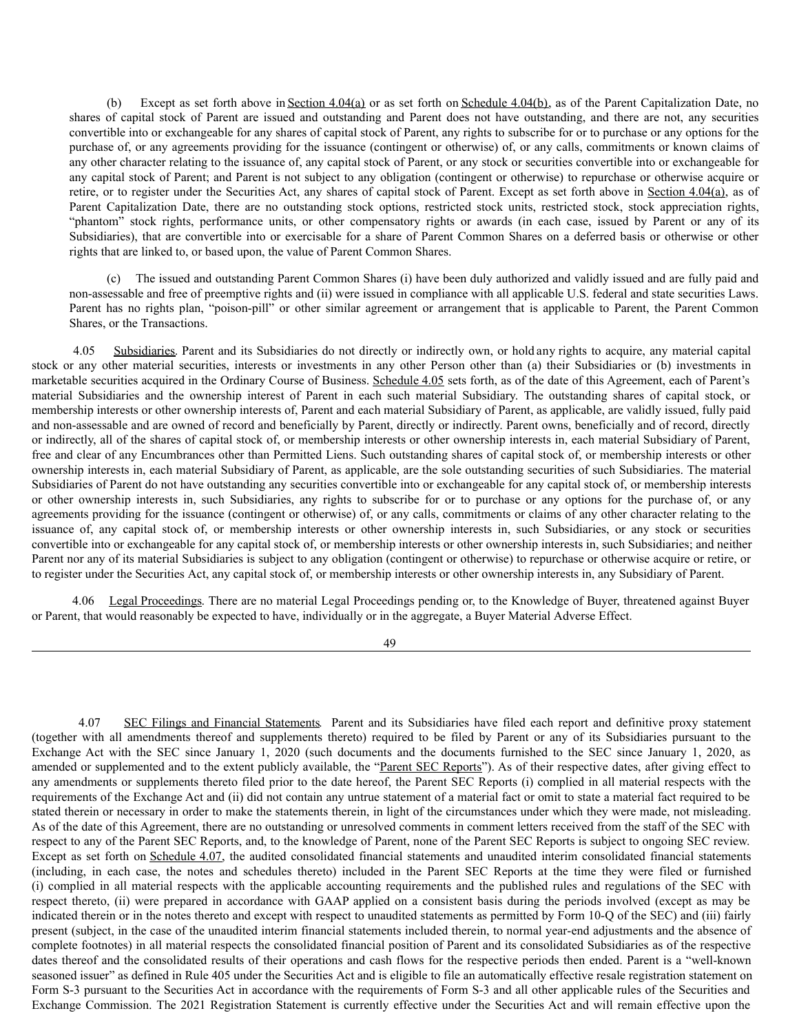(b) Except as set forth above in Section 4.04(a) or as set forth on Schedule 4.04(b), as of the Parent Capitalization Date, no shares of capital stock of Parent are issued and outstanding and Parent does not have outstanding, and there are not, any securities convertible into or exchangeable for any shares of capital stock of Parent, any rights to subscribe for or to purchase or any options for the purchase of, or any agreements providing for the issuance (contingent or otherwise) of, or any calls, commitments or known claims of any other character relating to the issuance of, any capital stock of Parent, or any stock or securities convertible into or exchangeable for any capital stock of Parent; and Parent is not subject to any obligation (contingent or otherwise) to repurchase or otherwise acquire or retire, or to register under the Securities Act, any shares of capital stock of Parent. Except as set forth above in Section 4.04(a), as of Parent Capitalization Date, there are no outstanding stock options, restricted stock units, restricted stock, stock appreciation rights, "phantom" stock rights, performance units, or other compensatory rights or awards (in each case, issued by Parent or any of its Subsidiaries), that are convertible into or exercisable for a share of Parent Common Shares on a deferred basis or otherwise or other rights that are linked to, or based upon, the value of Parent Common Shares.

(c) The issued and outstanding Parent Common Shares (i) have been duly authorized and validly issued and are fully paid and non-assessable and free of preemptive rights and (ii) were issued in compliance with all applicable U.S. federal and state securities Laws. Parent has no rights plan, "poison-pill" or other similar agreement or arrangement that is applicable to Parent, the Parent Common Shares, or the Transactions.

4.05 Subsidiaries. Parent and its Subsidiaries do not directly or indirectly own, or hold any rights to acquire, any material capital stock or any other material securities, interests or investments in any other Person other than (a) their Subsidiaries or (b) investments in marketable securities acquired in the Ordinary Course of Business. Schedule 4.05 sets forth, as of the date of this Agreement, each of Parent's material Subsidiaries and the ownership interest of Parent in each such material Subsidiary. The outstanding shares of capital stock, or membership interests or other ownership interests of, Parent and each material Subsidiary of Parent, as applicable, are validly issued, fully paid and non-assessable and are owned of record and beneficially by Parent, directly or indirectly. Parent owns, beneficially and of record, directly or indirectly, all of the shares of capital stock of, or membership interests or other ownership interests in, each material Subsidiary of Parent, free and clear of any Encumbrances other than Permitted Liens. Such outstanding shares of capital stock of, or membership interests or other ownership interests in, each material Subsidiary of Parent, as applicable, are the sole outstanding securities of such Subsidiaries. The material Subsidiaries of Parent do not have outstanding any securities convertible into or exchangeable for any capital stock of, or membership interests or other ownership interests in, such Subsidiaries, any rights to subscribe for or to purchase or any options for the purchase of, or any agreements providing for the issuance (contingent or otherwise) of, or any calls, commitments or claims of any other character relating to the issuance of, any capital stock of, or membership interests or other ownership interests in, such Subsidiaries, or any stock or securities convertible into or exchangeable for any capital stock of, or membership interests or other ownership interests in, such Subsidiaries; and neither Parent nor any of its material Subsidiaries is subject to any obligation (contingent or otherwise) to repurchase or otherwise acquire or retire, or to register under the Securities Act, any capital stock of, or membership interests or other ownership interests in, any Subsidiary of Parent.

4.06 Legal Proceedings. There are no material Legal Proceedings pending or, to the Knowledge of Buyer, threatened against Buyer or Parent, that would reasonably be expected to have, individually or in the aggregate, a Buyer Material Adverse Effect.

4.07 SEC Filings and Financial Statements. Parent and its Subsidiaries have filed each report and definitive proxy statement (together with all amendments thereof and supplements thereto) required to be filed by Parent or any of its Subsidiaries pursuant to the Exchange Act with the SEC since January 1, 2020 (such documents and the documents furnished to the SEC since January 1, 2020, as amended or supplemented and to the extent publicly available, the "Parent SEC Reports"). As of their respective dates, after giving effect to any amendments or supplements thereto filed prior to the date hereof, the Parent SEC Reports (i) complied in all material respects with the requirements of the Exchange Act and (ii) did not contain any untrue statement of a material fact or omit to state a material fact required to be stated therein or necessary in order to make the statements therein, in light of the circumstances under which they were made, not misleading. As of the date of this Agreement, there are no outstanding or unresolved comments in comment letters received from the staff of the SEC with respect to any of the Parent SEC Reports, and, to the knowledge of Parent, none of the Parent SEC Reports is subject to ongoing SEC review. Except as set forth on Schedule 4.07, the audited consolidated financial statements and unaudited interim consolidated financial statements (including, in each case, the notes and schedules thereto) included in the Parent SEC Reports at the time they were filed or furnished (i) complied in all material respects with the applicable accounting requirements and the published rules and regulations of the SEC with respect thereto, (ii) were prepared in accordance with GAAP applied on a consistent basis during the periods involved (except as may be indicated therein or in the notes thereto and except with respect to unaudited statements as permitted by Form 10-Q of the SEC) and (iii) fairly present (subject, in the case of the unaudited interim financial statements included therein, to normal year-end adjustments and the absence of complete footnotes) in all material respects the consolidated financial position of Parent and its consolidated Subsidiaries as of the respective dates thereof and the consolidated results of their operations and cash flows for the respective periods then ended. Parent is a "well-known seasoned issuer" as defined in Rule 405 under the Securities Act and is eligible to file an automatically effective resale registration statement on Form S-3 pursuant to the Securities Act in accordance with the requirements of Form S-3 and all other applicable rules of the Securities and Exchange Commission. The 2021 Registration Statement is currently effective under the Securities Act and will remain effective upon the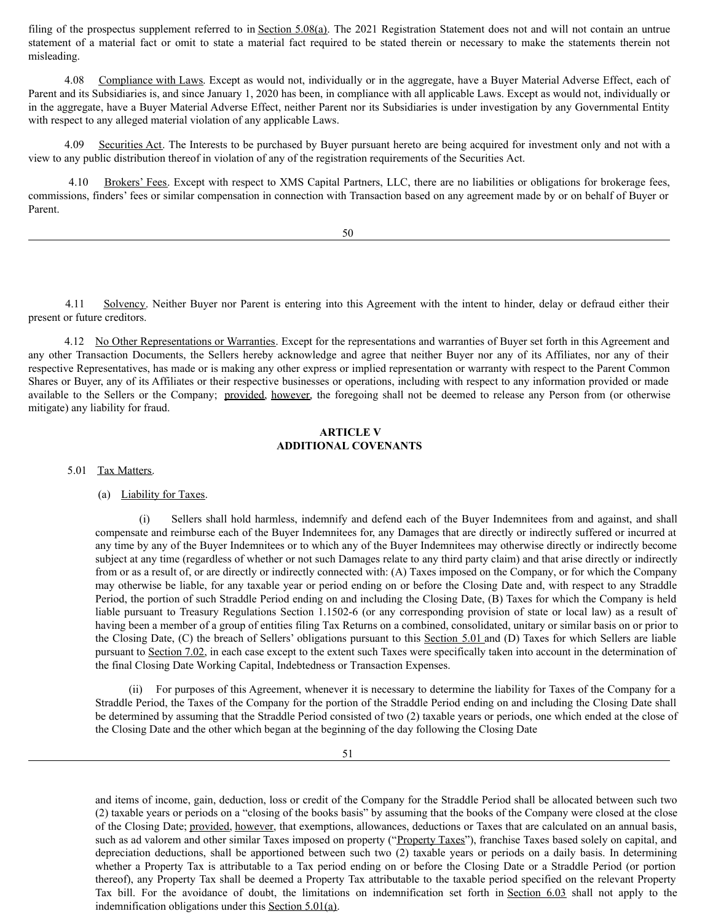filing of the prospectus supplement referred to in Section 5.08(a). The 2021 Registration Statement does not and will not contain an untrue statement of a material fact or omit to state a material fact required to be stated therein or necessary to make the statements therein not misleading.

4.08 Compliance with Laws. Except as would not, individually or in the aggregate, have a Buyer Material Adverse Effect, each of Parent and its Subsidiaries is, and since January 1, 2020 has been, in compliance with all applicable Laws. Except as would not, individually or in the aggregate, have a Buyer Material Adverse Effect, neither Parent nor its Subsidiaries is under investigation by any Governmental Entity with respect to any alleged material violation of any applicable Laws.

4.09 Securities Act. The Interests to be purchased by Buyer pursuant hereto are being acquired for investment only and not with a view to any public distribution thereof in violation of any of the registration requirements of the Securities Act.

4.10 Brokers' Fees. Except with respect to XMS Capital Partners, LLC, there are no liabilities or obligations for brokerage fees, commissions, finders' fees or similar compensation in connection with Transaction based on any agreement made by or on behalf of Buyer or Parent.

4.11 Solvency. Neither Buyer nor Parent is entering into this Agreement with the intent to hinder, delay or defraud either their present or future creditors.

4.12 No Other Representations or Warranties. Except for the representations and warranties of Buyer set forth in this Agreement and any other Transaction Documents, the Sellers hereby acknowledge and agree that neither Buyer nor any of its Affiliates, nor any of their respective Representatives, has made or is making any other express or implied representation or warranty with respect to the Parent Common Shares or Buyer, any of its Affiliates or their respective businesses or operations, including with respect to any information provided or made available to the Sellers or the Company; provided, however, the foregoing shall not be deemed to release any Person from (or otherwise mitigate) any liability for fraud.

## ARTICLE V
## ADDITIONAL COVENANTS

5.01 Tax Matters.

(a) Liability for Taxes.

(i) Sellers shall hold harmless, indemnify and defend each of the Buyer Indemnitees from and against, and shall compensate and reimburse each of the Buyer Indemnitees for, any Damages that are directly or indirectly suffered or incurred at any time by any of the Buyer Indemnitees or to which any of the Buyer Indemnitees may otherwise directly or indirectly become subject at any time (regardless of whether or not such Damages relate to any third party claim) and that arise directly or indirectly from or as a result of, or are directly or indirectly connected with: (A) Taxes imposed on the Company, or for which the Company may otherwise be liable, for any taxable year or period ending on or before the Closing Date and, with respect to any Straddle Period, the portion of such Straddle Period ending on and including the Closing Date, (B) Taxes for which the Company is held liable pursuant to Treasury Regulations Section 1.1502-6 (or any corresponding provision of state or local law) as a result of having been a member of a group of entities filing Tax Returns on a combined, consolidated, unitary or similar basis on or prior to the Closing Date, (C) the breach of Sellers' obligations pursuant to this Section 5.01 and (D) Taxes for which Sellers are liable pursuant to Section 7.02, in each case except to the extent such Taxes were specifically taken into account in the determination of the final Closing Date Working Capital, Indebtedness or Transaction Expenses.

(ii) For purposes of this Agreement, whenever it is necessary to determine the liability for Taxes of the Company for a Straddle Period, the Taxes of the Company for the portion of the Straddle Period ending on and including the Closing Date shall be determined by assuming that the Straddle Period consisted of two (2) taxable years or periods, one which ended at the close of the Closing Date and the other which began at the beginning of the day following the Closing Date and items of income, gain, deduction, loss or credit of the Company for the Straddle Period shall be allocated between such two (2) taxable years or periods on a "closing of the books basis" by assuming that the books of the Company were closed at the close of the Closing Date; provided, however, that exemptions, allowances, deductions or Taxes that are calculated on an annual basis, such as ad valorem and other similar Taxes imposed on property ("Property Taxes"), franchise Taxes based solely on capital, and depreciation deductions, shall be apportioned between such two (2) taxable years or periods on a daily basis. In determining whether a Property Tax is attributable to a Tax period ending on or before the Closing Date or a Straddle Period (or portion thereof), any Property Tax shall be deemed a Property Tax attributable to the taxable period specified on the relevant Property Tax bill. For the avoidance of doubt, the limitations on indemnification set forth in Section 6.03 shall not apply to the indemnification obligations under this Section 5.01(a).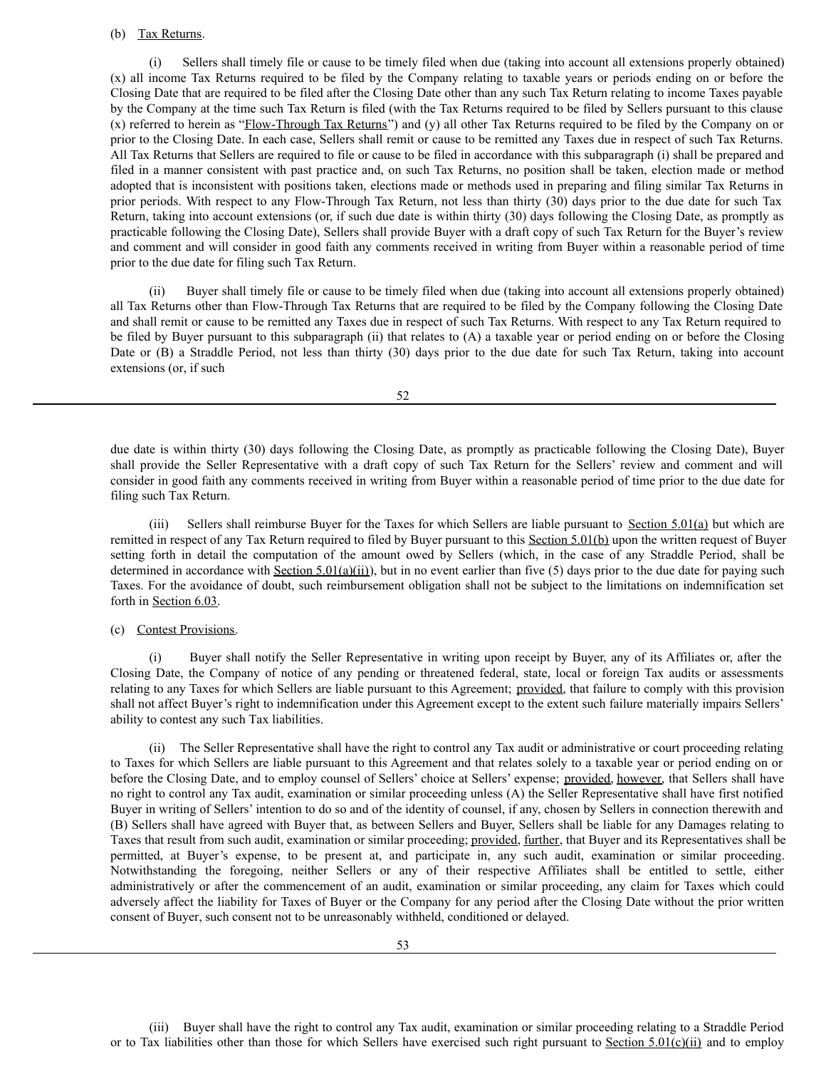(b) Tax Returns.

(i) Sellers shall timely file or cause to be timely filed when due (taking into account all extensions properly obtained) (x) all income Tax Returns required to be filed by the Company relating to taxable years or periods ending on or before the Closing Date that are required to be filed after the Closing Date other than any such Tax Return relating to income Taxes payable by the Company at the time such Tax Return is filed (with the Tax Returns required to be filed by Sellers pursuant to this clause (x) referred to herein as "Flow-Through Tax Returns") and (y) all other Tax Returns required to be filed by the Company on or prior to the Closing Date. In each case, Sellers shall remit or cause to be remitted any Taxes due in respect of such Tax Returns. All Tax Returns that Sellers are required to file or cause to be filed in accordance with this subparagraph (i) shall be prepared and filed in a manner consistent with past practice and, on such Tax Returns, no position shall be taken, election made or method adopted that is inconsistent with positions taken, elections made or methods used in preparing and filing similar Tax Returns in prior periods. With respect to any Flow-Through Tax Return, not less than thirty (30) days prior to the due date for such Tax Return, taking into account extensions (or, if such due date is within thirty (30) days following the Closing Date, as promptly as practicable following the Closing Date), Sellers shall provide Buyer with a draft copy of such Tax Return for the Buyer's review and comment and will consider in good faith any comments received in writing from Buyer within a reasonable period of time prior to the due date for filing such Tax Return.

(ii) Buyer shall timely file or cause to be timely filed when due (taking into account all extensions properly obtained) all Tax Returns other than Flow-Through Tax Returns that are required to be filed by the Company following the Closing Date and shall remit or cause to be remitted any Taxes due in respect of such Tax Returns. With respect to any Tax Return required to be filed by Buyer pursuant to this subparagraph (ii) that relates to (A) a taxable year or period ending on or before the Closing Date or (B) a Straddle Period, not less than thirty (30) days prior to the due date for such Tax Return, taking into account extensions (or, if such due date is within thirty (30) days following the Closing Date, as promptly as practicable following the Closing Date), Buyer shall provide the Seller Representative with a draft copy of such Tax Return for the Sellers' review and comment and will consider in good faith any comments received in writing from Buyer within a reasonable period of time prior to the due date for filing such Tax Return.

(iii) Sellers shall reimburse Buyer for the Taxes for which Sellers are liable pursuant to Section 5.01(a) but which are remitted in respect of any Tax Return required to filed by Buyer pursuant to this Section 5.01(b) upon the written request of Buyer setting forth in detail the computation of the amount owed by Sellers (which, in the case of any Straddle Period, shall be determined in accordance with Section 5.01(a)(ii)), but in no event earlier than five (5) days prior to the due date for paying such Taxes. For the avoidance of doubt, such reimbursement obligation shall not be subject to the limitations on indemnification set forth in Section 6.03.

(c) Contest Provisions.

(i) Buyer shall notify the Seller Representative in writing upon receipt by Buyer, any of its Affiliates or, after the Closing Date, the Company of notice of any pending or threatened federal, state, local or foreign Tax audits or assessments relating to any Taxes for which Sellers are liable pursuant to this Agreement; provided, that failure to comply with this provision shall not affect Buyer's right to indemnification under this Agreement except to the extent such failure materially impairs Sellers' ability to contest any such Tax liabilities.

(ii) The Seller Representative shall have the right to control any Tax audit or administrative or court proceeding relating to Taxes for which Sellers are liable pursuant to this Agreement and that relates solely to a taxable year or period ending on or before the Closing Date, and to employ counsel of Sellers' choice at Sellers' expense; provided, however, that Sellers shall have no right to control any Tax audit, examination or similar proceeding unless (A) the Seller Representative shall have first notified Buyer in writing of Sellers' intention to do so and of the identity of counsel, if any, chosen by Sellers in connection therewith and (B) Sellers shall have agreed with Buyer that, as between Sellers and Buyer, Sellers shall be liable for any Damages relating to Taxes that result from such audit, examination or similar proceeding; provided, further, that Buyer and its Representatives shall be permitted, at Buyer's expense, to be present at, and participate in, any such audit, examination or similar proceeding. Notwithstanding the foregoing, neither Sellers or any of their respective Affiliates shall be entitled to settle, either administratively or after the commencement of an audit, examination or similar proceeding, any claim for Taxes which could adversely affect the liability for Taxes of Buyer or the Company for any period after the Closing Date without the prior written consent of Buyer, such consent not to be unreasonably withheld, conditioned or delayed.

(iii) Buyer shall have the right to control any Tax audit, examination or similar proceeding relating to a Straddle Period or to Tax liabilities other than those for which Sellers have exercised such right pursuant to Section 5.01(c)(ii) and to employ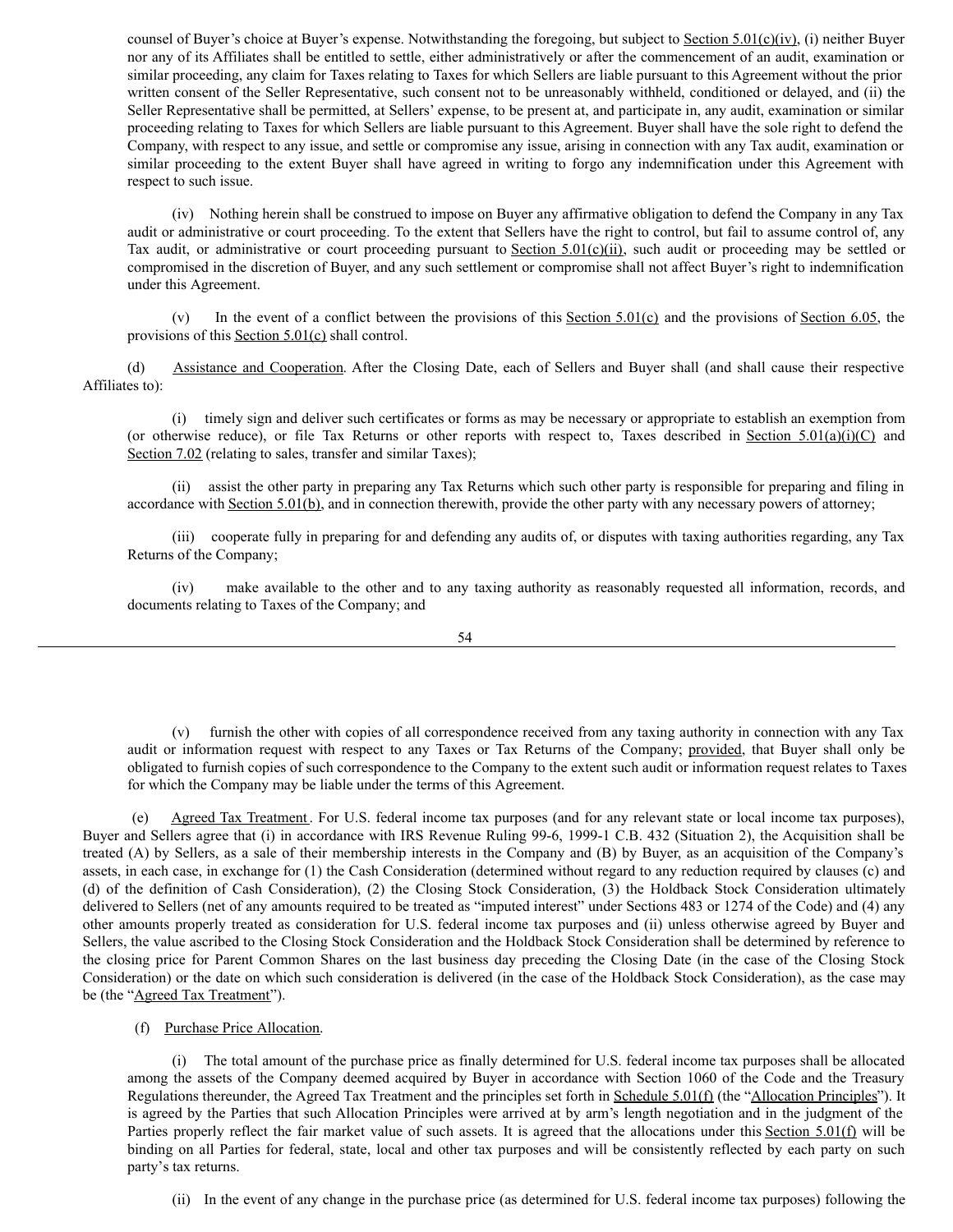counsel of Buyer's choice at Buyer's expense. Notwithstanding the foregoing, but subject to Section 5.01(c)(iv), (i) neither Buyer nor any of its Affiliates shall be entitled to settle, either administratively or after the commencement of an audit, examination or similar proceeding, any claim for Taxes relating to Taxes for which Sellers are liable pursuant to this Agreement without the prior written consent of the Seller Representative, such consent not to be unreasonably withheld, conditioned or delayed, and (ii) the Seller Representative shall be permitted, at Sellers' expense, to be present at, and participate in, any audit, examination or similar proceeding relating to Taxes for which Sellers are liable pursuant to this Agreement. Buyer shall have the sole right to defend the Company, with respect to any issue, and settle or compromise any issue, arising in connection with any Tax audit, examination or similar proceeding to the extent Buyer shall have agreed in writing to forgo any indemnification under this Agreement with respect to such issue.

(iv) Nothing herein shall be construed to impose on Buyer any affirmative obligation to defend the Company in any Tax audit or administrative or court proceeding. To the extent that Sellers have the right to control, but fail to assume control of, any Tax audit, or administrative or court proceeding pursuant to Section 5.01(c)(ii), such audit or proceeding may be settled or compromised in the discretion of Buyer, and any such settlement or compromise shall not affect Buyer's right to indemnification under this Agreement.

(v) In the event of a conflict between the provisions of this Section 5.01(c) and the provisions of Section 6.05, the provisions of this Section 5.01(c) shall control.

(d) Assistance and Cooperation. After the Closing Date, each of Sellers and Buyer shall (and shall cause their respective Affiliates to):

(i) timely sign and deliver such certificates or forms as may be necessary or appropriate to establish an exemption from (or otherwise reduce), or file Tax Returns or other reports with respect to, Taxes described in Section 5.01(a)(i)(C) and Section 7.02 (relating to sales, transfer and similar Taxes);

(ii) assist the other party in preparing any Tax Returns which such other party is responsible for preparing and filing in accordance with Section 5.01(b), and in connection therewith, provide the other party with any necessary powers of attorney;

(iii) cooperate fully in preparing for and defending any audits of, or disputes with taxing authorities regarding, any Tax Returns of the Company;

(iv) make available to the other and to any taxing authority as reasonably requested all information, records, and documents relating to Taxes of the Company; and

(v) furnish the other with copies of all correspondence received from any taxing authority in connection with any Tax audit or information request with respect to any Taxes or Tax Returns of the Company; provided, that Buyer shall only be obligated to furnish copies of such correspondence to the Company to the extent such audit or information request relates to Taxes for which the Company may be liable under the terms of this Agreement.

(e) Agreed Tax Treatment. For U.S. federal income tax purposes (and for any relevant state or local income tax purposes), Buyer and Sellers agree that (i) in accordance with IRS Revenue Ruling 99-6, 1999-1 C.B. 432 (Situation 2), the Acquisition shall be treated (A) by Sellers, as a sale of their membership interests in the Company and (B) by Buyer, as an acquisition of the Company's assets, in each case, in exchange for (1) the Cash Consideration (determined without regard to any reduction required by clauses (c) and (d) of the definition of Cash Consideration), (2) the Closing Stock Consideration, (3) the Holdback Stock Consideration ultimately delivered to Sellers (net of any amounts required to be treated as "imputed interest" under Sections 483 or 1274 of the Code) and (4) any other amounts properly treated as consideration for U.S. federal income tax purposes and (ii) unless otherwise agreed by Buyer and Sellers, the value ascribed to the Closing Stock Consideration and the Holdback Stock Consideration shall be determined by reference to the closing price for Parent Common Shares on the last business day preceding the Closing Date (in the case of the Closing Stock Consideration) or the date on which such consideration is delivered (in the case of the Holdback Stock Consideration), as the case may be (the "Agreed Tax Treatment").

(f) Purchase Price Allocation.

(i) The total amount of the purchase price as finally determined for U.S. federal income tax purposes shall be allocated among the assets of the Company deemed acquired by Buyer in accordance with Section 1060 of the Code and the Treasury Regulations thereunder, the Agreed Tax Treatment and the principles set forth in Schedule 5.01(f) (the "Allocation Principles"). It is agreed by the Parties that such Allocation Principles were arrived at by arm's length negotiation and in the judgment of the Parties properly reflect the fair market value of such assets. It is agreed that the allocations under this Section 5.01(f) will be binding on all Parties for federal, state, local and other tax purposes and will be consistently reflected by each party on such party's tax returns.

(ii) In the event of any change in the purchase price (as determined for U.S. federal income tax purposes) following the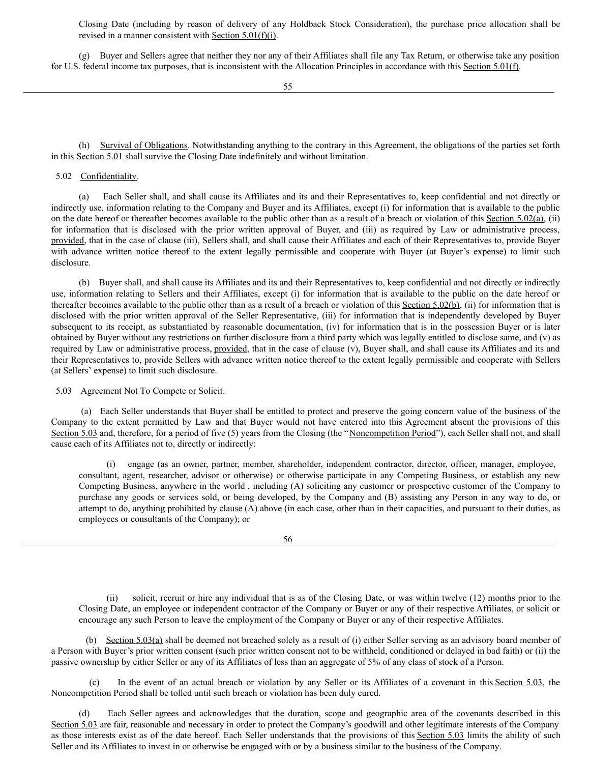Closing Date (including by reason of delivery of any Holdback Stock Consideration), the purchase price allocation shall be revised in a manner consistent with Section 5.01(f)(i).

(g) Buyer and Sellers agree that neither they nor any of their Affiliates shall file any Tax Return, or otherwise take any position for U.S. federal income tax purposes, that is inconsistent with the Allocation Principles in accordance with this Section 5.01(f).

(h) Survival of Obligations. Notwithstanding anything to the contrary in this Agreement, the obligations of the parties set forth in this Section 5.01 shall survive the Closing Date indefinitely and without limitation.

5.02 Confidentiality.

(a) Each Seller shall, and shall cause its Affiliates and its and their Representatives to, keep confidential and not directly or indirectly use, information relating to the Company and Buyer and its Affiliates, except (i) for information that is available to the public on the date hereof or thereafter becomes available to the public other than as a result of a breach or violation of this Section 5.02(a), (ii) for information that is disclosed with the prior written approval of Buyer, and (iii) as required by Law or administrative process, provided, that in the case of clause (iii), Sellers shall, and shall cause their Affiliates and each of their Representatives to, provide Buyer with advance written notice thereof to the extent legally permissible and cooperate with Buyer (at Buyer's expense) to limit such disclosure.

(b) Buyer shall, and shall cause its Affiliates and its and their Representatives to, keep confidential and not directly or indirectly use, information relating to Sellers and their Affiliates, except (i) for information that is available to the public on the date hereof or thereafter becomes available to the public other than as a result of a breach or violation of this Section 5.02(b), (ii) for information that is disclosed with the prior written approval of the Seller Representative, (iii) for information that is independently developed by Buyer subsequent to its receipt, as substantiated by reasonable documentation, (iv) for information that is in the possession Buyer or is later obtained by Buyer without any restrictions on further disclosure from a third party which was legally entitled to disclose same, and (v) as required by Law or administrative process, provided, that in the case of clause (v), Buyer shall, and shall cause its Affiliates and its and their Representatives to, provide Sellers with advance written notice thereof to the extent legally permissible and cooperate with Sellers (at Sellers' expense) to limit such disclosure.

5.03 Agreement Not To Compete or Solicit.

(a) Each Seller understands that Buyer shall be entitled to protect and preserve the going concern value of the business of the Company to the extent permitted by Law and that Buyer would not have entered into this Agreement absent the provisions of this Section 5.03 and, therefore, for a period of five (5) years from the Closing (the "Noncompetition Period"), each Seller shall not, and shall cause each of its Affiliates not to, directly or indirectly:

(i) engage (as an owner, partner, member, shareholder, independent contractor, director, officer, manager, employee, consultant, agent, researcher, advisor or otherwise) or otherwise participate in any Competing Business, or establish any new Competing Business, anywhere in the world , including (A) soliciting any customer or prospective customer of the Company to purchase any goods or services sold, or being developed, by the Company and (B) assisting any Person in any way to do, or attempt to do, anything prohibited by clause (A) above (in each case, other than in their capacities, and pursuant to their duties, as employees or consultants of the Company); or

(ii) solicit, recruit or hire any individual that is as of the Closing Date, or was within twelve (12) months prior to the Closing Date, an employee or independent contractor of the Company or Buyer or any of their respective Affiliates, or solicit or encourage any such Person to leave the employment of the Company or Buyer or any of their respective Affiliates.

(b) Section 5.03(a) shall be deemed not breached solely as a result of (i) either Seller serving as an advisory board member of a Person with Buyer's prior written consent (such prior written consent not to be withheld, conditioned or delayed in bad faith) or (ii) the passive ownership by either Seller or any of its Affiliates of less than an aggregate of 5% of any class of stock of a Person.

(c) In the event of an actual breach or violation by any Seller or its Affiliates of a covenant in this Section 5.03, the Noncompetition Period shall be tolled until such breach or violation has been duly cured.

(d) Each Seller agrees and acknowledges that the duration, scope and geographic area of the covenants described in this Section 5.03 are fair, reasonable and necessary in order to protect the Company's goodwill and other legitimate interests of the Company as those interests exist as of the date hereof. Each Seller understands that the provisions of this Section 5.03 limits the ability of such Seller and its Affiliates to invest in or otherwise be engaged with or by a business similar to the business of the Company.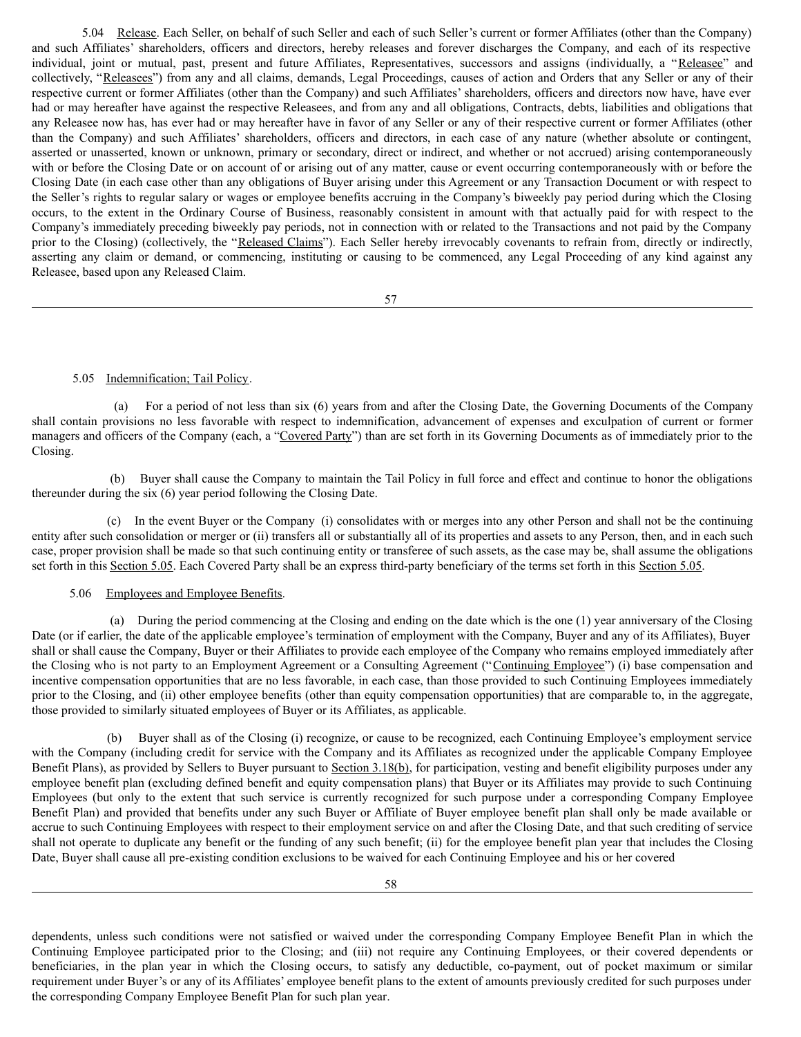5.04 Release. Each Seller, on behalf of such Seller and each of such Seller's current or former Affiliates (other than the Company) and such Affiliates' shareholders, officers and directors, hereby releases and forever discharges the Company, and each of its respective individual, joint or mutual, past, present and future Affiliates, Representatives, successors and assigns (individually, a "Releasee" and collectively, "Releasees") from any and all claims, demands, Legal Proceedings, causes of action and Orders that any Seller or any of their respective current or former Affiliates (other than the Company) and such Affiliates' shareholders, officers and directors now have, have ever had or may hereafter have against the respective Releasees, and from any and all obligations, Contracts, debts, liabilities and obligations that any Releasee now has, has ever had or may hereafter have in favor of any Seller or any of their respective current or former Affiliates (other than the Company) and such Affiliates' shareholders, officers and directors, in each case of any nature (whether absolute or contingent, asserted or unasserted, known or unknown, primary or secondary, direct or indirect, and whether or not accrued) arising contemporaneously with or before the Closing Date or on account of or arising out of any matter, cause or event occurring contemporaneously with or before the Closing Date (in each case other than any obligations of Buyer arising under this Agreement or any Transaction Document or with respect to the Seller's rights to regular salary or wages or employee benefits accruing in the Company's biweekly pay period during which the Closing occurs, to the extent in the Ordinary Course of Business, reasonably consistent in amount with that actually paid for with respect to the Company's immediately preceding biweekly pay periods, not in connection with or related to the Transactions and not paid by the Company prior to the Closing) (collectively, the "Released Claims"). Each Seller hereby irrevocably covenants to refrain from, directly or indirectly, asserting any claim or demand, or commencing, instituting or causing to be commenced, any Legal Proceeding of any kind against any Releasee, based upon any Released Claim.

5.05 Indemnification; Tail Policy.

(a) For a period of not less than six (6) years from and after the Closing Date, the Governing Documents of the Company shall contain provisions no less favorable with respect to indemnification, advancement of expenses and exculpation of current or former managers and officers of the Company (each, a "Covered Party") than are set forth in its Governing Documents as of immediately prior to the Closing.

(b) Buyer shall cause the Company to maintain the Tail Policy in full force and effect and continue to honor the obligations thereunder during the six (6) year period following the Closing Date.

(c) In the event Buyer or the Company (i) consolidates with or merges into any other Person and shall not be the continuing entity after such consolidation or merger or (ii) transfers all or substantially all of its properties and assets to any Person, then, and in each such case, proper provision shall be made so that such continuing entity or transferee of such assets, as the case may be, shall assume the obligations set forth in this Section 5.05. Each Covered Party shall be an express third-party beneficiary of the terms set forth in this Section 5.05.

5.06 Employees and Employee Benefits.

(a) During the period commencing at the Closing and ending on the date which is the one (1) year anniversary of the Closing Date (or if earlier, the date of the applicable employee's termination of employment with the Company, Buyer and any of its Affiliates), Buyer shall or shall cause the Company, Buyer or their Affiliates to provide each employee of the Company who remains employed immediately after the Closing who is not party to an Employment Agreement or a Consulting Agreement ("Continuing Employee") (i) base compensation and incentive compensation opportunities that are no less favorable, in each case, than those provided to such Continuing Employees immediately prior to the Closing, and (ii) other employee benefits (other than equity compensation opportunities) that are comparable to, in the aggregate, those provided to similarly situated employees of Buyer or its Affiliates, as applicable.

(b) Buyer shall as of the Closing (i) recognize, or cause to be recognized, each Continuing Employee's employment service with the Company (including credit for service with the Company and its Affiliates as recognized under the applicable Company Employee Benefit Plans), as provided by Sellers to Buyer pursuant to Section 3.18(b), for participation, vesting and benefit eligibility purposes under any employee benefit plan (excluding defined benefit and equity compensation plans) that Buyer or its Affiliates may provide to such Continuing Employees (but only to the extent that such service is currently recognized for such purpose under a corresponding Company Employee Benefit Plan) and provided that benefits under any such Buyer or Affiliate of Buyer employee benefit plan shall only be made available or accrue to such Continuing Employees with respect to their employment service on and after the Closing Date, and that such crediting of service shall not operate to duplicate any benefit or the funding of any such benefit; (ii) for the employee benefit plan year that includes the Closing Date, Buyer shall cause all pre-existing condition exclusions to be waived for each Continuing Employee and his or her covered dependents, unless such conditions were not satisfied or waived under the corresponding Company Employee Benefit Plan in which the Continuing Employee participated prior to the Closing; and (iii) not require any Continuing Employees, or their covered dependents or beneficiaries, in the plan year in which the Closing occurs, to satisfy any deductible, co-payment, out of pocket maximum or similar requirement under Buyer's or any of its Affiliates' employee benefit plans to the extent of amounts previously credited for such purposes under the corresponding Company Employee Benefit Plan for such plan year.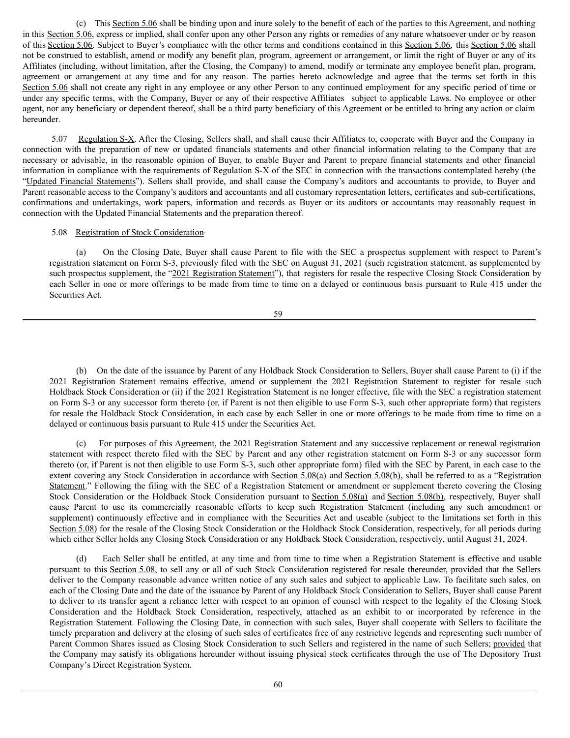(c) This Section 5.06 shall be binding upon and inure solely to the benefit of each of the parties to this Agreement, and nothing in this Section 5.06, express or implied, shall confer upon any other Person any rights or remedies of any nature whatsoever under or by reason of this Section 5.06. Subject to Buyer's compliance with the other terms and conditions contained in this Section 5.06, this Section 5.06 shall not be construed to establish, amend or modify any benefit plan, program, agreement or arrangement, or limit the right of Buyer or any of its Affiliates (including, without limitation, after the Closing, the Company) to amend, modify or terminate any employee benefit plan, program, agreement or arrangement at any time and for any reason. The parties hereto acknowledge and agree that the terms set forth in this Section 5.06 shall not create any right in any employee or any other Person to any continued employment for any specific period of time or under any specific terms, with the Company, Buyer or any of their respective Affiliates subject to applicable Laws. No employee or other agent, nor any beneficiary or dependent thereof, shall be a third party beneficiary of this Agreement or be entitled to bring any action or claim hereunder.

5.07 Regulation S-X. After the Closing, Sellers shall, and shall cause their Affiliates to, cooperate with Buyer and the Company in connection with the preparation of new or updated financials statements and other financial information relating to the Company that are necessary or advisable, in the reasonable opinion of Buyer, to enable Buyer and Parent to prepare financial statements and other financial information in compliance with the requirements of Regulation S-X of the SEC in connection with the transactions contemplated hereby (the "Updated Financial Statements"). Sellers shall provide, and shall cause the Company's auditors and accountants to provide, to Buyer and Parent reasonable access to the Company's auditors and accountants and all customary representation letters, certificates and sub-certifications, confirmations and undertakings, work papers, information and records as Buyer or its auditors or accountants may reasonably request in connection with the Updated Financial Statements and the preparation thereof.

5.08 Registration of Stock Consideration.

(a) On the Closing Date, Buyer shall cause Parent to file with the SEC a prospectus supplement with respect to Parent's registration statement on Form S-3, previously filed with the SEC on August 31, 2021 (such registration statement, as supplemented by such prospectus supplement, the "2021 Registration Statement"), that registers for resale the respective Closing Stock Consideration by each Seller in one or more offerings to be made from time to time on a delayed or continuous basis pursuant to Rule 415 under the Securities Act.

(b) On the date of the issuance by Parent of any Holdback Stock Consideration to Sellers, Buyer shall cause Parent to (i) if the 2021 Registration Statement remains effective, amend or supplement the 2021 Registration Statement to register for resale such Holdback Stock Consideration or (ii) if the 2021 Registration Statement is no longer effective, file with the SEC a registration statement on Form S-3 or any successor form thereto (or, if Parent is not then eligible to use Form S-3, such other appropriate form) that registers for resale the Holdback Stock Consideration, in each case by each Seller in one or more offerings to be made from time to time on a delayed or continuous basis pursuant to Rule 415 under the Securities Act.

(c) For purposes of this Agreement, the 2021 Registration Statement and any successive replacement or renewal registration statement with respect thereto filed with the SEC by Parent and any other registration statement on Form S-3 or any successor form thereto (or, if Parent is not then eligible to use Form S-3, such other appropriate form) filed with the SEC by Parent, in each case to the extent covering any Stock Consideration in accordance with Section 5.08(a) and Section 5.08(b), shall be referred to as a "Registration Statement." Following the filing with the SEC of a Registration Statement or amendment or supplement thereto covering the Closing Stock Consideration or the Holdback Stock Consideration pursuant to Section 5.08(a) and Section 5.08(b), respectively, Buyer shall cause Parent to use its commercially reasonable efforts to keep such Registration Statement (including any such amendment or supplement) continuously effective and in compliance with the Securities Act and useable (subject to the limitations set forth in this Section 5.08) for the resale of the Closing Stock Consideration or the Holdback Stock Consideration, respectively, for all periods during which either Seller holds any Closing Stock Consideration or any Holdback Stock Consideration, respectively, until August 31, 2024.

(d) Each Seller shall be entitled, at any time and from time to time when a Registration Statement is effective and usable pursuant to this Section 5.08, to sell any or all of such Stock Consideration registered for resale thereunder, provided that the Sellers deliver to the Company reasonable advance written notice of any such sales and subject to applicable Law. To facilitate such sales, on each of the Closing Date and the date of the issuance by Parent of any Holdback Stock Consideration to Sellers, Buyer shall cause Parent to deliver to its transfer agent a reliance letter with respect to an opinion of counsel with respect to the legality of the Closing Stock Consideration and the Holdback Stock Consideration, respectively, attached as an exhibit to or incorporated by reference in the Registration Statement. Following the Closing Date, in connection with such sales, Buyer shall cooperate with Sellers to facilitate the timely preparation and delivery at the closing of such sales of certificates free of any restrictive legends and representing such number of Parent Common Shares issued as Closing Stock Consideration to such Sellers and registered in the name of such Sellers; provided that the Company may satisfy its obligations hereunder without issuing physical stock certificates through the use of The Depository Trust Company's Direct Registration System.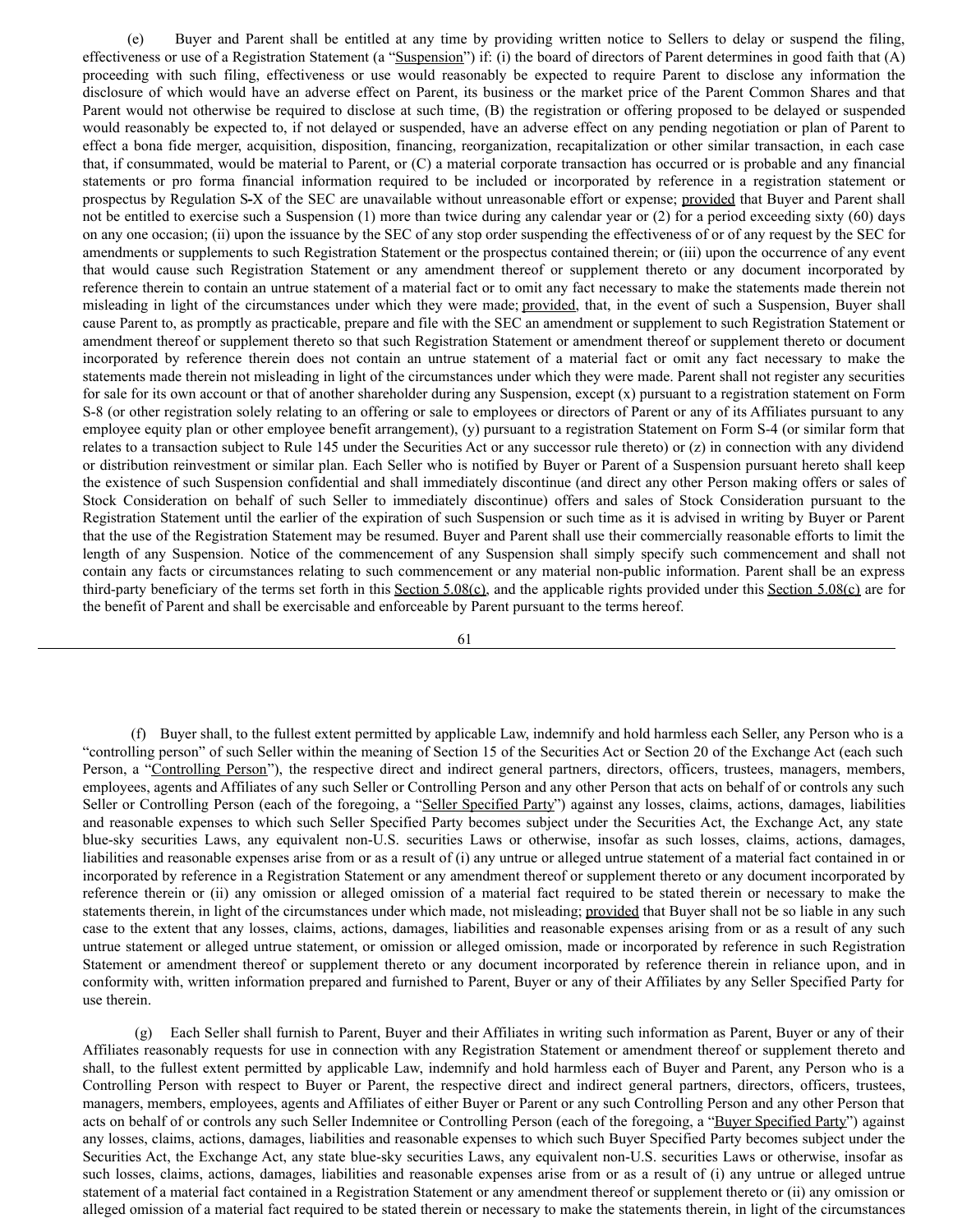(e) Buyer and Parent shall be entitled at any time by providing written notice to Sellers to delay or suspend the filing, effectiveness or use of a Registration Statement (a "Suspension") if: (i) the board of directors of Parent determines in good faith that (A) proceeding with such filing, effectiveness or use would reasonably be expected to require Parent to disclose any information the disclosure of which would have an adverse effect on Parent, its business or the market price of the Parent Common Shares and that Parent would not otherwise be required to disclose at such time, (B) the registration or offering proposed to be delayed or suspended would reasonably be expected to, if not delayed or suspended, have an adverse effect on any pending negotiation or plan of Parent to effect a bona fide merger, acquisition, disposition, financing, reorganization, recapitalization or other similar transaction, in each case that, if consummated, would be material to Parent, or (C) a material corporate transaction has occurred or is probable and any financial statements or pro forma financial information required to be included or incorporated by reference in a registration statement or prospectus by Regulation S-X of the SEC are unavailable without unreasonable effort or expense; provided that Buyer and Parent shall not be entitled to exercise such a Suspension (1) more than twice during any calendar year or (2) for a period exceeding sixty (60) days on any one occasion; (ii) upon the issuance by the SEC of any stop order suspending the effectiveness of or of any request by the SEC for amendments or supplements to such Registration Statement or the prospectus contained therein; or (iii) upon the occurrence of any event that would cause such Registration Statement or any amendment thereof or supplement thereto or any document incorporated by reference therein to contain an untrue statement of a material fact or to omit any fact necessary to make the statements made therein not misleading in light of the circumstances under which they were made; provided, that, in the event of such a Suspension, Buyer shall cause Parent to, as promptly as practicable, prepare and file with the SEC an amendment or supplement to such Registration Statement or amendment thereof or supplement thereto so that such Registration Statement or amendment thereof or supplement thereto or document incorporated by reference therein does not contain an untrue statement of a material fact or omit any fact necessary to make the statements made therein not misleading in light of the circumstances under which they were made. Parent shall not register any securities for sale for its own account or that of another shareholder during any Suspension, except (x) pursuant to a registration statement on Form S-8 (or other registration solely relating to an offering or sale to employees or directors of Parent or any of its Affiliates pursuant to any employee equity plan or other employee benefit arrangement), (y) pursuant to a registration Statement on Form S-4 (or similar form that relates to a transaction subject to Rule 145 under the Securities Act or any successor rule thereto) or (z) in connection with any dividend or distribution reinvestment or similar plan. Each Seller who is notified by Buyer or Parent of a Suspension pursuant hereto shall keep the existence of such Suspension confidential and shall immediately discontinue (and direct any other Person making offers or sales of Stock Consideration on behalf of such Seller to immediately discontinue) offers and sales of Stock Consideration pursuant to the Registration Statement until the earlier of the expiration of such Suspension or such time as it is advised in writing by Buyer or Parent that the use of the Registration Statement may be resumed. Buyer and Parent shall use their commercially reasonable efforts to limit the length of any Suspension. Notice of the commencement of any Suspension shall simply specify such commencement and shall not contain any facts or circumstances relating to such commencement or any material non-public information. Parent shall be an express third-party beneficiary of the terms set forth in this Section 5.08(c), and the applicable rights provided under this Section 5.08(c) are for the benefit of Parent and shall be exercisable and enforceable by Parent pursuant to the terms hereof.

(f) Buyer shall, to the fullest extent permitted by applicable Law, indemnify and hold harmless each Seller, any Person who is a "controlling person" of such Seller within the meaning of Section 15 of the Securities Act or Section 20 of the Exchange Act (each such Person, a "Controlling Person"), the respective direct and indirect general partners, directors, officers, trustees, managers, members, employees, agents and Affiliates of any such Seller or Controlling Person and any other Person that acts on behalf of or controls any such Seller or Controlling Person (each of the foregoing, a "Seller Specified Party") against any losses, claims, actions, damages, liabilities and reasonable expenses to which such Seller Specified Party becomes subject under the Securities Act, the Exchange Act, any state blue-sky securities Laws, any equivalent non-U.S. securities Laws or otherwise, insofar as such losses, claims, actions, damages, liabilities and reasonable expenses arise from or as a result of (i) any untrue or alleged untrue statement of a material fact contained in or incorporated by reference in a Registration Statement or any amendment thereof or supplement thereto or any document incorporated by reference therein or (ii) any omission or alleged omission of a material fact required to be stated therein or necessary to make the statements therein, in light of the circumstances under which made, not misleading; provided that Buyer shall not be so liable in any such case to the extent that any losses, claims, actions, damages, liabilities and reasonable expenses arising from or as a result of any such untrue statement or alleged untrue statement, or omission or alleged omission, made or incorporated by reference in such Registration Statement or amendment thereof or supplement thereto or any document incorporated by reference therein in reliance upon, and in conformity with, written information prepared and furnished to Parent, Buyer or any of their Affiliates by any Seller Specified Party for use therein.

(g) Each Seller shall furnish to Parent, Buyer and their Affiliates in writing such information as Parent, Buyer or any of their Affiliates reasonably requests for use in connection with any Registration Statement or amendment thereof or supplement thereto and shall, to the fullest extent permitted by applicable Law, indemnify and hold harmless each of Buyer and Parent, any Person who is a Controlling Person with respect to Buyer or Parent, the respective direct and indirect general partners, directors, officers, trustees, managers, members, employees, agents and Affiliates of either Buyer or Parent or any such Controlling Person and any other Person that acts on behalf of or controls any such Seller Indemnitee or Controlling Person (each of the foregoing, a "Buyer Specified Party") against any losses, claims, actions, damages, liabilities and reasonable expenses to which such Buyer Specified Party becomes subject under the Securities Act, the Exchange Act, any state blue-sky securities Laws, any equivalent non-U.S. securities Laws or otherwise, insofar as such losses, claims, actions, damages, liabilities and reasonable expenses arise from or as a result of (i) any untrue or alleged untrue statement of a material fact contained in a Registration Statement or any amendment thereof or supplement thereto or (ii) any omission or alleged omission of a material fact required to be stated therein or necessary to make the statements therein, in light of the circumstances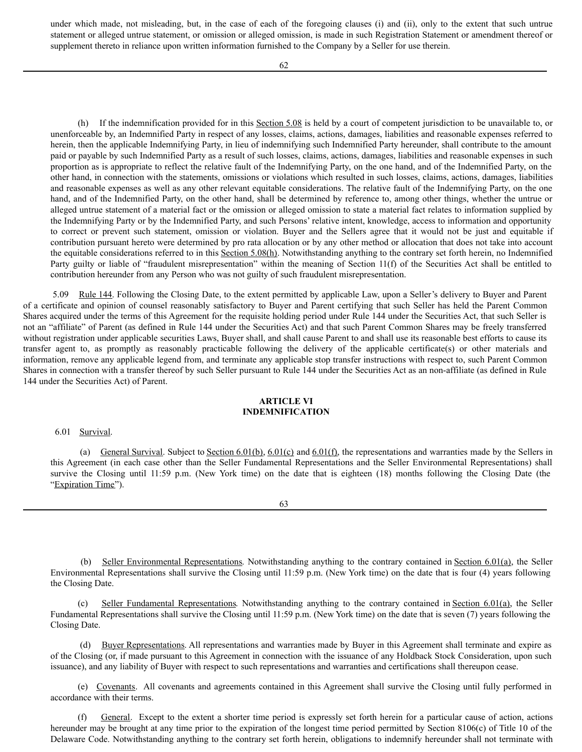under which made, not misleading, but, in the case of each of the foregoing clauses (i) and (ii), only to the extent that such untrue statement or alleged untrue statement, or omission or alleged omission, is made in such Registration Statement or amendment thereof or supplement thereto in reliance upon written information furnished to the Company by a Seller for use therein.

(h) If the indemnification provided for in this Section 5.08 is held by a court of competent jurisdiction to be unavailable to, or unenforceable by, an Indemnified Party in respect of any losses, claims, actions, damages, liabilities and reasonable expenses referred to herein, then the applicable Indemnifying Party, in lieu of indemnifying such Indemnified Party hereunder, shall contribute to the amount paid or payable by such Indemnified Party as a result of such losses, claims, actions, damages, liabilities and reasonable expenses in such proportion as is appropriate to reflect the relative fault of the Indemnifying Party, on the one hand, and of the Indemnified Party, on the other hand, in connection with the statements, omissions or violations which resulted in such losses, claims, actions, damages, liabilities and reasonable expenses as well as any other relevant equitable considerations. The relative fault of the Indemnifying Party, on the one hand, and of the Indemnified Party, on the other hand, shall be determined by reference to, among other things, whether the untrue or alleged untrue statement of a material fact or the omission or alleged omission to state a material fact relates to information supplied by the Indemnifying Party or by the Indemnified Party, and such Persons' relative intent, knowledge, access to information and opportunity to correct or prevent such statement, omission or violation. Buyer and the Sellers agree that it would not be just and equitable if contribution pursuant hereto were determined by pro rata allocation or by any other method or allocation that does not take into account the equitable considerations referred to in this Section 5.08(h). Notwithstanding anything to the contrary set forth herein, no Indemnified Party guilty or liable of "fraudulent misrepresentation" within the meaning of Section 11(f) of the Securities Act shall be entitled to contribution hereunder from any Person who was not guilty of such fraudulent misrepresentation.

5.09 Rule 144. Following the Closing Date, to the extent permitted by applicable Law, upon a Seller's delivery to Buyer and Parent of a certificate and opinion of counsel reasonably satisfactory to Buyer and Parent certifying that such Seller has held the Parent Common Shares acquired under the terms of this Agreement for the requisite holding period under Rule 144 under the Securities Act, that such Seller is not an "affiliate" of Parent (as defined in Rule 144 under the Securities Act) and that such Parent Common Shares may be freely transferred without registration under applicable securities Laws, Buyer shall, and shall cause Parent to and shall use its reasonable best efforts to cause its transfer agent to, as promptly as reasonably practicable following the delivery of the applicable certificate(s) or other materials and information, remove any applicable legend from, and terminate any applicable stop transfer instructions with respect to, such Parent Common Shares in connection with a transfer thereof by such Seller pursuant to Rule 144 under the Securities Act as an non-affiliate (as defined in Rule 144 under the Securities Act) of Parent.

## ARTICLE VI
## INDEMNIFICATION

6.01 Survival.

(a) General Survival. Subject to Section 6.01(b), 6.01(c) and 6.01(f), the representations and warranties made by the Sellers in this Agreement (in each case other than the Seller Fundamental Representations and the Seller Environmental Representations) shall survive the Closing until 11:59 p.m. (New York time) on the date that is eighteen (18) months following the Closing Date (the "Expiration Time").

(b) Seller Environmental Representations. Notwithstanding anything to the contrary contained in Section 6.01(a), the Seller Environmental Representations shall survive the Closing until 11:59 p.m. (New York time) on the date that is four (4) years following the Closing Date.

(c) Seller Fundamental Representations. Notwithstanding anything to the contrary contained in Section 6.01(a), the Seller Fundamental Representations shall survive the Closing until 11:59 p.m. (New York time) on the date that is seven (7) years following the Closing Date.

(d) Buyer Representations. All representations and warranties made by Buyer in this Agreement shall terminate and expire as of the Closing (or, if made pursuant to this Agreement in connection with the issuance of any Holdback Stock Consideration, upon such issuance), and any liability of Buyer with respect to such representations and warranties and certifications shall thereupon cease.

(e) Covenants. All covenants and agreements contained in this Agreement shall survive the Closing until fully performed in accordance with their terms.

(f) General. Except to the extent a shorter time period is expressly set forth herein for a particular cause of action, actions hereunder may be brought at any time prior to the expiration of the longest time period permitted by Section 8106(c) of Title 10 of the Delaware Code. Notwithstanding anything to the contrary set forth herein, obligations to indemnify hereunder shall not terminate with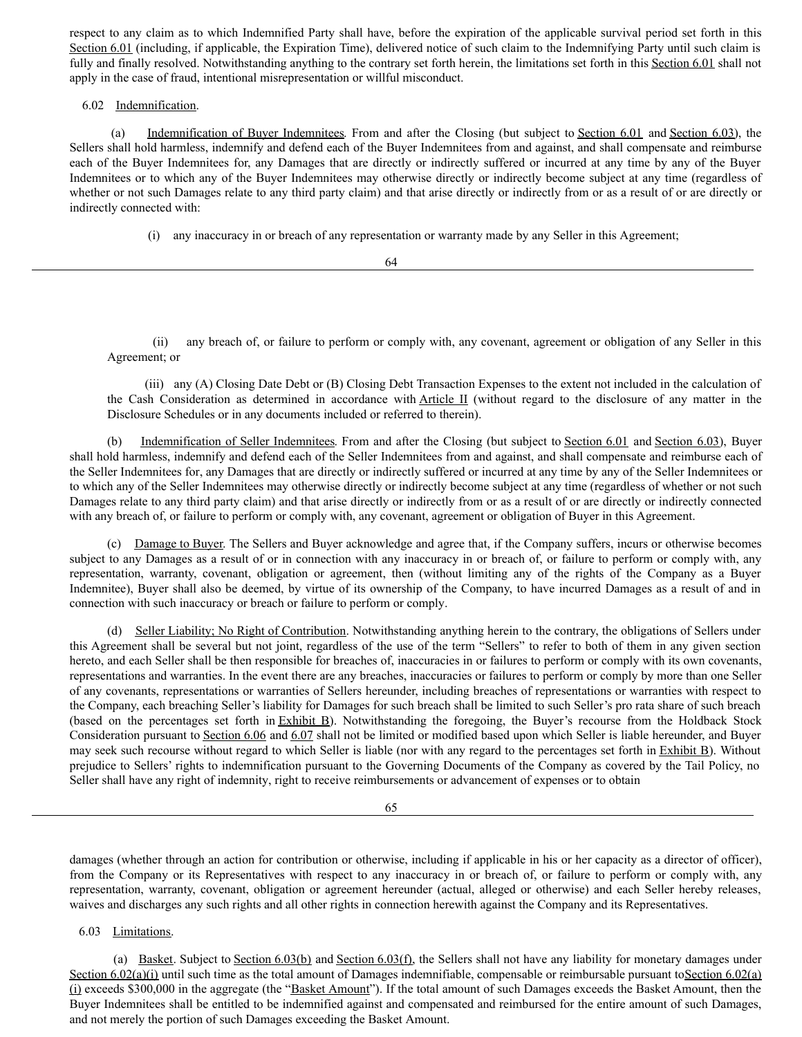respect to any claim as to which Indemnified Party shall have, before the expiration of the applicable survival period set forth in this Section 6.01 (including, if applicable, the Expiration Time), delivered notice of such claim to the Indemnifying Party until such claim is fully and finally resolved. Notwithstanding anything to the contrary set forth herein, the limitations set forth in this Section 6.01 shall not apply in the case of fraud, intentional misrepresentation or willful misconduct.

6.02 Indemnification.

(a) Indemnification of Buyer Indemnitees. From and after the Closing (but subject to Section 6.01 and Section 6.03), the Sellers shall hold harmless, indemnify and defend each of the Buyer Indemnitees from and against, and shall compensate and reimburse each of the Buyer Indemnitees for, any Damages that are directly or indirectly suffered or incurred at any time by any of the Buyer Indemnitees or to which any of the Buyer Indemnitees may otherwise directly or indirectly become subject at any time (regardless of whether or not such Damages relate to any third party claim) and that arise directly or indirectly from or as a result of or are directly or indirectly connected with:

(i) any inaccuracy in or breach of any representation or warranty made by any Seller in this Agreement;

(ii) any breach of, or failure to perform or comply with, any covenant, agreement or obligation of any Seller in this Agreement; or

(iii) any (A) Closing Date Debt or (B) Closing Debt Transaction Expenses to the extent not included in the calculation of the Cash Consideration as determined in accordance with Article II (without regard to the disclosure of any matter in the Disclosure Schedules or in any documents included or referred to therein).

(b) Indemnification of Seller Indemnitees. From and after the Closing (but subject to Section 6.01 and Section 6.03), Buyer shall hold harmless, indemnify and defend each of the Seller Indemnitees from and against, and shall compensate and reimburse each of the Seller Indemnitees for, any Damages that are directly or indirectly suffered or incurred at any time by any of the Seller Indemnitees or to which any of the Seller Indemnitees may otherwise directly or indirectly become subject at any time (regardless of whether or not such Damages relate to any third party claim) and that arise directly or indirectly from or as a result of or are directly or indirectly connected with any breach of, or failure to perform or comply with, any covenant, agreement or obligation of Buyer in this Agreement.

(c) Damage to Buyer. The Sellers and Buyer acknowledge and agree that, if the Company suffers, incurs or otherwise becomes subject to any Damages as a result of or in connection with any inaccuracy in or breach of, or failure to perform or comply with, any representation, warranty, covenant, obligation or agreement, then (without limiting any of the rights of the Company as a Buyer Indemnitee), Buyer shall also be deemed, by virtue of its ownership of the Company, to have incurred Damages as a result of and in connection with such inaccuracy or breach or failure to perform or comply.

(d) Seller Liability; No Right of Contribution. Notwithstanding anything herein to the contrary, the obligations of Sellers under this Agreement shall be several but not joint, regardless of the use of the term "Sellers" to refer to both of them in any given section hereto, and each Seller shall be then responsible for breaches of, inaccuracies in or failures to perform or comply with its own covenants, representations and warranties. In the event there are any breaches, inaccuracies or failures to perform or comply by more than one Seller of any covenants, representations or warranties of Sellers hereunder, including breaches of representations or warranties with respect to the Company, each breaching Seller's liability for Damages for such breach shall be limited to such Seller's pro rata share of such breach (based on the percentages set forth in Exhibit B). Notwithstanding the foregoing, the Buyer's recourse from the Holdback Stock Consideration pursuant to Section 6.06 and 6.07 shall not be limited or modified based upon which Seller is liable hereunder, and Buyer may seek such recourse without regard to which Seller is liable (nor with any regard to the percentages set forth in Exhibit B). Without prejudice to Sellers' rights to indemnification pursuant to the Governing Documents of the Company as covered by the Tail Policy, no Seller shall have any right of indemnity, right to receive reimbursements or advancement of expenses or to obtain damages (whether through an action for contribution or otherwise, including if applicable in his or her capacity as a director of officer), from the Company or its Representatives with respect to any inaccuracy in or breach of, or failure to perform or comply with, any representation, warranty, covenant, obligation or agreement hereunder (actual, alleged or otherwise) and each Seller hereby releases, waives and discharges any such rights and all other rights in connection herewith against the Company and its Representatives.

6.03 Limitations.

(a) Basket. Subject to Section 6.03(b) and Section 6.03(f), the Sellers shall not have any liability for monetary damages under Section 6.02(a)(i) until such time as the total amount of Damages indemnifiable, compensable or reimbursable pursuant to Section 6.02(a)(i) exceeds $300,000 in the aggregate (the "Basket Amount"). If the total amount of such Damages exceeds the Basket Amount, then the Buyer Indemnitees shall be entitled to be indemnified against and compensated and reimbursed for the entire amount of such Damages, and not merely the portion of such Damages exceeding the Basket Amount.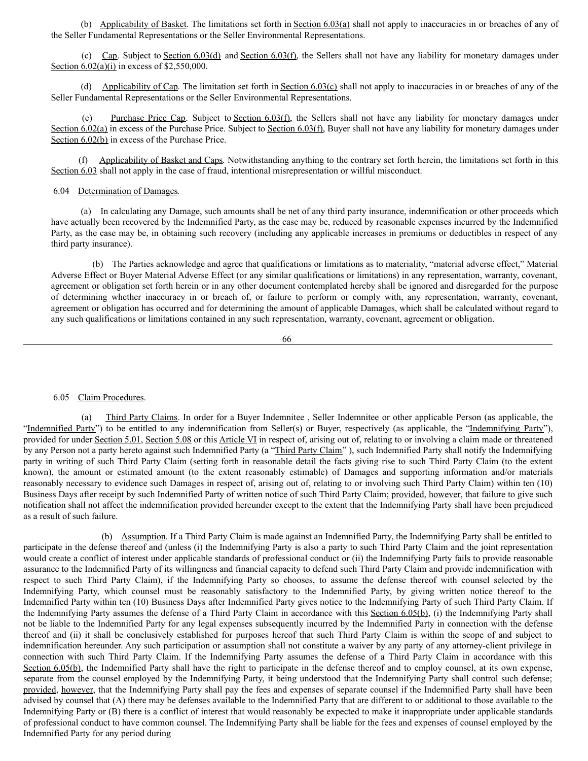(b) Applicability of Basket. The limitations set forth in Section 6.03(a) shall not apply to inaccuracies in or breaches of any of the Seller Fundamental Representations or the Seller Environmental Representations.

(c) Cap. Subject to Section 6.03(d) and Section 6.03(f), the Sellers shall not have any liability for monetary damages under Section 6.02(a)(i) in excess of $2,550,000.

(d) Applicability of Cap. The limitation set forth in Section 6.03(c) shall not apply to inaccuracies in or breaches of any of the Seller Fundamental Representations or the Seller Environmental Representations.

(e) Purchase Price Cap. Subject to Section 6.03(f), the Sellers shall not have any liability for monetary damages under Section 6.02(a) in excess of the Purchase Price. Subject to Section 6.03(f), Buyer shall not have any liability for monetary damages under Section 6.02(b) in excess of the Purchase Price.

(f) Applicability of Basket and Caps. Notwithstanding anything to the contrary set forth herein, the limitations set forth in this Section 6.03 shall not apply in the case of fraud, intentional misrepresentation or willful misconduct.

6.04 Determination of Damages.

(a) In calculating any Damage, such amounts shall be net of any third party insurance, indemnification or other proceeds which have actually been recovered by the Indemnified Party, as the case may be, reduced by reasonable expenses incurred by the Indemnified Party, as the case may be, in obtaining such recovery (including any applicable increases in premiums or deductibles in respect of any third party insurance).

(b) The Parties acknowledge and agree that qualifications or limitations as to materiality, "material adverse effect," Material Adverse Effect or Buyer Material Adverse Effect (or any similar qualifications or limitations) in any representation, warranty, covenant, agreement or obligation set forth herein or in any other document contemplated hereby shall be ignored and disregarded for the purpose of determining whether inaccuracy in or breach of, or failure to perform or comply with, any representation, warranty, covenant, agreement or obligation has occurred and for determining the amount of applicable Damages, which shall be calculated without regard to any such qualifications or limitations contained in any such representation, warranty, covenant, agreement or obligation.

6.05 Claim Procedures.

(a) Third Party Claims. In order for a Buyer Indemnitee , Seller Indemnitee or other applicable Person (as applicable, the "Indemnified Party") to be entitled to any indemnification from Seller(s) or Buyer, respectively (as applicable, the "Indemnifying Party"), provided for under Section 5.01, Section 5.08 or this Article VI in respect of, arising out of, relating to or involving a claim made or threatened by any Person not a party hereto against such Indemnified Party (a "Third Party Claim" ), such Indemnified Party shall notify the Indemnifying party in writing of such Third Party Claim (setting forth in reasonable detail the facts giving rise to such Third Party Claim (to the extent known), the amount or estimated amount (to the extent reasonably estimable) of Damages and supporting information and/or materials reasonably necessary to evidence such Damages in respect of, arising out of, relating to or involving such Third Party Claim) within ten (10) Business Days after receipt by such Indemnified Party of written notice of such Third Party Claim; provided, however, that failure to give such notification shall not affect the indemnification provided hereunder except to the extent that the Indemnifying Party shall have been prejudiced as a result of such failure.

(b) Assumption. If a Third Party Claim is made against an Indemnified Party, the Indemnifying Party shall be entitled to participate in the defense thereof and (unless (i) the Indemnifying Party is also a party to such Third Party Claim and the joint representation would create a conflict of interest under applicable standards of professional conduct or (ii) the Indemnifying Party fails to provide reasonable assurance to the Indemnified Party of its willingness and financial capacity to defend such Third Party Claim and provide indemnification with respect to such Third Party Claim), if the Indemnifying Party so chooses, to assume the defense thereof with counsel selected by the Indemnifying Party, which counsel must be reasonably satisfactory to the Indemnified Party, by giving written notice thereof to the Indemnified Party within ten (10) Business Days after Indemnified Party gives notice to the Indemnifying Party of such Third Party Claim. If the Indemnifying Party assumes the defense of a Third Party Claim in accordance with this Section 6.05(b), (i) the Indemnifying Party shall not be liable to the Indemnified Party for any legal expenses subsequently incurred by the Indemnified Party in connection with the defense thereof and (ii) it shall be conclusively established for purposes hereof that such Third Party Claim is within the scope of and subject to indemnification hereunder. Any such participation or assumption shall not constitute a waiver by any party of any attorney-client privilege in connection with such Third Party Claim. If the Indemnifying Party assumes the defense of a Third Party Claim in accordance with this Section 6.05(b), the Indemnified Party shall have the right to participate in the defense thereof and to employ counsel, at its own expense, separate from the counsel employed by the Indemnifying Party, it being understood that the Indemnifying Party shall control such defense; provided, however, that the Indemnifying Party shall pay the fees and expenses of separate counsel if the Indemnified Party shall have been advised by counsel that (A) there may be defenses available to the Indemnified Party that are different to or additional to those available to the Indemnifying Party or (B) there is a conflict of interest that would reasonably be expected to make it inappropriate under applicable standards of professional conduct to have common counsel. The Indemnifying Party shall be liable for the fees and expenses of counsel employed by the Indemnified Party for any period during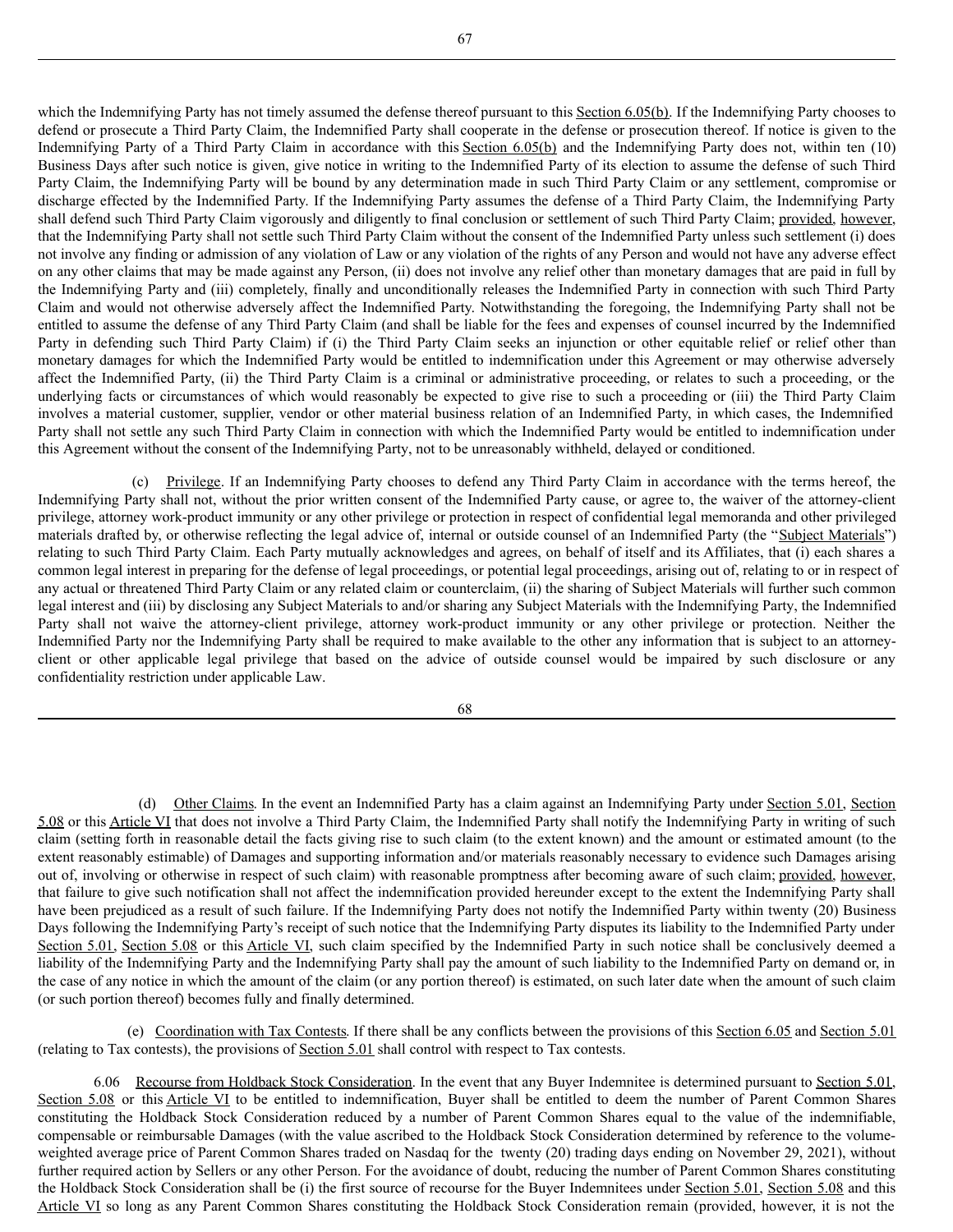which the Indemnifying Party has not timely assumed the defense thereof pursuant to this Section 6.05(b). If the Indemnifying Party chooses to defend or prosecute a Third Party Claim, the Indemnified Party shall cooperate in the defense or prosecution thereof. If notice is given to the Indemnifying Party of a Third Party Claim in accordance with this Section 6.05(b) and the Indemnifying Party does not, within ten (10) Business Days after such notice is given, give notice in writing to the Indemnified Party of its election to assume the defense of such Third Party Claim, the Indemnifying Party will be bound by any determination made in such Third Party Claim or any settlement, compromise or discharge effected by the Indemnified Party. If the Indemnifying Party assumes the defense of a Third Party Claim, the Indemnifying Party shall defend such Third Party Claim vigorously and diligently to final conclusion or settlement of such Third Party Claim; provided, however, that the Indemnifying Party shall not settle such Third Party Claim without the consent of the Indemnified Party unless such settlement (i) does not involve any finding or admission of any violation of Law or any violation of the rights of any Person and would not have any adverse effect on any other claims that may be made against any Person, (ii) does not involve any relief other than monetary damages that are paid in full by the Indemnifying Party and (iii) completely, finally and unconditionally releases the Indemnified Party in connection with such Third Party Claim and would not otherwise adversely affect the Indemnified Party. Notwithstanding the foregoing, the Indemnifying Party shall not be entitled to assume the defense of any Third Party Claim (and shall be liable for the fees and expenses of counsel incurred by the Indemnified Party in defending such Third Party Claim) if (i) the Third Party Claim seeks an injunction or other equitable relief or relief other than monetary damages for which the Indemnified Party would be entitled to indemnification under this Agreement or may otherwise adversely affect the Indemnified Party, (ii) the Third Party Claim is a criminal or administrative proceeding, or relates to such a proceeding, or the underlying facts or circumstances of which would reasonably be expected to give rise to such a proceeding or (iii) the Third Party Claim involves a material customer, supplier, vendor or other material business relation of an Indemnified Party, in which cases, the Indemnified Party shall not settle any such Third Party Claim in connection with which the Indemnified Party would be entitled to indemnification under this Agreement without the consent of the Indemnifying Party, not to be unreasonably withheld, delayed or conditioned.

(c) Privilege. If an Indemnifying Party chooses to defend any Third Party Claim in accordance with the terms hereof, the Indemnifying Party shall not, without the prior written consent of the Indemnified Party cause, or agree to, the waiver of the attorney-client privilege, attorney work-product immunity or any other privilege or protection in respect of confidential legal memoranda and other privileged materials drafted by, or otherwise reflecting the legal advice of, internal or outside counsel of an Indemnified Party (the "Subject Materials") relating to such Third Party Claim. Each Party mutually acknowledges and agrees, on behalf of itself and its Affiliates, that (i) each shares a common legal interest in preparing for the defense of legal proceedings, or potential legal proceedings, arising out of, relating to or in respect of any actual or threatened Third Party Claim or any related claim or counterclaim, (ii) the sharing of Subject Materials will further such common legal interest and (iii) by disclosing any Subject Materials to and/or sharing any Subject Materials with the Indemnifying Party, the Indemnified Party shall not waive the attorney-client privilege, attorney work-product immunity or any other privilege or protection. Neither the Indemnified Party nor the Indemnifying Party shall be required to make available to the other any information that is subject to an attorney-client or other applicable legal privilege that based on the advice of outside counsel would be impaired by such disclosure or any confidentiality restriction under applicable Law.

(d) Other Claims. In the event an Indemnified Party has a claim against an Indemnifying Party under Section 5.01, Section 5.08 or this Article VI that does not involve a Third Party Claim, the Indemnified Party shall notify the Indemnifying Party in writing of such claim (setting forth in reasonable detail the facts giving rise to such claim (to the extent known) and the amount or estimated amount (to the extent reasonably estimable) of Damages and supporting information and/or materials reasonably necessary to evidence such Damages arising out of, involving or otherwise in respect of such claim) with reasonable promptness after becoming aware of such claim; provided, however, that failure to give such notification shall not affect the indemnification provided hereunder except to the extent the Indemnifying Party shall have been prejudiced as a result of such failure. If the Indemnifying Party does not notify the Indemnified Party within twenty (20) Business Days following the Indemnifying Party's receipt of such notice that the Indemnifying Party disputes its liability to the Indemnified Party under Section 5.01, Section 5.08 or this Article VI, such claim specified by the Indemnified Party in such notice shall be conclusively deemed a liability of the Indemnifying Party and the Indemnifying Party shall pay the amount of such liability to the Indemnified Party on demand or, in the case of any notice in which the amount of the claim (or any portion thereof) is estimated, on such later date when the amount of such claim (or such portion thereof) becomes fully and finally determined.

(e) Coordination with Tax Contests. If there shall be any conflicts between the provisions of this Section 6.05 and Section 5.01 (relating to Tax contests), the provisions of Section 5.01 shall control with respect to Tax contests.

6.06 Recourse from Holdback Stock Consideration. In the event that any Buyer Indemnitee is determined pursuant to Section 5.01, Section 5.08 or this Article VI to be entitled to indemnification, Buyer shall be entitled to deem the number of Parent Common Shares constituting the Holdback Stock Consideration reduced by a number of Parent Common Shares equal to the value of the indemnifiable, compensable or reimbursable Damages (with the value ascribed to the Holdback Stock Consideration determined by reference to the volume-weighted average price of Parent Common Shares traded on Nasdaq for the twenty (20) trading days ending on November 29, 2021), without further required action by Sellers or any other Person. For the avoidance of doubt, reducing the number of Parent Common Shares constituting the Holdback Stock Consideration shall be (i) the first source of recourse for the Buyer Indemnitees under Section 5.01, Section 5.08 and this Article VI so long as any Parent Common Shares constituting the Holdback Stock Consideration remain (provided, however, it is not the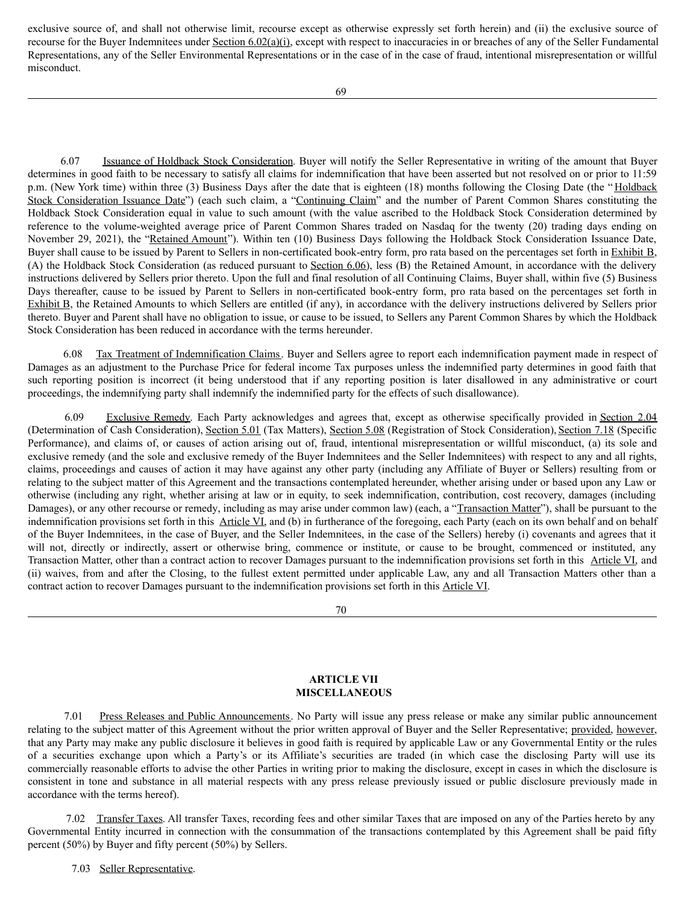exclusive source of, and shall not otherwise limit, recourse except as otherwise expressly set forth herein) and (ii) the exclusive source of recourse for the Buyer Indemnitees under Section 6.02(a)(i), except with respect to inaccuracies in or breaches of any of the Seller Fundamental Representations, any of the Seller Environmental Representations or in the case of in the case of fraud, intentional misrepresentation or willful misconduct.

6.07 Issuance of Holdback Stock Consideration. Buyer will notify the Seller Representative in writing of the amount that Buyer determines in good faith to be necessary to satisfy all claims for indemnification that have been asserted but not resolved on or prior to 11:59 p.m. (New York time) within three (3) Business Days after the date that is eighteen (18) months following the Closing Date (the "Holdback Stock Consideration Issuance Date") (each such claim, a "Continuing Claim" and the number of Parent Common Shares constituting the Holdback Stock Consideration equal in value to such amount (with the value ascribed to the Holdback Stock Consideration determined by reference to the volume-weighted average price of Parent Common Shares traded on Nasdaq for the twenty (20) trading days ending on November 29, 2021), the "Retained Amount"). Within ten (10) Business Days following the Holdback Stock Consideration Issuance Date, Buyer shall cause to be issued by Parent to Sellers in non-certificated book-entry form, pro rata based on the percentages set forth in Exhibit B, (A) the Holdback Stock Consideration (as reduced pursuant to Section 6.06), less (B) the Retained Amount, in accordance with the delivery instructions delivered by Sellers prior thereto. Upon the full and final resolution of all Continuing Claims, Buyer shall, within five (5) Business Days thereafter, cause to be issued by Parent to Sellers in non-certificated book-entry form, pro rata based on the percentages set forth in Exhibit B, the Retained Amounts to which Sellers are entitled (if any), in accordance with the delivery instructions delivered by Sellers prior thereto. Buyer and Parent shall have no obligation to issue, or cause to be issued, to Sellers any Parent Common Shares by which the Holdback Stock Consideration has been reduced in accordance with the terms hereunder.

6.08 Tax Treatment of Indemnification Claims. Buyer and Sellers agree to report each indemnification payment made in respect of Damages as an adjustment to the Purchase Price for federal income Tax purposes unless the indemnified party determines in good faith that such reporting position is incorrect (it being understood that if any reporting position is later disallowed in any administrative or court proceedings, the indemnifying party shall indemnify the indemnified party for the effects of such disallowance).

6.09 Exclusive Remedy. Each Party acknowledges and agrees that, except as otherwise specifically provided in Section 2.04 (Determination of Cash Consideration), Section 5.01 (Tax Matters), Section 5.08 (Registration of Stock Consideration), Section 7.18 (Specific Performance), and claims of, or causes of action arising out of, fraud, intentional misrepresentation or willful misconduct, (a) its sole and exclusive remedy (and the sole and exclusive remedy of the Buyer Indemnitees and the Seller Indemnitees) with respect to any and all rights, claims, proceedings and causes of action it may have against any other party (including any Affiliate of Buyer or Sellers) resulting from or relating to the subject matter of this Agreement and the transactions contemplated hereunder, whether arising under or based upon any Law or otherwise (including any right, whether arising at law or in equity, to seek indemnification, contribution, cost recovery, damages (including Damages), or any other recourse or remedy, including as may arise under common law) (each, a "Transaction Matter"), shall be pursuant to the indemnification provisions set forth in this Article VI, and (b) in furtherance of the foregoing, each Party (each on its own behalf and on behalf of the Buyer Indemnitees, in the case of Buyer, and the Seller Indemnitees, in the case of the Sellers) hereby (i) covenants and agrees that it will not, directly or indirectly, assert or otherwise bring, commence or institute, or cause to be brought, commenced or instituted, any Transaction Matter, other than a contract action to recover Damages pursuant to the indemnification provisions set forth in this Article VI, and (ii) waives, from and after the Closing, to the fullest extent permitted under applicable Law, any and all Transaction Matters other than a contract action to recover Damages pursuant to the indemnification provisions set forth in this Article VI.

## ARTICLE VII
## MISCELLANEOUS

7.01 Press Releases and Public Announcements. No Party will issue any press release or make any similar public announcement relating to the subject matter of this Agreement without the prior written approval of Buyer and the Seller Representative; provided, however, that any Party may make any public disclosure it believes in good faith is required by applicable Law or any Governmental Entity or the rules of a securities exchange upon which a Party's or its Affiliate's securities are traded (in which case the disclosing Party will use its commercially reasonable efforts to advise the other Parties in writing prior to making the disclosure, except in cases in which the disclosure is consistent in tone and substance in all material respects with any press release previously issued or public disclosure previously made in accordance with the terms hereof).

7.02 Transfer Taxes. All transfer Taxes, recording fees and other similar Taxes that are imposed on any of the Parties hereto by any Governmental Entity incurred in connection with the consummation of the transactions contemplated by this Agreement shall be paid fifty percent (50%) by Buyer and fifty percent (50%) by Sellers.

7.03 Seller Representative.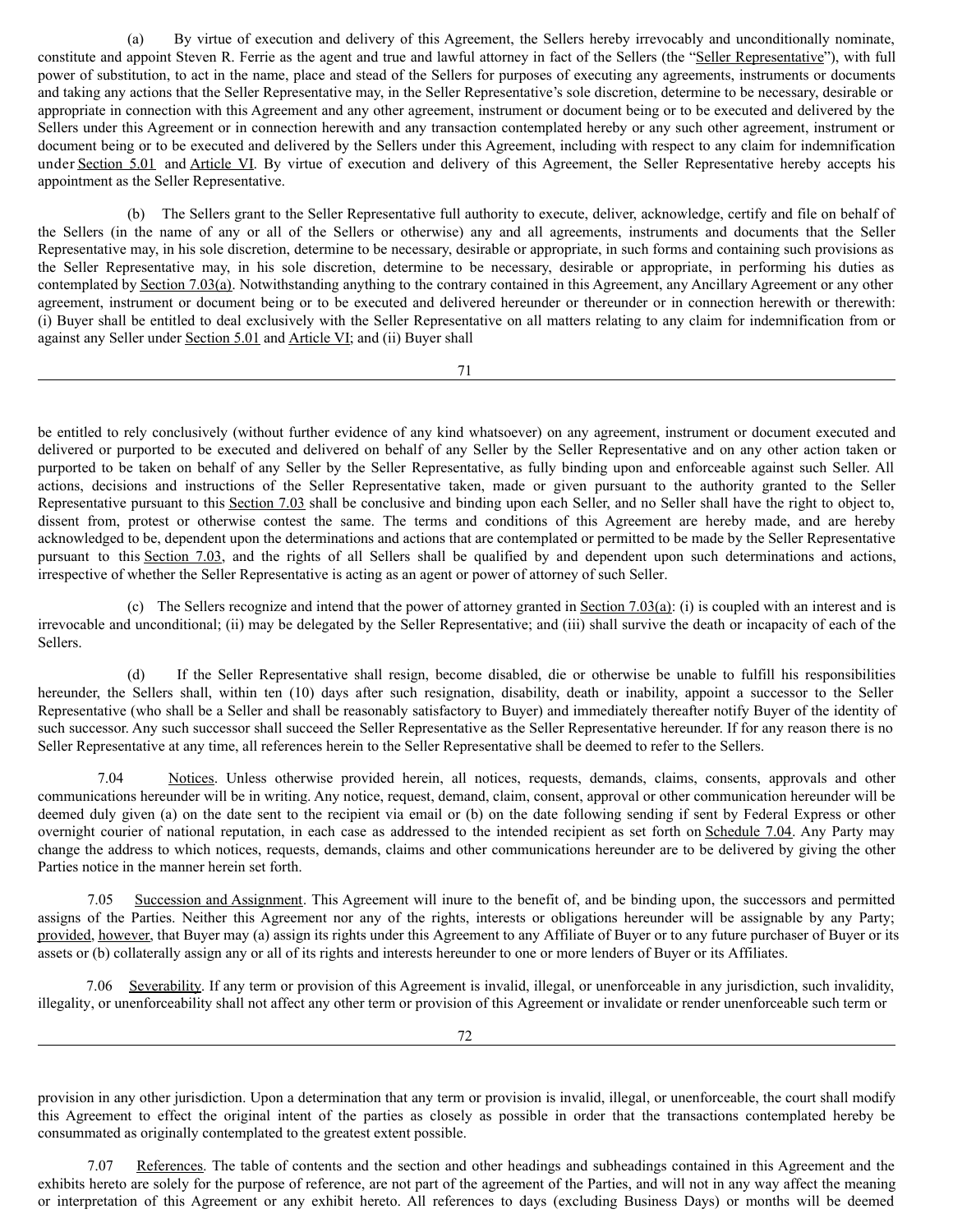(a) By virtue of execution and delivery of this Agreement, the Sellers hereby irrevocably and unconditionally nominate, constitute and appoint Steven R. Ferrie as the agent and true and lawful attorney in fact of the Sellers (the "Seller Representative"), with full power of substitution, to act in the name, place and stead of the Sellers for purposes of executing any agreements, instruments or documents and taking any actions that the Seller Representative may, in the Seller Representative's sole discretion, determine to be necessary, desirable or appropriate in connection with this Agreement and any other agreement, instrument or document being or to be executed and delivered by the Sellers under this Agreement or in connection herewith and any transaction contemplated hereby or any such other agreement, instrument or document being or to be executed and delivered by the Sellers under this Agreement, including with respect to any claim for indemnification under Section 5.01 and Article VI. By virtue of execution and delivery of this Agreement, the Seller Representative hereby accepts his appointment as the Seller Representative.

(b) The Sellers grant to the Seller Representative full authority to execute, deliver, acknowledge, certify and file on behalf of the Sellers (in the name of any or all of the Sellers or otherwise) any and all agreements, instruments and documents that the Seller Representative may, in his sole discretion, determine to be necessary, desirable or appropriate, in such forms and containing such provisions as the Seller Representative may, in his sole discretion, determine to be necessary, desirable or appropriate, in performing his duties as contemplated by Section 7.03(a). Notwithstanding anything to the contrary contained in this Agreement, any Ancillary Agreement or any other agreement, instrument or document being or to be executed and delivered hereunder or thereunder or in connection herewith or therewith: (i) Buyer shall be entitled to deal exclusively with the Seller Representative on all matters relating to any claim for indemnification from or against any Seller under Section 5.01 and Article VI; and (ii) Buyer shall be entitled to rely conclusively (without further evidence of any kind whatsoever) on any agreement, instrument or document executed and delivered or purported to be executed and delivered on behalf of any Seller by the Seller Representative and on any other action taken or purported to be taken on behalf of any Seller by the Seller Representative, as fully binding upon and enforceable against such Seller. All actions, decisions and instructions of the Seller Representative taken, made or given pursuant to the authority granted to the Seller Representative pursuant to this Section 7.03 shall be conclusive and binding upon each Seller, and no Seller shall have the right to object to, dissent from, protest or otherwise contest the same. The terms and conditions of this Agreement are hereby made, and are hereby acknowledged to be, dependent upon the determinations and actions that are contemplated or permitted to be made by the Seller Representative pursuant to this Section 7.03, and the rights of all Sellers shall be qualified by and dependent upon such determinations and actions, irrespective of whether the Seller Representative is acting as an agent or power of attorney of such Seller.

(c) The Sellers recognize and intend that the power of attorney granted in Section 7.03(a): (i) is coupled with an interest and is irrevocable and unconditional; (ii) may be delegated by the Seller Representative; and (iii) shall survive the death or incapacity of each of the Sellers.

(d) If the Seller Representative shall resign, become disabled, die or otherwise be unable to fulfill his responsibilities hereunder, the Sellers shall, within ten (10) days after such resignation, disability, death or inability, appoint a successor to the Seller Representative (who shall be a Seller and shall be reasonably satisfactory to Buyer) and immediately thereafter notify Buyer of the identity of such successor. Any such successor shall succeed the Seller Representative as the Seller Representative hereunder. If for any reason there is no Seller Representative at any time, all references herein to the Seller Representative shall be deemed to refer to the Sellers.

7.04 Notices. Unless otherwise provided herein, all notices, requests, demands, claims, consents, approvals and other communications hereunder will be in writing. Any notice, request, demand, claim, consent, approval or other communication hereunder will be deemed duly given (a) on the date sent to the recipient via email or (b) on the date following sending if sent by Federal Express or other overnight courier of national reputation, in each case as addressed to the intended recipient as set forth on Schedule 7.04. Any Party may change the address to which notices, requests, demands, claims and other communications hereunder are to be delivered by giving the other Parties notice in the manner herein set forth.

7.05 Succession and Assignment. This Agreement will inure to the benefit of, and be binding upon, the successors and permitted assigns of the Parties. Neither this Agreement nor any of the rights, interests or obligations hereunder will be assignable by any Party; provided, however, that Buyer may (a) assign its rights under this Agreement to any Affiliate of Buyer or to any future purchaser of Buyer or its assets or (b) collaterally assign any or all of its rights and interests hereunder to one or more lenders of Buyer or its Affiliates.

7.06 Severability. If any term or provision of this Agreement is invalid, illegal, or unenforceable in any jurisdiction, such invalidity, illegality, or unenforceability shall not affect any other term or provision of this Agreement or invalidate or render unenforceable such term or provision in any other jurisdiction. Upon a determination that any term or provision is invalid, illegal, or unenforceable, the court shall modify this Agreement to effect the original intent of the parties as closely as possible in order that the transactions contemplated hereby be consummated as originally contemplated to the greatest extent possible.

7.07 References. The table of contents and the section and other headings and subheadings contained in this Agreement and the exhibits hereto are solely for the purpose of reference, are not part of the agreement of the Parties, and will not in any way affect the meaning or interpretation of this Agreement or any exhibit hereto. All references to days (excluding Business Days) or months will be deemed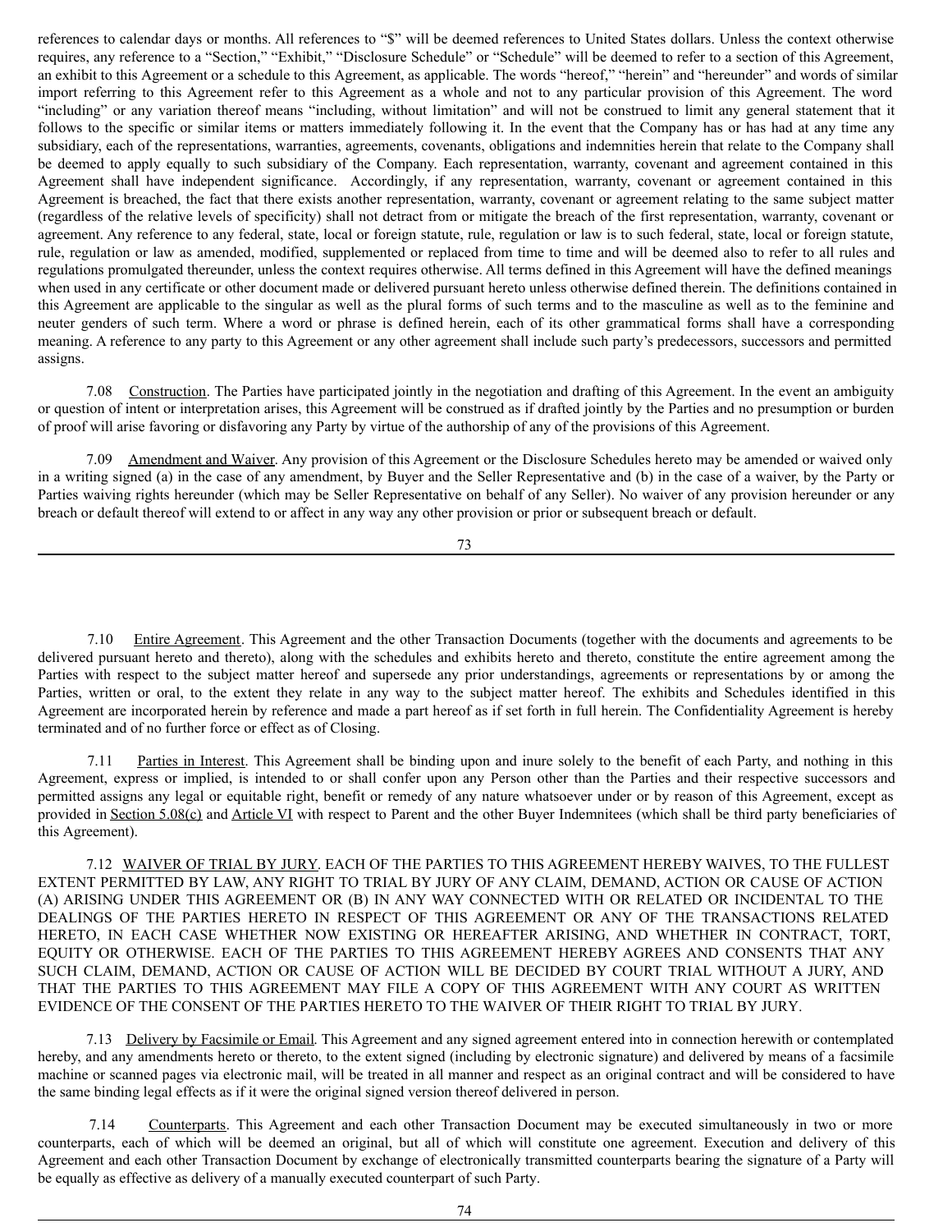references to calendar days or months. All references to "$" will be deemed references to United States dollars. Unless the context otherwise requires, any reference to a "Section," "Exhibit," "Disclosure Schedule" or "Schedule" will be deemed to refer to a section of this Agreement, an exhibit to this Agreement or a schedule to this Agreement, as applicable. The words "hereof," "herein" and "hereunder" and words of similar import referring to this Agreement refer to this Agreement as a whole and not to any particular provision of this Agreement. The word "including" or any variation thereof means "including, without limitation" and will not be construed to limit any general statement that it follows to the specific or similar items or matters immediately following it. In the event that the Company has or has had at any time any subsidiary, each of the representations, warranties, agreements, covenants, obligations and indemnities herein that relate to the Company shall be deemed to apply equally to such subsidiary of the Company. Each representation, warranty, covenant and agreement contained in this Agreement shall have independent significance. Accordingly, if any representation, warranty, covenant or agreement contained in this Agreement is breached, the fact that there exists another representation, warranty, covenant or agreement relating to the same subject matter (regardless of the relative levels of specificity) shall not detract from or mitigate the breach of the first representation, warranty, covenant or agreement. Any reference to any federal, state, local or foreign statute, rule, regulation or law is to such federal, state, local or foreign statute, rule, regulation or law as amended, modified, supplemented or replaced from time to time and will be deemed also to refer to all rules and regulations promulgated thereunder, unless the context requires otherwise. All terms defined in this Agreement will have the defined meanings when used in any certificate or other document made or delivered pursuant hereto unless otherwise defined therein. The definitions contained in this Agreement are applicable to the singular as well as the plural forms of such terms and to the masculine as well as to the feminine and neuter genders of such term. Where a word or phrase is defined herein, each of its other grammatical forms shall have a corresponding meaning. A reference to any party to this Agreement or any other agreement shall include such party's predecessors, successors and permitted assigns.

7.08 Construction. The Parties have participated jointly in the negotiation and drafting of this Agreement. In the event an ambiguity or question of intent or interpretation arises, this Agreement will be construed as if drafted jointly by the Parties and no presumption or burden of proof will arise favoring or disfavoring any Party by virtue of the authorship of any of the provisions of this Agreement.

7.09 Amendment and Waiver. Any provision of this Agreement or the Disclosure Schedules hereto may be amended or waived only in a writing signed (a) in the case of any amendment, by Buyer and the Seller Representative and (b) in the case of a waiver, by the Party or Parties waiving rights hereunder (which may be Seller Representative on behalf of any Seller). No waiver of any provision hereunder or any breach or default thereof will extend to or affect in any way any other provision or prior or subsequent breach or default.

7.10 Entire Agreement. This Agreement and the other Transaction Documents (together with the documents and agreements to be delivered pursuant hereto and thereto), along with the schedules and exhibits hereto and thereto, constitute the entire agreement among the Parties with respect to the subject matter hereof and supersede any prior understandings, agreements or representations by or among the Parties, written or oral, to the extent they relate in any way to the subject matter hereof. The exhibits and Schedules identified in this Agreement are incorporated herein by reference and made a part hereof as if set forth in full herein. The Confidentiality Agreement is hereby terminated and of no further force or effect as of Closing.

7.11 Parties in Interest. This Agreement shall be binding upon and inure solely to the benefit of each Party, and nothing in this Agreement, express or implied, is intended to or shall confer upon any Person other than the Parties and their respective successors and permitted assigns any legal or equitable right, benefit or remedy of any nature whatsoever under or by reason of this Agreement, except as provided in Section 5.08(c) and Article VI with respect to Parent and the other Buyer Indemnitees (which shall be third party beneficiaries of this Agreement).

7.12 WAIVER OF TRIAL BY JURY. EACH OF THE PARTIES TO THIS AGREEMENT HEREBY WAIVES, TO THE FULLEST EXTENT PERMITTED BY LAW, ANY RIGHT TO TRIAL BY JURY OF ANY CLAIM, DEMAND, ACTION OR CAUSE OF ACTION (A) ARISING UNDER THIS AGREEMENT OR (B) IN ANY WAY CONNECTED WITH OR RELATED OR INCIDENTAL TO THE DEALINGS OF THE PARTIES HERETO IN RESPECT OF THIS AGREEMENT OR ANY OF THE TRANSACTIONS RELATED HERETO, IN EACH CASE WHETHER NOW EXISTING OR HEREAFTER ARISING, AND WHETHER IN CONTRACT, TORT, EQUITY OR OTHERWISE. EACH OF THE PARTIES TO THIS AGREEMENT HEREBY AGREES AND CONSENTS THAT ANY SUCH CLAIM, DEMAND, ACTION OR CAUSE OF ACTION WILL BE DECIDED BY COURT TRIAL WITHOUT A JURY, AND THAT THE PARTIES TO THIS AGREEMENT MAY FILE A COPY OF THIS AGREEMENT WITH ANY COURT AS WRITTEN EVIDENCE OF THE CONSENT OF THE PARTIES HERETO TO THE WAIVER OF THEIR RIGHT TO TRIAL BY JURY.

7.13 Delivery by Facsimile or Email. This Agreement and any signed agreement entered into in connection herewith or contemplated hereby, and any amendments hereto or thereto, to the extent signed (including by electronic signature) and delivered by means of a facsimile machine or scanned pages via electronic mail, will be treated in all manner and respect as an original contract and will be considered to have the same binding legal effects as if it were the original signed version thereof delivered in person.

7.14 Counterparts. This Agreement and each other Transaction Document may be executed simultaneously in two or more counterparts, each of which will be deemed an original, but all of which will constitute one agreement. Execution and delivery of this Agreement and each other Transaction Document by exchange of electronically transmitted counterparts bearing the signature of a Party will be equally as effective as delivery of a manually executed counterpart of such Party.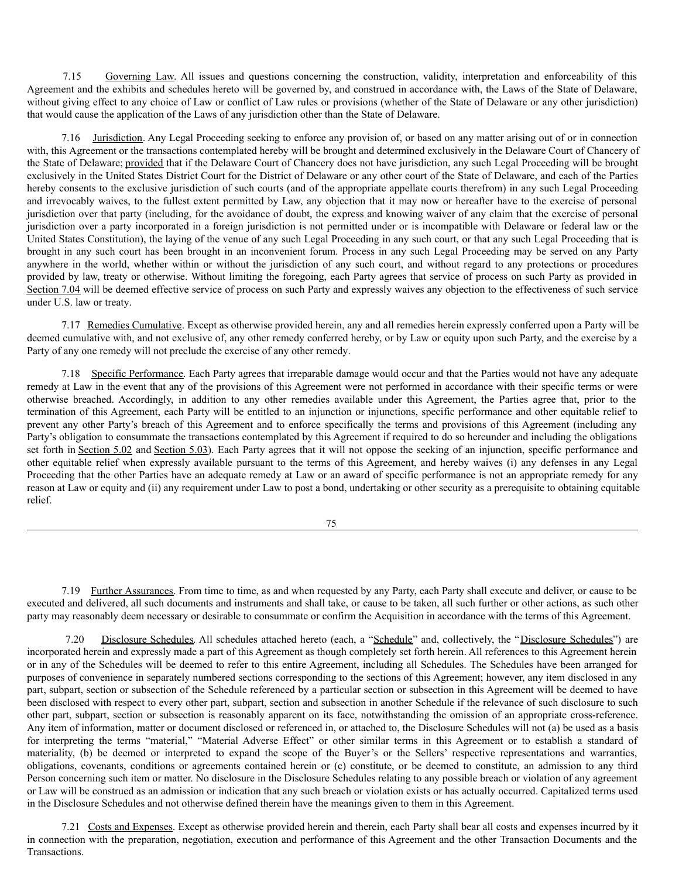7.15 Governing Law. All issues and questions concerning the construction, validity, interpretation and enforceability of this Agreement and the exhibits and schedules hereto will be governed by, and construed in accordance with, the Laws of the State of Delaware, without giving effect to any choice of Law or conflict of Law rules or provisions (whether of the State of Delaware or any other jurisdiction) that would cause the application of the Laws of any jurisdiction other than the State of Delaware.

7.16 Jurisdiction. Any Legal Proceeding seeking to enforce any provision of, or based on any matter arising out of or in connection with, this Agreement or the transactions contemplated hereby will be brought and determined exclusively in the Delaware Court of Chancery of the State of Delaware; provided that if the Delaware Court of Chancery does not have jurisdiction, any such Legal Proceeding will be brought exclusively in the United States District Court for the District of Delaware or any other court of the State of Delaware, and each of the Parties hereby consents to the exclusive jurisdiction of such courts (and of the appropriate appellate courts therefrom) in any such Legal Proceeding and irrevocably waives, to the fullest extent permitted by Law, any objection that it may now or hereafter have to the exercise of personal jurisdiction over that party (including, for the avoidance of doubt, the express and knowing waiver of any claim that the exercise of personal jurisdiction over a party incorporated in a foreign jurisdiction is not permitted under or is incompatible with Delaware or federal law or the United States Constitution), the laying of the venue of any such Legal Proceeding in any such court, or that any such Legal Proceeding that is brought in any such court has been brought in an inconvenient forum. Process in any such Legal Proceeding may be served on any Party anywhere in the world, whether within or without the jurisdiction of any such court, and without regard to any protections or procedures provided by law, treaty or otherwise. Without limiting the foregoing, each Party agrees that service of process on such Party as provided in Section 7.04 will be deemed effective service of process on such Party and expressly waives any objection to the effectiveness of such service under U.S. law or treaty.

7.17 Remedies Cumulative. Except as otherwise provided herein, any and all remedies herein expressly conferred upon a Party will be deemed cumulative with, and not exclusive of, any other remedy conferred hereby, or by Law or equity upon such Party, and the exercise by a Party of any one remedy will not preclude the exercise of any other remedy.

7.18 Specific Performance. Each Party agrees that irreparable damage would occur and that the Parties would not have any adequate remedy at Law in the event that any of the provisions of this Agreement were not performed in accordance with their specific terms or were otherwise breached. Accordingly, in addition to any other remedies available under this Agreement, the Parties agree that, prior to the termination of this Agreement, each Party will be entitled to an injunction or injunctions, specific performance and other equitable relief to prevent any other Party's breach of this Agreement and to enforce specifically the terms and provisions of this Agreement (including any Party's obligation to consummate the transactions contemplated by this Agreement if required to do so hereunder and including the obligations set forth in Section 5.02 and Section 5.03). Each Party agrees that it will not oppose the seeking of an injunction, specific performance and other equitable relief when expressly available pursuant to the terms of this Agreement, and hereby waives (i) any defenses in any Legal Proceeding that the other Parties have an adequate remedy at Law or an award of specific performance is not an appropriate remedy for any reason at Law or equity and (ii) any requirement under Law to post a bond, undertaking or other security as a prerequisite to obtaining equitable relief.

7.19 Further Assurances. From time to time, as and when requested by any Party, each Party shall execute and deliver, or cause to be executed and delivered, all such documents and instruments and shall take, or cause to be taken, all such further or other actions, as such other party may reasonably deem necessary or desirable to consummate or confirm the Acquisition in accordance with the terms of this Agreement.

7.20 Disclosure Schedules. All schedules attached hereto (each, a "Schedule" and, collectively, the "Disclosure Schedules") are incorporated herein and expressly made a part of this Agreement as though completely set forth herein. All references to this Agreement herein or in any of the Schedules will be deemed to refer to this entire Agreement, including all Schedules. The Schedules have been arranged for purposes of convenience in separately numbered sections corresponding to the sections of this Agreement; however, any item disclosed in any part, subpart, section or subsection of the Schedule referenced by a particular section or subsection in this Agreement will be deemed to have been disclosed with respect to every other part, subpart, section and subsection in another Schedule if the relevance of such disclosure to such other part, subpart, section or subsection is reasonably apparent on its face, notwithstanding the omission of an appropriate cross-reference. Any item of information, matter or document disclosed or referenced in, or attached to, the Disclosure Schedules will not (a) be used as a basis for interpreting the terms "material," "Material Adverse Effect" or other similar terms in this Agreement or to establish a standard of materiality, (b) be deemed or interpreted to expand the scope of the Buyer's or the Sellers' respective representations and warranties, obligations, covenants, conditions or agreements contained herein or (c) constitute, or be deemed to constitute, an admission to any third Person concerning such item or matter. No disclosure in the Disclosure Schedules relating to any possible breach or violation of any agreement or Law will be construed as an admission or indication that any such breach or violation exists or has actually occurred. Capitalized terms used in the Disclosure Schedules and not otherwise defined therein have the meanings given to them in this Agreement.

7.21 Costs and Expenses. Except as otherwise provided herein and therein, each Party shall bear all costs and expenses incurred by it in connection with the preparation, negotiation, execution and performance of this Agreement and the other Transaction Documents and the Transactions.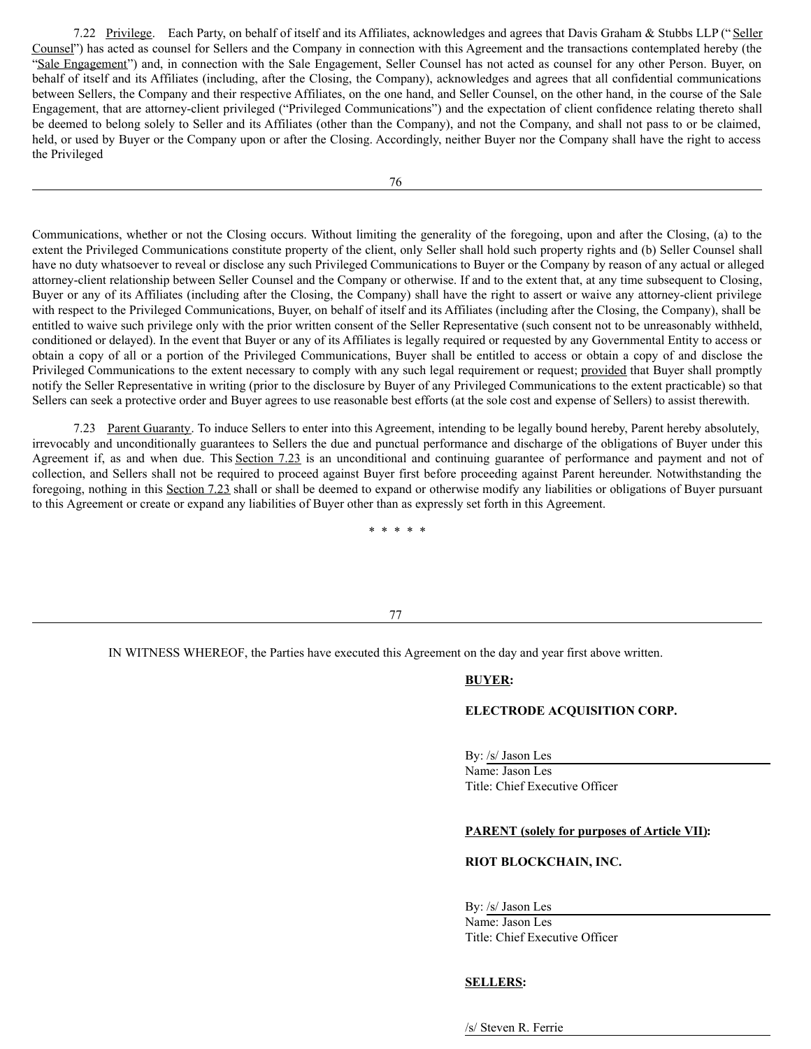7.22 Privilege. Each Party, on behalf of itself and its Affiliates, acknowledges and agrees that Davis Graham & Stubbs LLP ("Seller Counsel") has acted as counsel for Sellers and the Company in connection with this Agreement and the transactions contemplated hereby (the "Sale Engagement") and, in connection with the Sale Engagement, Seller Counsel has not acted as counsel for any other Person. Buyer, on behalf of itself and its Affiliates (including, after the Closing, the Company), acknowledges and agrees that all confidential communications between Sellers, the Company and their respective Affiliates, on the one hand, and Seller Counsel, on the other hand, in the course of the Sale Engagement, that are attorney-client privileged ("Privileged Communications") and the expectation of client confidence relating thereto shall be deemed to belong solely to Seller and its Affiliates (other than the Company), and not the Company, and shall not pass to or be claimed, held, or used by Buyer or the Company upon or after the Closing. Accordingly, neither Buyer nor the Company shall have the right to access the Privileged Communications, whether or not the Closing occurs. Without limiting the generality of the foregoing, upon and after the Closing, (a) to the extent the Privileged Communications constitute property of the client, only Seller shall hold such property rights and (b) Seller Counsel shall have no duty whatsoever to reveal or disclose any such Privileged Communications to Buyer or the Company by reason of any actual or alleged attorney-client relationship between Seller Counsel and the Company or otherwise. If and to the extent that, at any time subsequent to Closing, Buyer or any of its Affiliates (including after the Closing, the Company) shall have the right to assert or waive any attorney-client privilege with respect to the Privileged Communications, Buyer, on behalf of itself and its Affiliates (including after the Closing, the Company), shall be entitled to waive such privilege only with the prior written consent of the Seller Representative (such consent not to be unreasonably withheld, conditioned or delayed). In the event that Buyer or any of its Affiliates is legally required or requested by any Governmental Entity to access or obtain a copy of all or a portion of the Privileged Communications, Buyer shall be entitled to access or obtain a copy of and disclose the Privileged Communications to the extent necessary to comply with any such legal requirement or request; provided that Buyer shall promptly notify the Seller Representative in writing (prior to the disclosure by Buyer of any Privileged Communications to the extent practicable) so that Sellers can seek a protective order and Buyer agrees to use reasonable best efforts (at the sole cost and expense of Sellers) to assist therewith.

7.23 Parent Guaranty. To induce Sellers to enter into this Agreement, intending to be legally bound hereby, Parent hereby absolutely, irrevocably and unconditionally guarantees to Sellers the due and punctual performance and discharge of the obligations of Buyer under this Agreement if, as and when due. This Section 7.23 is an unconditional and continuing guarantee of performance and payment and not of collection, and Sellers shall not be required to proceed against Buyer first before proceeding against Parent hereunder. Notwithstanding the foregoing, nothing in this Section 7.23 shall or shall be deemed to expand or otherwise modify any liabilities or obligations of Buyer pursuant to this Agreement or create or expand any liabilities of Buyer other than as expressly set forth in this Agreement.

* * * * *

IN WITNESS WHEREOF, the Parties have executed this Agreement on the day and year first above written.

**BUYER:**

**ELECTRODE ACQUISITION CORP.**

By: /s/ Jason Les
Name: Jason Les
Title: Chief Executive Officer

**PARENT (solely for purposes of Article VII):**

**RIOT BLOCKCHAIN, INC.**

By: /s/ Jason Les
Name: Jason Les
Title: Chief Executive Officer

**SELLERS:**

/s/ Steven R. Ferrie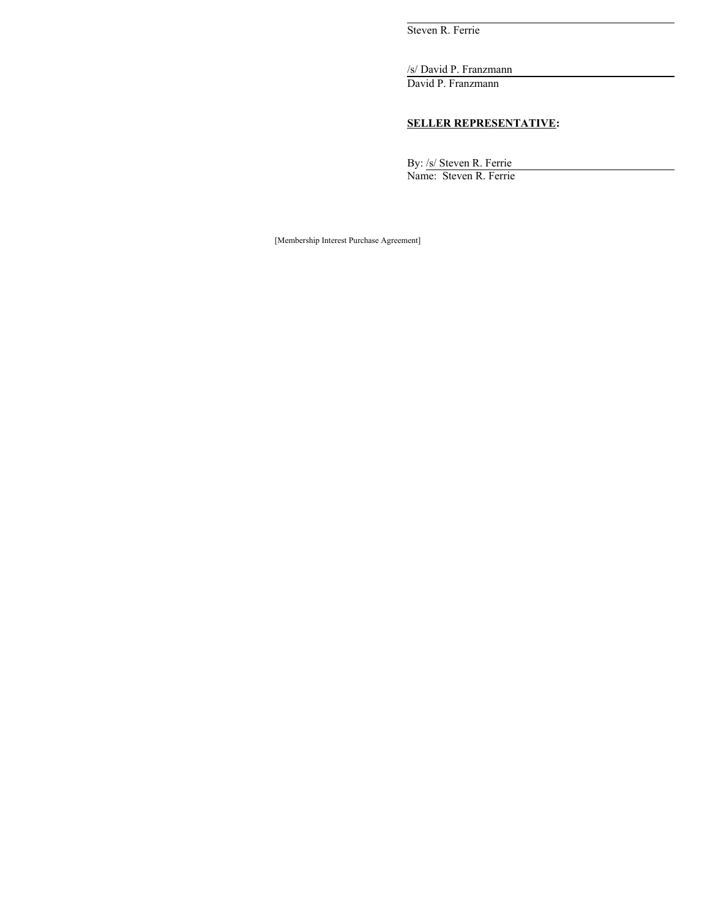Steven R. Ferrie

/s/ David P. Franzmann

David P. Franzmann

**SELLER REPRESENTATIVE:**

By: /s/ Steven R. Ferrie

Name: Steven R. Ferrie

[Membership Interest Purchase Agreement]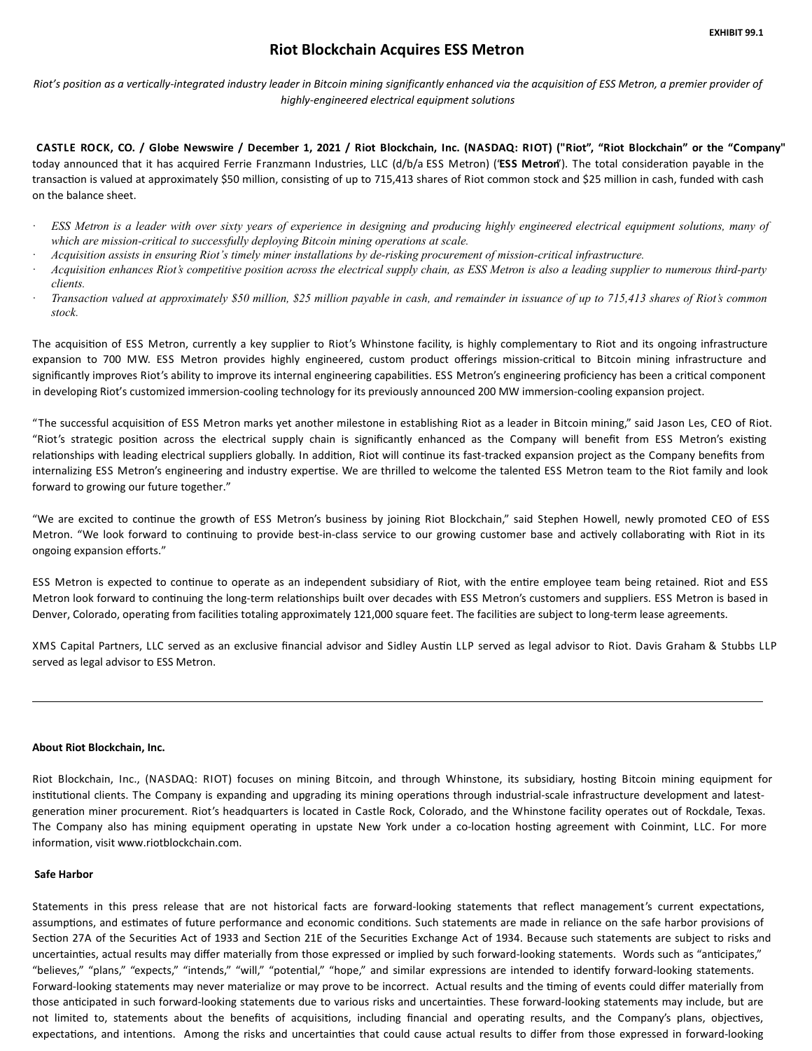EXHIBIT 99.1

# Riot Blockchain Acquires ESS Metron

*Riot's position as a vertically-integrated industry leader in Bitcoin mining significantly enhanced via the acquisition of ESS Metron, a premier provider of highly-engineered electrical equipment solutions*

**CASTLE ROCK, CO. / Globe Newswire / December 1, 2021 / Riot Blockchain, Inc. (NASDAQ: RIOT) ("Riot", "Riot Blockchain" or the "Company"** today announced that it has acquired Ferrie Franzmann Industries, LLC (d/b/a ESS Metron) ("**ESS Metron**"). The total consideration payable in the transaction is valued at approximately $50 million, consisting of up to 715,413 shares of Riot common stock and $25 million in cash, funded with cash on the balance sheet.

- *ESS Metron is a leader with over sixty years of experience in designing and producing highly engineered electrical equipment solutions, many of which are mission-critical to successfully deploying Bitcoin mining operations at scale.*
- *Acquisition assists in ensuring Riot's timely miner installations by de-risking procurement of mission-critical infrastructure.*
- *Acquisition enhances Riot's competitive position across the electrical supply chain, as ESS Metron is also a leading supplier to numerous third-party clients.*
- *Transaction valued at approximately $50 million, $25 million payable in cash, and remainder in issuance of up to 715,413 shares of Riot's common stock.*

The acquisition of ESS Metron, currently a key supplier to Riot's Whinstone facility, is highly complementary to Riot and its ongoing infrastructure expansion to 700 MW. ESS Metron provides highly engineered, custom product offerings mission-critical to Bitcoin mining infrastructure and significantly improves Riot's ability to improve its internal engineering capabilities. ESS Metron's engineering proficiency has been a critical component in developing Riot's customized immersion-cooling technology for its previously announced 200 MW immersion-cooling expansion project.

"The successful acquisition of ESS Metron marks yet another milestone in establishing Riot as a leader in Bitcoin mining," said Jason Les, CEO of Riot. "Riot's strategic position across the electrical supply chain is significantly enhanced as the Company will benefit from ESS Metron's existing relationships with leading electrical suppliers globally. In addition, Riot will continue its fast-tracked expansion project as the Company benefits from internalizing ESS Metron's engineering and industry expertise. We are thrilled to welcome the talented ESS Metron team to the Riot family and look forward to growing our future together."

"We are excited to continue the growth of ESS Metron's business by joining Riot Blockchain," said Stephen Howell, newly promoted CEO of ESS Metron. "We look forward to continuing to provide best-in-class service to our growing customer base and actively collaborating with Riot in its ongoing expansion efforts."

ESS Metron is expected to continue to operate as an independent subsidiary of Riot, with the entire employee team being retained. Riot and ESS Metron look forward to continuing the long-term relationships built over decades with ESS Metron's customers and suppliers. ESS Metron is based in Denver, Colorado, operating from facilities totaling approximately 121,000 square feet. The facilities are subject to long-term lease agreements.

XMS Capital Partners, LLC served as an exclusive financial advisor and Sidley Austin LLP served as legal advisor to Riot. Davis Graham & Stubbs LLP served as legal advisor to ESS Metron.

---

**About Riot Blockchain, Inc.**

Riot Blockchain, Inc., (NASDAQ: RIOT) focuses on mining Bitcoin, and through Whinstone, its subsidiary, hosting Bitcoin mining equipment for institutional clients. The Company is expanding and upgrading its mining operations through industrial-scale infrastructure development and latest-generation miner procurement. Riot's headquarters is located in Castle Rock, Colorado, and the Whinstone facility operates out of Rockdale, Texas. The Company also has mining equipment operating in upstate New York under a co-location hosting agreement with Coinmint, LLC. For more information, visit www.riotblockchain.com.

**Safe Harbor**

Statements in this press release that are not historical facts are forward-looking statements that reflect management's current expectations, assumptions, and estimates of future performance and economic conditions. Such statements are made in reliance on the safe harbor provisions of Section 27A of the Securities Act of 1933 and Section 21E of the Securities Exchange Act of 1934. Because such statements are subject to risks and uncertainties, actual results may differ materially from those expressed or implied by such forward-looking statements. Words such as "anticipates," "believes," "plans," "expects," "intends," "will," "potential," "hope," and similar expressions are intended to identify forward-looking statements. Forward-looking statements may never materialize or may prove to be incorrect. Actual results and the timing of events could differ materially from those anticipated in such forward-looking statements due to various risks and uncertainties. These forward-looking statements may include, but are not limited to, statements about the benefits of acquisitions, including financial and operating results, and the Company's plans, objectives, expectations, and intentions. Among the risks and uncertainties that could cause actual results to differ from those expressed in forward-looking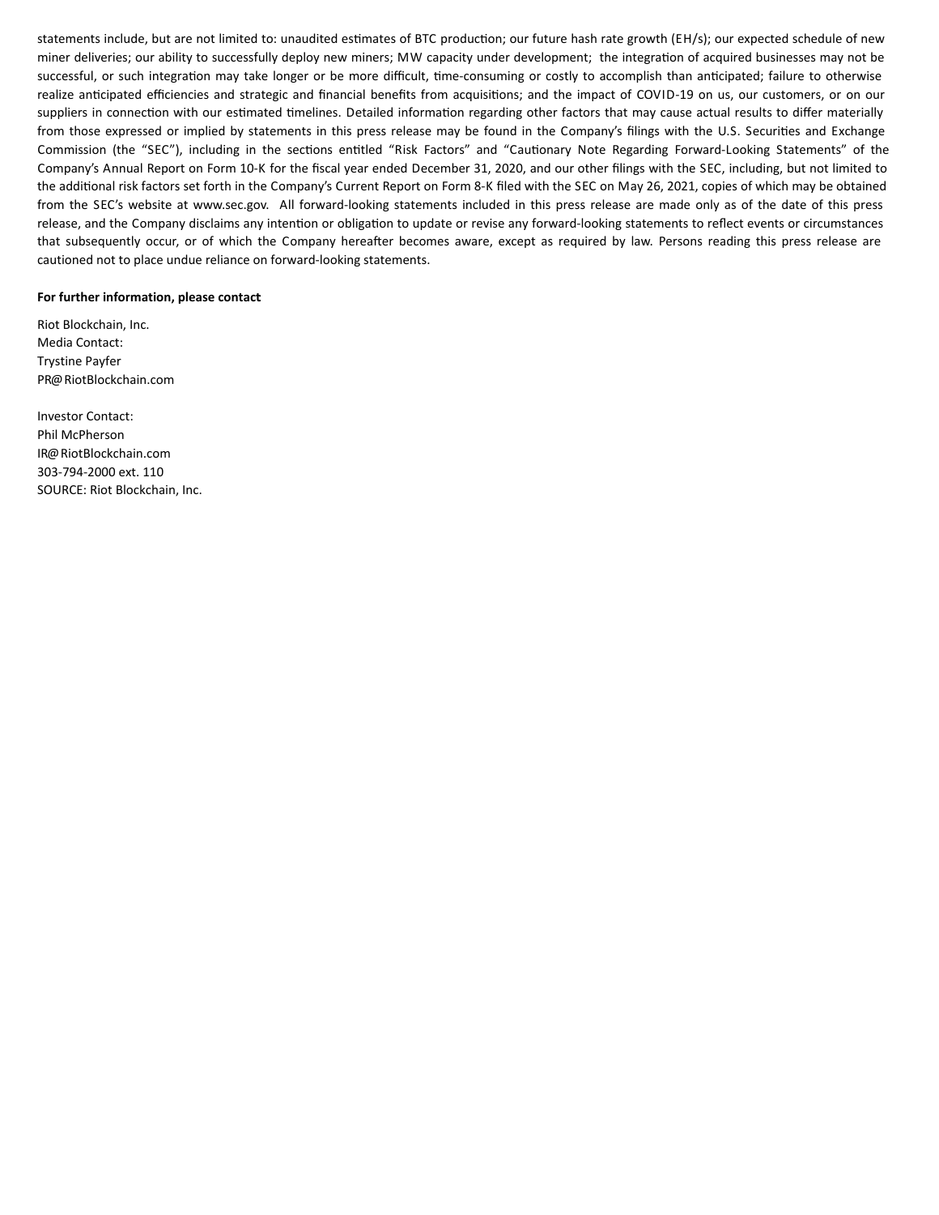statements include, but are not limited to: unaudited estimates of BTC production; our future hash rate growth (EH/s); our expected schedule of new miner deliveries; our ability to successfully deploy new miners; MW capacity under development; the integration of acquired businesses may not be successful, or such integration may take longer or be more difficult, time-consuming or costly to accomplish than anticipated; failure to otherwise realize anticipated efficiencies and strategic and financial benefits from acquisitions; and the impact of COVID-19 on us, our customers, or on our suppliers in connection with our estimated timelines. Detailed information regarding other factors that may cause actual results to differ materially from those expressed or implied by statements in this press release may be found in the Company's filings with the U.S. Securities and Exchange Commission (the "SEC"), including in the sections entitled "Risk Factors" and "Cautionary Note Regarding Forward-Looking Statements" of the Company's Annual Report on Form 10-K for the fiscal year ended December 31, 2020, and our other filings with the SEC, including, but not limited to the additional risk factors set forth in the Company's Current Report on Form 8-K filed with the SEC on May 26, 2021, copies of which may be obtained from the SEC's website at www.sec.gov. All forward-looking statements included in this press release are made only as of the date of this press release, and the Company disclaims any intention or obligation to update or revise any forward-looking statements to reflect events or circumstances that subsequently occur, or of which the Company hereafter becomes aware, except as required by law. Persons reading this press release are cautioned not to place undue reliance on forward-looking statements.

**For further information, please contact**

Riot Blockchain, Inc.
Media Contact:
Trystine Payfer
PR@RiotBlockchain.com

Investor Contact:
Phil McPherson
IR@RiotBlockchain.com
303-794-2000 ext. 110
SOURCE: Riot Blockchain, Inc.